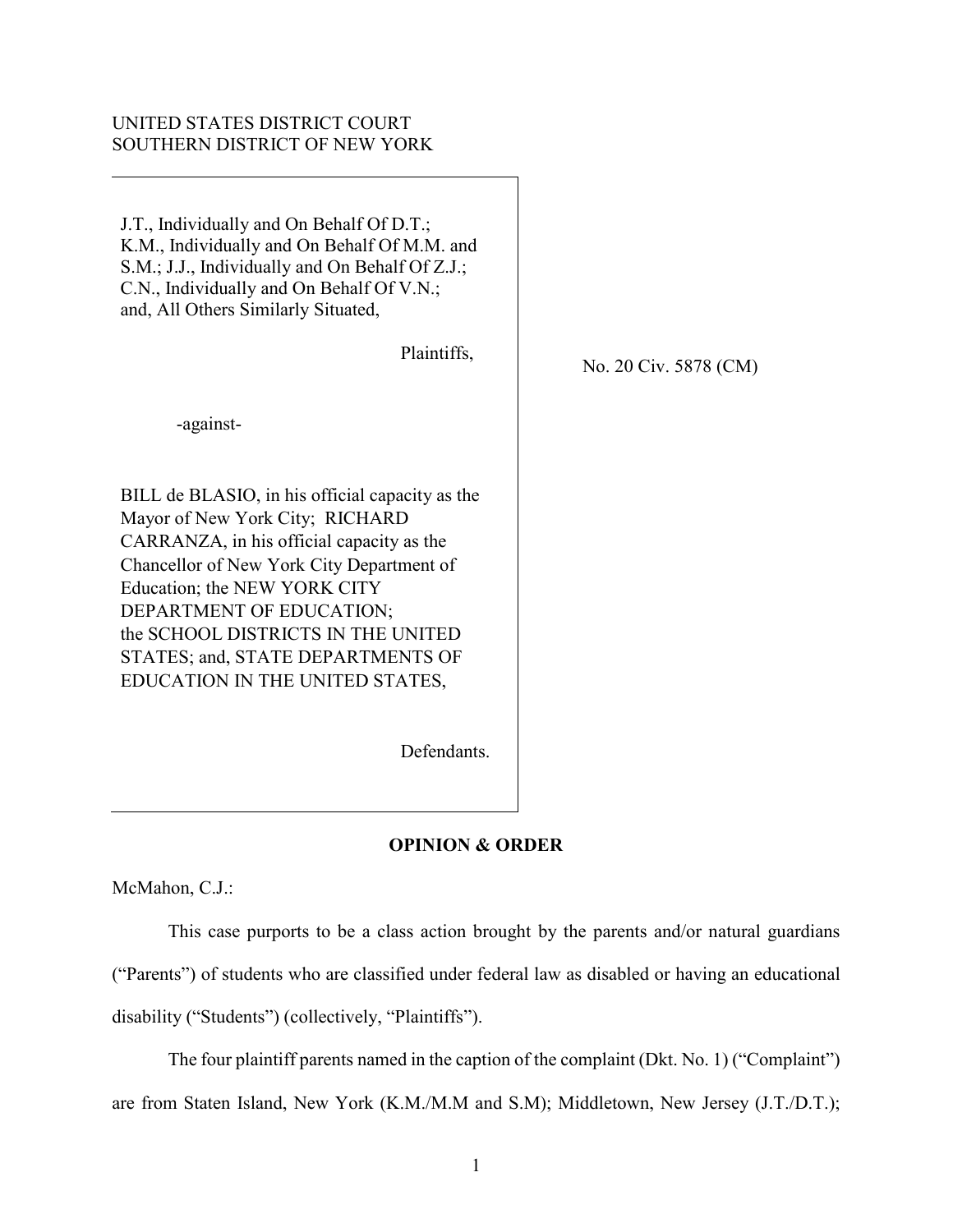UNITED STATES DISTRICT COURT
SOUTHERN DISTRICT OF NEW YORK

J.T., Individually and On Behalf Of D.T.; K.M., Individually and On Behalf Of M.M. and S.M.; J.J., Individually and On Behalf Of Z.J.; C.N., Individually and On Behalf Of V.N.; and, All Others Similarly Situated,

Plaintiffs,

-against-

BILL de BLASIO, in his official capacity as the Mayor of New York City; RICHARD CARRANZA, in his official capacity as the Chancellor of New York City Department of Education; the NEW YORK CITY DEPARTMENT OF EDUCATION; the SCHOOL DISTRICTS IN THE UNITED STATES; and, STATE DEPARTMENTS OF EDUCATION IN THE UNITED STATES,

Defendants.

No. 20 Civ. 5878 (CM)

**OPINION & ORDER**

McMahon, C.J.:

This case purports to be a class action brought by the parents and/or natural guardians ("Parents") of students who are classified under federal law as disabled or having an educational disability ("Students") (collectively, "Plaintiffs").

The four plaintiff parents named in the caption of the complaint (Dkt. No. 1) ("Complaint") are from Staten Island, New York (K.M./M.M and S.M); Middletown, New Jersey (J.T./D.T.);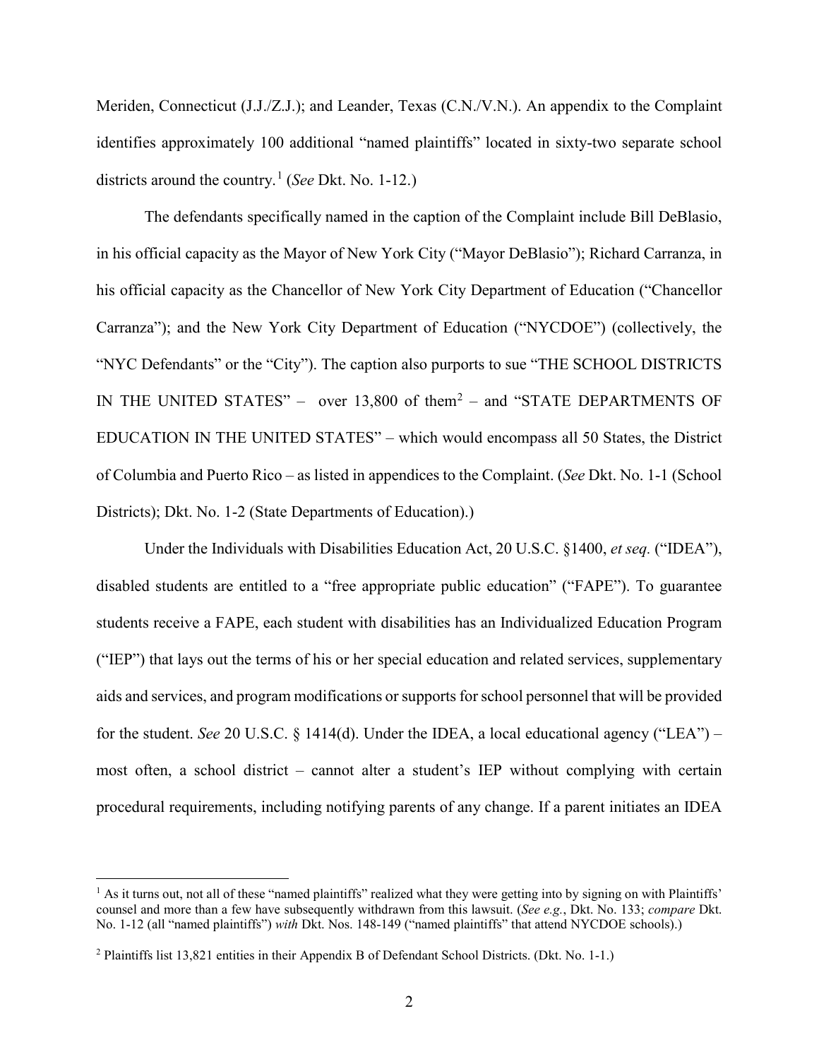Meriden, Connecticut (J.J./Z.J.); and Leander, Texas (C.N./V.N.). An appendix to the Complaint identifies approximately 100 additional "named plaintiffs" located in sixty-two separate school districts around the country.[1] (*See* Dkt. No. 1-12.)

The defendants specifically named in the caption of the Complaint include Bill DeBlasio, in his official capacity as the Mayor of New York City ("Mayor DeBlasio"); Richard Carranza, in his official capacity as the Chancellor of New York City Department of Education ("Chancellor Carranza"); and the New York City Department of Education ("NYCDOE") (collectively, the "NYC Defendants" or the "City"). The caption also purports to sue "THE SCHOOL DISTRICTS IN THE UNITED STATES" – over 13,800 of them[2] – and "STATE DEPARTMENTS OF EDUCATION IN THE UNITED STATES" – which would encompass all 50 States, the District of Columbia and Puerto Rico – as listed in appendices to the Complaint. (*See* Dkt. No. 1-1 (School Districts); Dkt. No. 1-2 (State Departments of Education).)

Under the Individuals with Disabilities Education Act, 20 U.S.C. §1400, *et seq.* ("IDEA"), disabled students are entitled to a "free appropriate public education" ("FAPE"). To guarantee students receive a FAPE, each student with disabilities has an Individualized Education Program ("IEP") that lays out the terms of his or her special education and related services, supplementary aids and services, and program modifications or supports for school personnel that will be provided for the student. *See* 20 U.S.C. § 1414(d). Under the IDEA, a local educational agency ("LEA") – most often, a school district – cannot alter a student's IEP without complying with certain procedural requirements, including notifying parents of any change. If a parent initiates an IDEA

---

[1] As it turns out, not all of these "named plaintiffs" realized what they were getting into by signing on with Plaintiffs' counsel and more than a few have subsequently withdrawn from this lawsuit. (*See e.g.*, Dkt. No. 133; *compare* Dkt. No. 1-12 (all "named plaintiffs") *with* Dkt. Nos. 148-149 ("named plaintiffs" that attend NYCDOE schools).)

[2] Plaintiffs list 13,821 entities in their Appendix B of Defendant School Districts. (Dkt. No. 1-1.)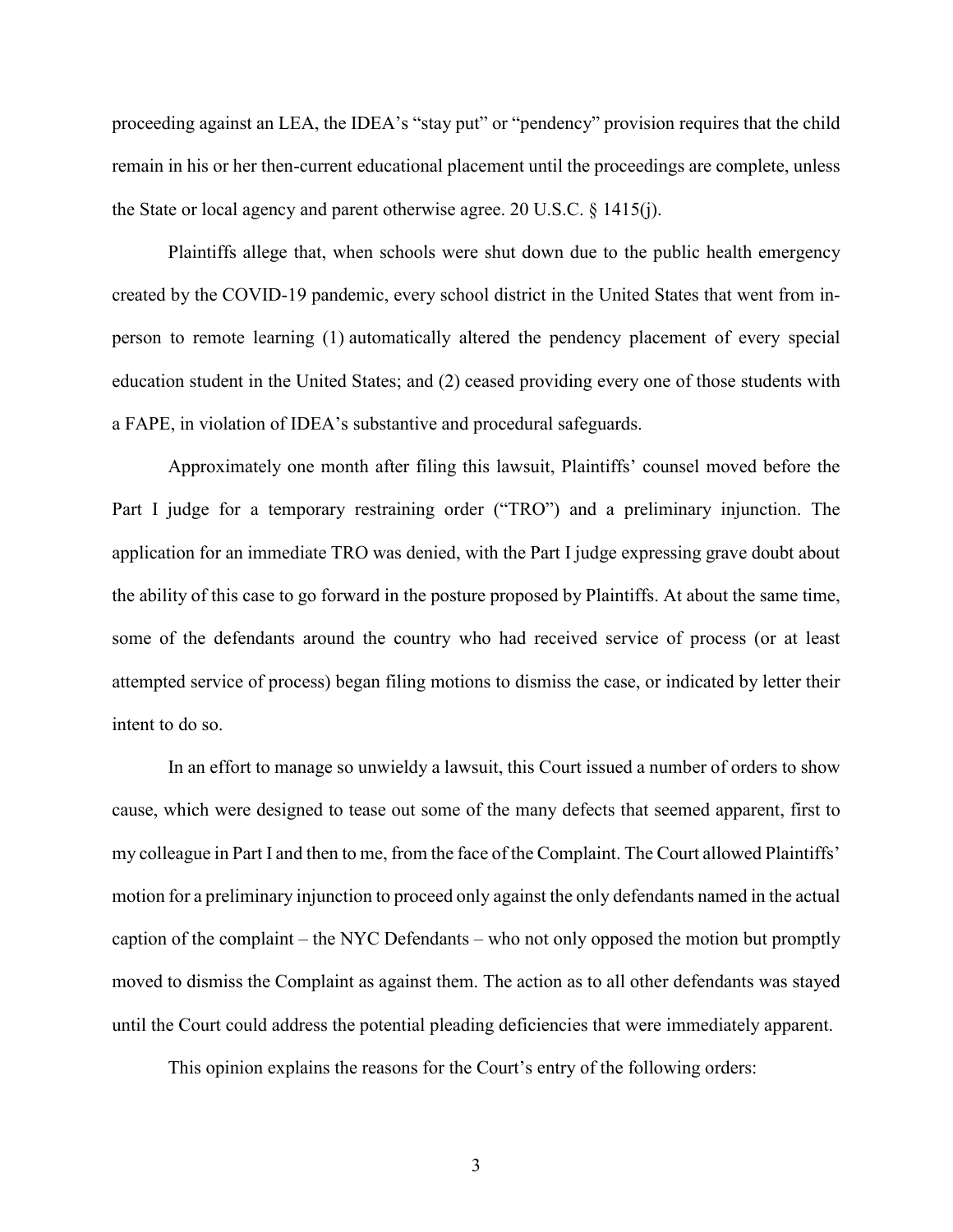proceeding against an LEA, the IDEA's "stay put" or "pendency" provision requires that the child remain in his or her then-current educational placement until the proceedings are complete, unless the State or local agency and parent otherwise agree. 20 U.S.C. § 1415(j).

Plaintiffs allege that, when schools were shut down due to the public health emergency created by the COVID-19 pandemic, every school district in the United States that went from in-person to remote learning (1) automatically altered the pendency placement of every special education student in the United States; and (2) ceased providing every one of those students with a FAPE, in violation of IDEA's substantive and procedural safeguards.

Approximately one month after filing this lawsuit, Plaintiffs' counsel moved before the Part I judge for a temporary restraining order ("TRO") and a preliminary injunction. The application for an immediate TRO was denied, with the Part I judge expressing grave doubt about the ability of this case to go forward in the posture proposed by Plaintiffs. At about the same time, some of the defendants around the country who had received service of process (or at least attempted service of process) began filing motions to dismiss the case, or indicated by letter their intent to do so.

In an effort to manage so unwieldy a lawsuit, this Court issued a number of orders to show cause, which were designed to tease out some of the many defects that seemed apparent, first to my colleague in Part I and then to me, from the face of the Complaint. The Court allowed Plaintiffs' motion for a preliminary injunction to proceed only against the only defendants named in the actual caption of the complaint – the NYC Defendants – who not only opposed the motion but promptly moved to dismiss the Complaint as against them. The action as to all other defendants was stayed until the Court could address the potential pleading deficiencies that were immediately apparent.

This opinion explains the reasons for the Court's entry of the following orders: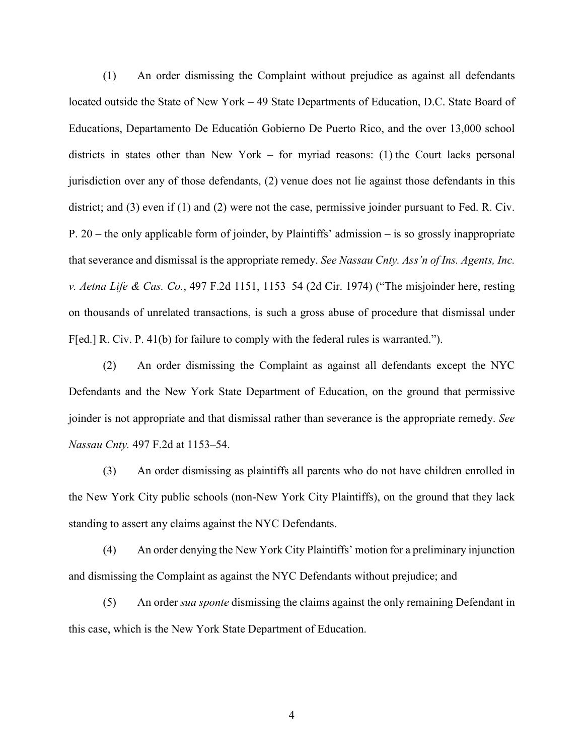(1) An order dismissing the Complaint without prejudice as against all defendants located outside the State of New York – 49 State Departments of Education, D.C. State Board of Educations, Departamento De Educatión Gobierno De Puerto Rico, and the over 13,000 school districts in states other than New York – for myriad reasons: (1) the Court lacks personal jurisdiction over any of those defendants, (2) venue does not lie against those defendants in this district; and (3) even if (1) and (2) were not the case, permissive joinder pursuant to Fed. R. Civ. P. 20 – the only applicable form of joinder, by Plaintiffs' admission – is so grossly inappropriate that severance and dismissal is the appropriate remedy. *See Nassau Cnty. Ass'n of Ins. Agents, Inc. v. Aetna Life & Cas. Co.*, 497 F.2d 1151, 1153–54 (2d Cir. 1974) ("The misjoinder here, resting on thousands of unrelated transactions, is such a gross abuse of procedure that dismissal under F[ed.] R. Civ. P. 41(b) for failure to comply with the federal rules is warranted.").

(2) An order dismissing the Complaint as against all defendants except the NYC Defendants and the New York State Department of Education, on the ground that permissive joinder is not appropriate and that dismissal rather than severance is the appropriate remedy. *See Nassau Cnty.* 497 F.2d at 1153–54.

(3) An order dismissing as plaintiffs all parents who do not have children enrolled in the New York City public schools (non-New York City Plaintiffs), on the ground that they lack standing to assert any claims against the NYC Defendants.

(4) An order denying the New York City Plaintiffs' motion for a preliminary injunction and dismissing the Complaint as against the NYC Defendants without prejudice; and

(5) An order *sua sponte* dismissing the claims against the only remaining Defendant in this case, which is the New York State Department of Education.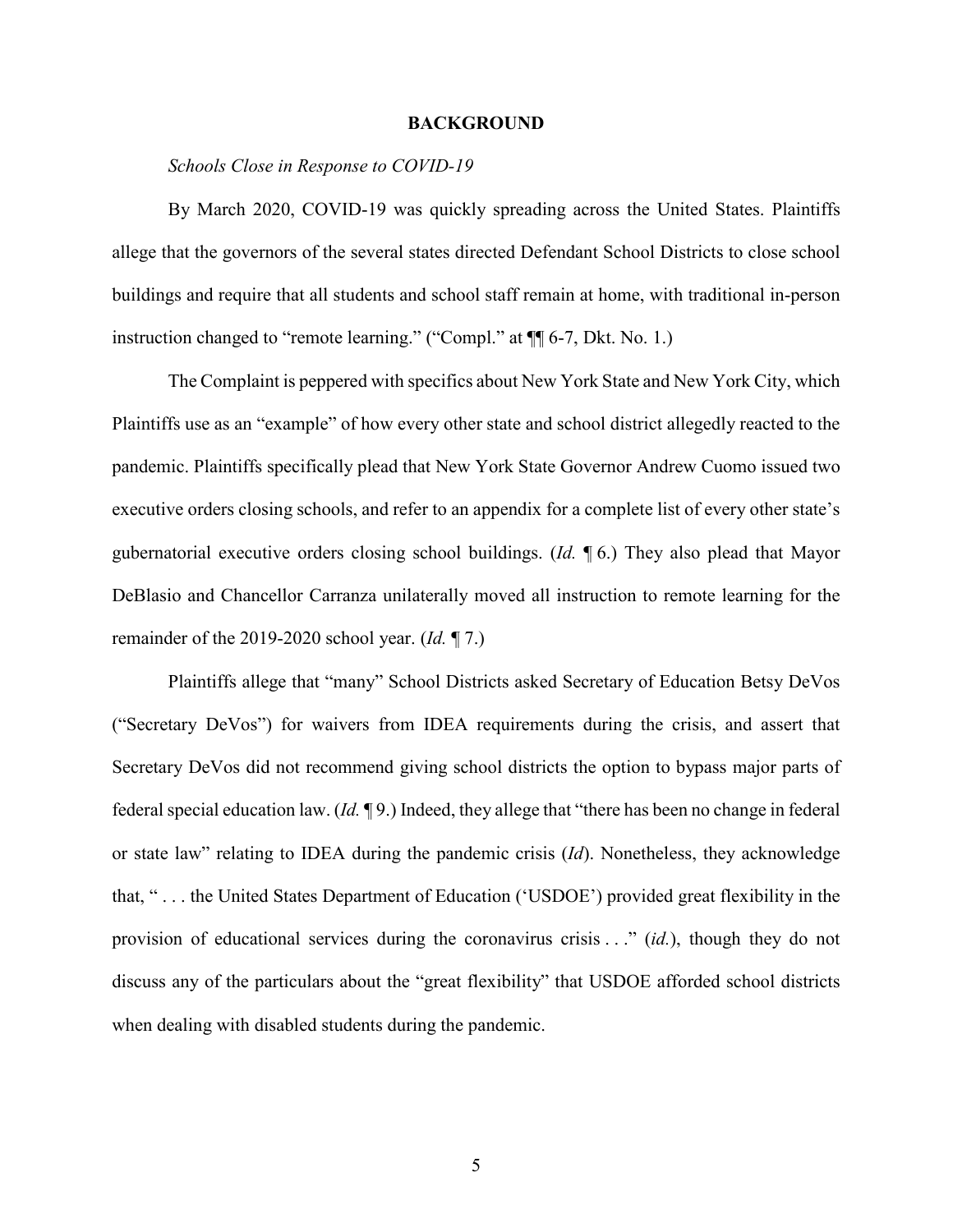## BACKGROUND

*Schools Close in Response to COVID-19*

By March 2020, COVID-19 was quickly spreading across the United States. Plaintiffs allege that the governors of the several states directed Defendant School Districts to close school buildings and require that all students and school staff remain at home, with traditional in-person instruction changed to "remote learning." ("Compl." at ¶¶ 6-7, Dkt. No. 1.)

The Complaint is peppered with specifics about New York State and New York City, which Plaintiffs use as an "example" of how every other state and school district allegedly reacted to the pandemic. Plaintiffs specifically plead that New York State Governor Andrew Cuomo issued two executive orders closing schools, and refer to an appendix for a complete list of every other state's gubernatorial executive orders closing school buildings. (*Id.* ¶ 6.) They also plead that Mayor DeBlasio and Chancellor Carranza unilaterally moved all instruction to remote learning for the remainder of the 2019-2020 school year. (*Id.* ¶ 7.)

Plaintiffs allege that "many" School Districts asked Secretary of Education Betsy DeVos ("Secretary DeVos") for waivers from IDEA requirements during the crisis, and assert that Secretary DeVos did not recommend giving school districts the option to bypass major parts of federal special education law. (*Id.* ¶ 9.) Indeed, they allege that "there has been no change in federal or state law" relating to IDEA during the pandemic crisis (*Id*). Nonetheless, they acknowledge that, " . . . the United States Department of Education ('USDOE') provided great flexibility in the provision of educational services during the coronavirus crisis . . ." (*id.*), though they do not discuss any of the particulars about the "great flexibility" that USDOE afforded school districts when dealing with disabled students during the pandemic.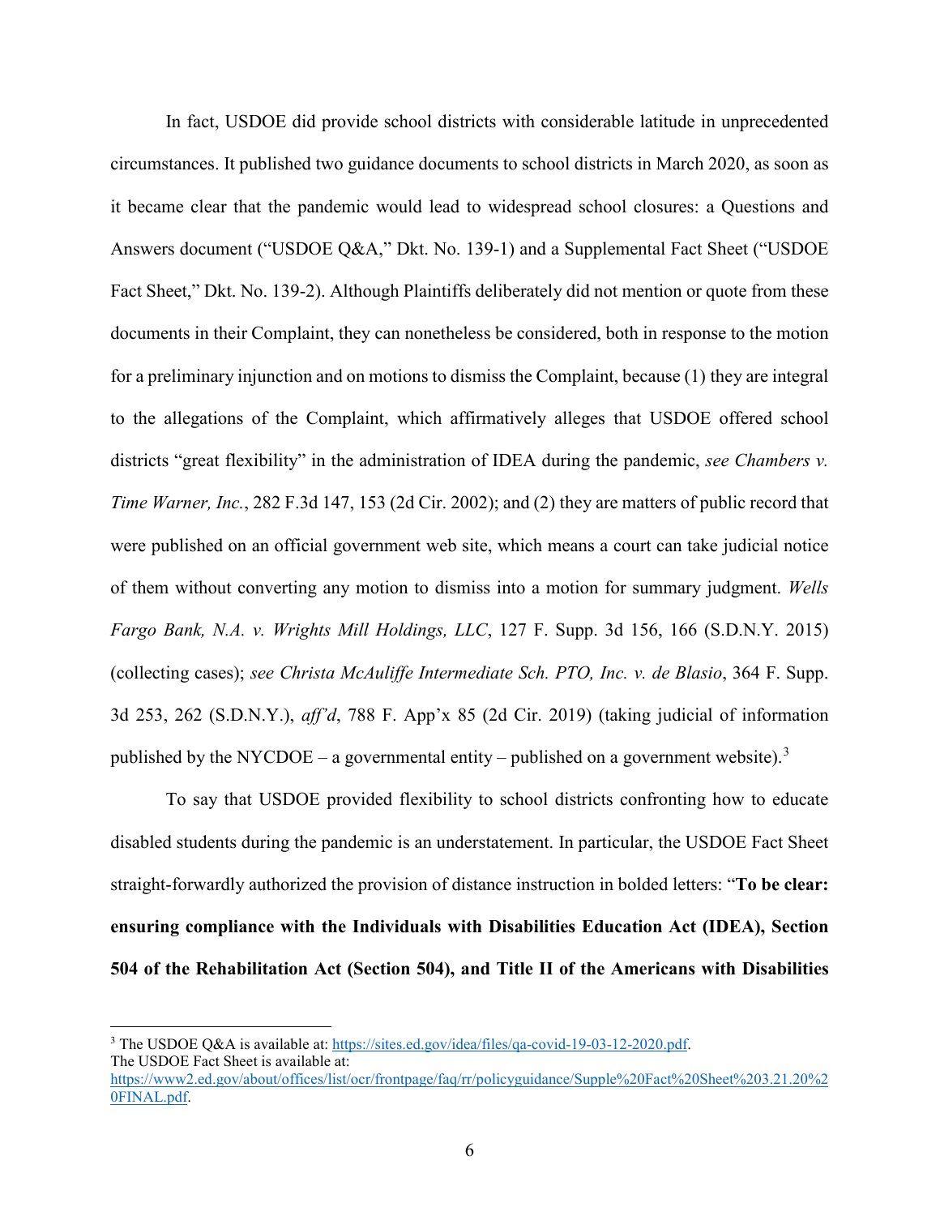In fact, USDOE did provide school districts with considerable latitude in unprecedented circumstances. It published two guidance documents to school districts in March 2020, as soon as it became clear that the pandemic would lead to widespread school closures: a Questions and Answers document ("USDOE Q&A," Dkt. No. 139-1) and a Supplemental Fact Sheet ("USDOE Fact Sheet," Dkt. No. 139-2). Although Plaintiffs deliberately did not mention or quote from these documents in their Complaint, they can nonetheless be considered, both in response to the motion for a preliminary injunction and on motions to dismiss the Complaint, because (1) they are integral to the allegations of the Complaint, which affirmatively alleges that USDOE offered school districts "great flexibility" in the administration of IDEA during the pandemic, *see Chambers v. Time Warner, Inc.*, 282 F.3d 147, 153 (2d Cir. 2002); and (2) they are matters of public record that were published on an official government web site, which means a court can take judicial notice of them without converting any motion to dismiss into a motion for summary judgment. *Wells Fargo Bank, N.A. v. Wrights Mill Holdings, LLC*, 127 F. Supp. 3d 156, 166 (S.D.N.Y. 2015) (collecting cases); *see Christa McAuliffe Intermediate Sch. PTO, Inc. v. de Blasio*, 364 F. Supp. 3d 253, 262 (S.D.N.Y.), *aff'd*, 788 F. App'x 85 (2d Cir. 2019) (taking judicial of information published by the NYCDOE – a governmental entity – published on a government website).[3]

To say that USDOE provided flexibility to school districts confronting how to educate disabled students during the pandemic is an understatement. In particular, the USDOE Fact Sheet straight-forwardly authorized the provision of distance instruction in bolded letters: "**To be clear: ensuring compliance with the Individuals with Disabilities Education Act (IDEA), Section 504 of the Rehabilitation Act (Section 504), and Title II of the Americans with Disabilities**

---

[3] The USDOE Q&A is available at: https://sites.ed.gov/idea/files/qa-covid-19-03-12-2020.pdf.
The USDOE Fact Sheet is available at: https://www2.ed.gov/about/offices/list/ocr/frontpage/faq/rr/policyguidance/Supple%20Fact%20Sheet%203.21.20%20FINAL.pdf.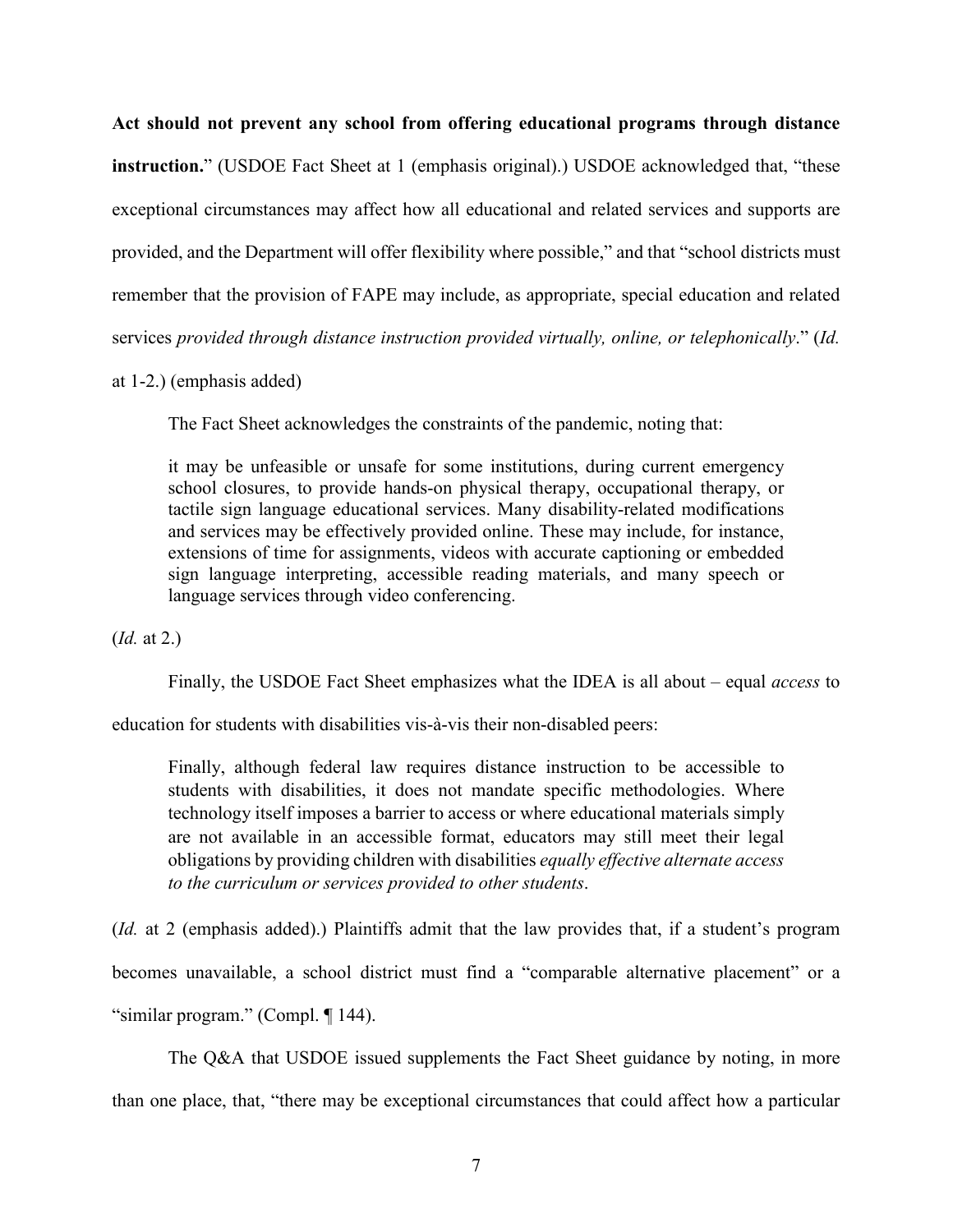**Act should not prevent any school from offering educational programs through distance instruction.**" (USDOE Fact Sheet at 1 (emphasis original).) USDOE acknowledged that, "these exceptional circumstances may affect how all educational and related services and supports are provided, and the Department will offer flexibility where possible," and that "school districts must remember that the provision of FAPE may include, as appropriate, special education and related services *provided through distance instruction provided virtually, online, or telephonically*." (*Id.* at 1-2.) (emphasis added)

The Fact Sheet acknowledges the constraints of the pandemic, noting that:

> it may be unfeasible or unsafe for some institutions, during current emergency school closures, to provide hands-on physical therapy, occupational therapy, or tactile sign language educational services. Many disability-related modifications and services may be effectively provided online. These may include, for instance, extensions of time for assignments, videos with accurate captioning or embedded sign language interpreting, accessible reading materials, and many speech or language services through video conferencing.

(*Id.* at 2.)

Finally, the USDOE Fact Sheet emphasizes what the IDEA is all about – equal *access* to education for students with disabilities vis-à-vis their non-disabled peers:

> Finally, although federal law requires distance instruction to be accessible to students with disabilities, it does not mandate specific methodologies. Where technology itself imposes a barrier to access or where educational materials simply are not available in an accessible format, educators may still meet their legal obligations by providing children with disabilities *equally effective alternate access to the curriculum or services provided to other students*.

(*Id.* at 2 (emphasis added).) Plaintiffs admit that the law provides that, if a student's program becomes unavailable, a school district must find a "comparable alternative placement" or a "similar program." (Compl. ¶ 144).

The Q&A that USDOE issued supplements the Fact Sheet guidance by noting, in more than one place, that, "there may be exceptional circumstances that could affect how a particular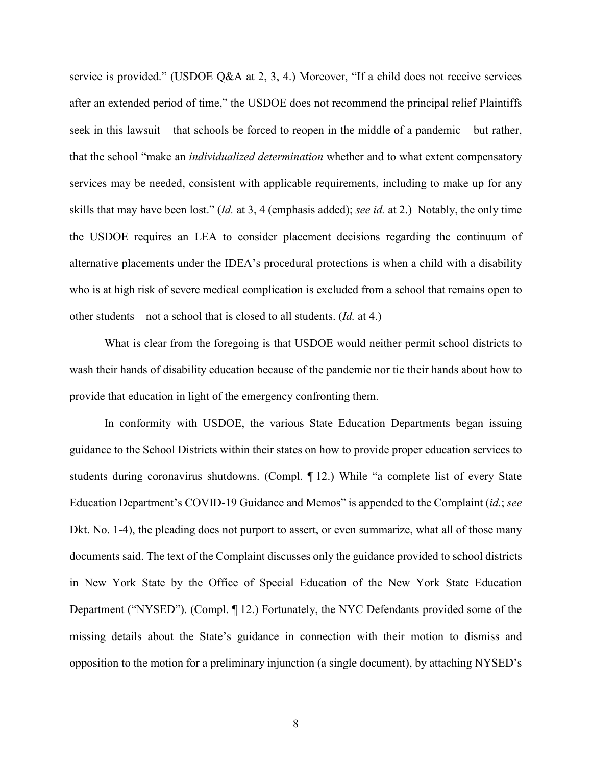service is provided." (USDOE Q&A at 2, 3, 4.) Moreover, "If a child does not receive services after an extended period of time," the USDOE does not recommend the principal relief Plaintiffs seek in this lawsuit – that schools be forced to reopen in the middle of a pandemic – but rather, that the school "make an *individualized determination* whether and to what extent compensatory services may be needed, consistent with applicable requirements, including to make up for any skills that may have been lost." (*Id.* at 3, 4 (emphasis added); *see id.* at 2.) Notably, the only time the USDOE requires an LEA to consider placement decisions regarding the continuum of alternative placements under the IDEA's procedural protections is when a child with a disability who is at high risk of severe medical complication is excluded from a school that remains open to other students – not a school that is closed to all students. (*Id.* at 4.)

What is clear from the foregoing is that USDOE would neither permit school districts to wash their hands of disability education because of the pandemic nor tie their hands about how to provide that education in light of the emergency confronting them.

In conformity with USDOE, the various State Education Departments began issuing guidance to the School Districts within their states on how to provide proper education services to students during coronavirus shutdowns. (Compl. ¶ 12.) While "a complete list of every State Education Department's COVID-19 Guidance and Memos" is appended to the Complaint (*id.*; *see* Dkt. No. 1-4), the pleading does not purport to assert, or even summarize, what all of those many documents said. The text of the Complaint discusses only the guidance provided to school districts in New York State by the Office of Special Education of the New York State Education Department ("NYSED"). (Compl. ¶ 12.) Fortunately, the NYC Defendants provided some of the missing details about the State's guidance in connection with their motion to dismiss and opposition to the motion for a preliminary injunction (a single document), by attaching NYSED's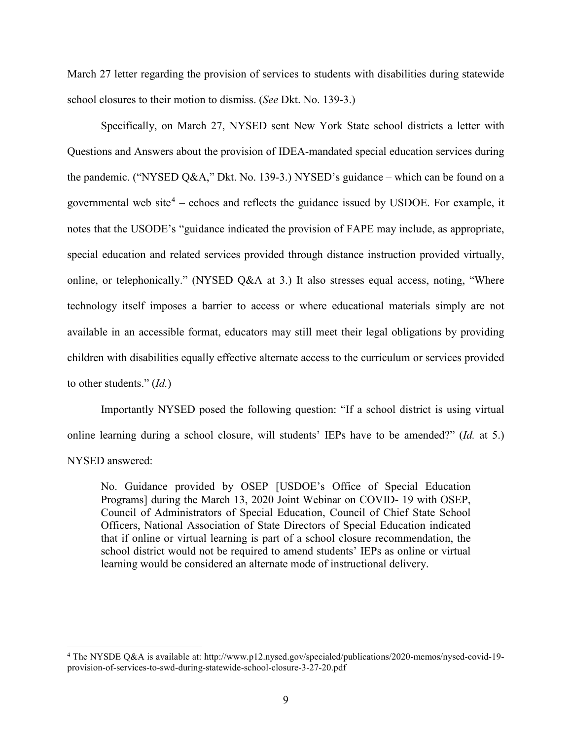March 27 letter regarding the provision of services to students with disabilities during statewide school closures to their motion to dismiss. (*See* Dkt. No. 139-3.)

Specifically, on March 27, NYSED sent New York State school districts a letter with Questions and Answers about the provision of IDEA-mandated special education services during the pandemic. ("NYSED Q&A," Dkt. No. 139-3.) NYSED's guidance – which can be found on a governmental web site[4] – echoes and reflects the guidance issued by USDOE. For example, it notes that the USODE's "guidance indicated the provision of FAPE may include, as appropriate, special education and related services provided through distance instruction provided virtually, online, or telephonically." (NYSED Q&A at 3.) It also stresses equal access, noting, "Where technology itself imposes a barrier to access or where educational materials simply are not available in an accessible format, educators may still meet their legal obligations by providing children with disabilities equally effective alternate access to the curriculum or services provided to other students." (*Id.*)

Importantly NYSED posed the following question: "If a school district is using virtual online learning during a school closure, will students' IEPs have to be amended?" (*Id.* at 5.) NYSED answered:

> No. Guidance provided by OSEP [USDOE's Office of Special Education Programs] during the March 13, 2020 Joint Webinar on COVID- 19 with OSEP, Council of Administrators of Special Education, Council of Chief State School Officers, National Association of State Directors of Special Education indicated that if online or virtual learning is part of a school closure recommendation, the school district would not be required to amend students' IEPs as online or virtual learning would be considered an alternate mode of instructional delivery.

---

[4] The NYSDE Q&A is available at: http://www.p12.nysed.gov/specialed/publications/2020-memos/nysed-covid-19-provision-of-services-to-swd-during-statewide-school-closure-3-27-20.pdf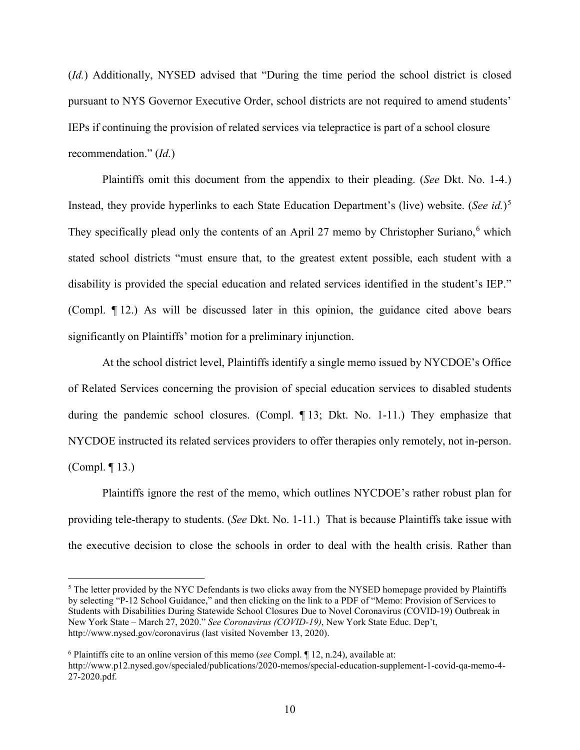(*Id.*) Additionally, NYSED advised that "During the time period the school district is closed pursuant to NYS Governor Executive Order, school districts are not required to amend students' IEPs if continuing the provision of related services via telepractice is part of a school closure recommendation." (*Id.*)

Plaintiffs omit this document from the appendix to their pleading. (*See* Dkt. No. 1-4.) Instead, they provide hyperlinks to each State Education Department's (live) website. (*See id.*)[5] They specifically plead only the contents of an April 27 memo by Christopher Suriano,[6] which stated school districts "must ensure that, to the greatest extent possible, each student with a disability is provided the special education and related services identified in the student's IEP." (Compl. ¶ 12.) As will be discussed later in this opinion, the guidance cited above bears significantly on Plaintiffs' motion for a preliminary injunction.

At the school district level, Plaintiffs identify a single memo issued by NYCDOE's Office of Related Services concerning the provision of special education services to disabled students during the pandemic school closures. (Compl. ¶ 13; Dkt. No. 1-11.) They emphasize that NYCDOE instructed its related services providers to offer therapies only remotely, not in-person. (Compl. ¶ 13.)

Plaintiffs ignore the rest of the memo, which outlines NYCDOE's rather robust plan for providing tele-therapy to students. (*See* Dkt. No. 1-11.) That is because Plaintiffs take issue with the executive decision to close the schools in order to deal with the health crisis. Rather than

---

[5] The letter provided by the NYC Defendants is two clicks away from the NYSED homepage provided by Plaintiffs by selecting "P-12 School Guidance," and then clicking on the link to a PDF of "Memo: Provision of Services to Students with Disabilities During Statewide School Closures Due to Novel Coronavirus (COVID-19) Outbreak in New York State – March 27, 2020." *See Coronavirus (COVID-19)*, New York State Educ. Dep't, http://www.nysed.gov/coronavirus (last visited November 13, 2020).

[6] Plaintiffs cite to an online version of this memo (*see* Compl. ¶ 12, n.24), available at: http://www.p12.nysed.gov/specialed/publications/2020-memos/special-education-supplement-1-covid-qa-memo-4-27-2020.pdf.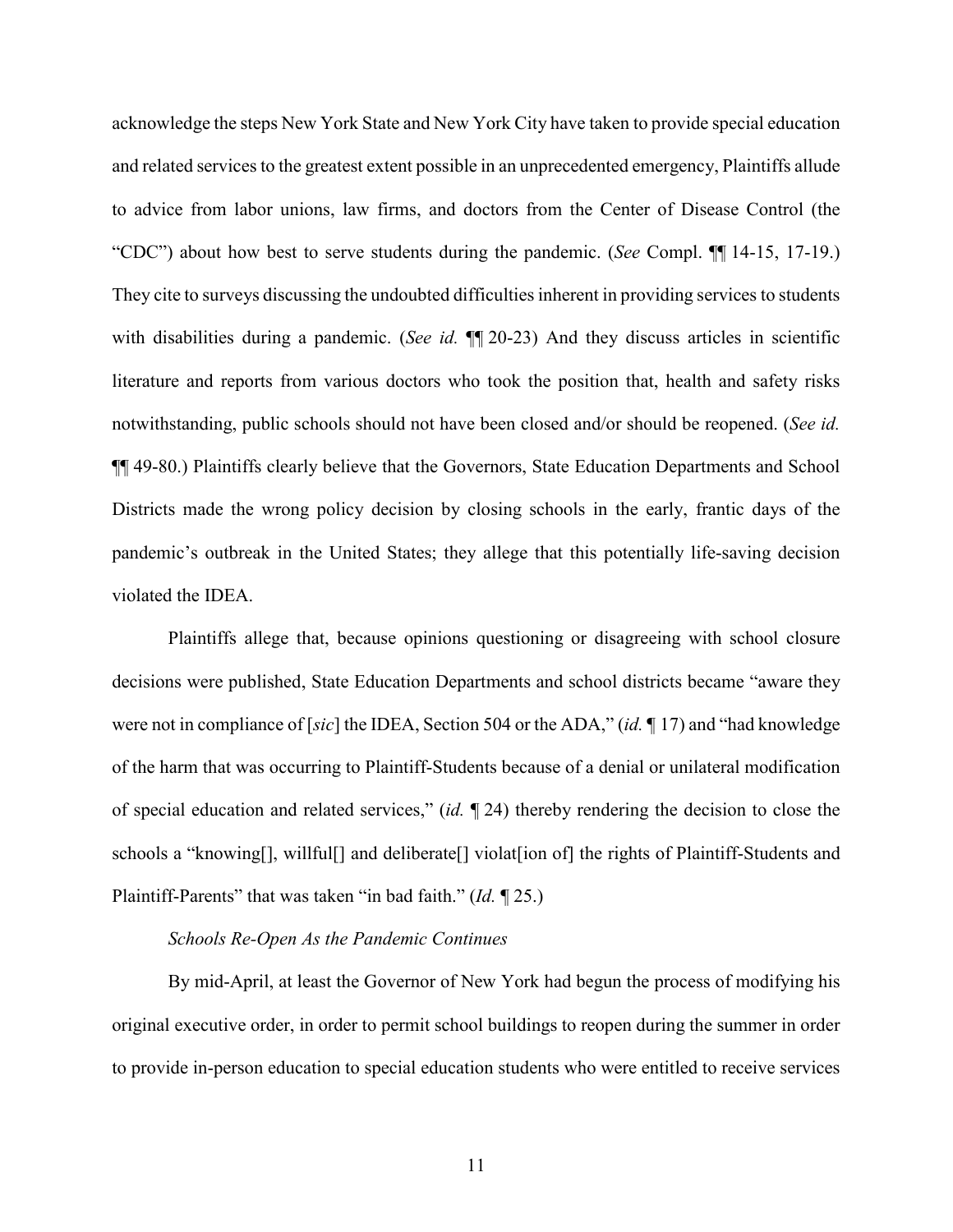acknowledge the steps New York State and New York City have taken to provide special education and related services to the greatest extent possible in an unprecedented emergency, Plaintiffs allude to advice from labor unions, law firms, and doctors from the Center of Disease Control (the "CDC") about how best to serve students during the pandemic. (*See* Compl. ¶¶ 14-15, 17-19.) They cite to surveys discussing the undoubted difficulties inherent in providing services to students with disabilities during a pandemic. (*See id.* ¶¶ 20-23) And they discuss articles in scientific literature and reports from various doctors who took the position that, health and safety risks notwithstanding, public schools should not have been closed and/or should be reopened. (*See id.* ¶¶ 49-80.) Plaintiffs clearly believe that the Governors, State Education Departments and School Districts made the wrong policy decision by closing schools in the early, frantic days of the pandemic's outbreak in the United States; they allege that this potentially life-saving decision violated the IDEA.

Plaintiffs allege that, because opinions questioning or disagreeing with school closure decisions were published, State Education Departments and school districts became "aware they were not in compliance of [*sic*] the IDEA, Section 504 or the ADA," (*id.* ¶ 17) and "had knowledge of the harm that was occurring to Plaintiff-Students because of a denial or unilateral modification of special education and related services," (*id.* ¶ 24) thereby rendering the decision to close the schools a "knowing[], willful[] and deliberate[] violat[ion of] the rights of Plaintiff-Students and Plaintiff-Parents" that was taken "in bad faith." (*Id.* ¶ 25.)

*Schools Re-Open As the Pandemic Continues*

By mid-April, at least the Governor of New York had begun the process of modifying his original executive order, in order to permit school buildings to reopen during the summer in order to provide in-person education to special education students who were entitled to receive services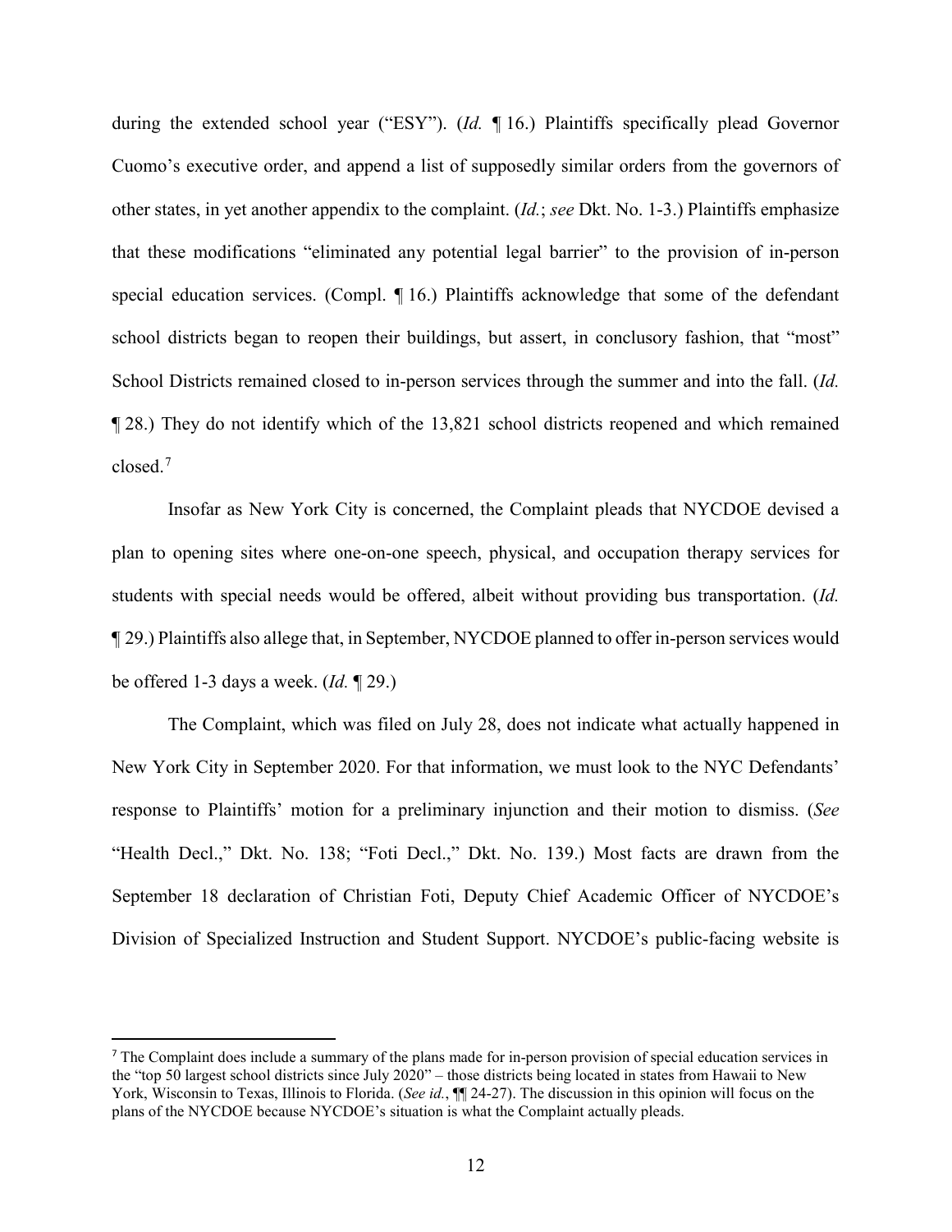during the extended school year ("ESY"). (*Id.* ¶ 16.) Plaintiffs specifically plead Governor Cuomo's executive order, and append a list of supposedly similar orders from the governors of other states, in yet another appendix to the complaint. (*Id.*; *see* Dkt. No. 1-3.) Plaintiffs emphasize that these modifications "eliminated any potential legal barrier" to the provision of in-person special education services. (Compl. ¶ 16.) Plaintiffs acknowledge that some of the defendant school districts began to reopen their buildings, but assert, in conclusory fashion, that "most" School Districts remained closed to in-person services through the summer and into the fall. (*Id.* ¶ 28.) They do not identify which of the 13,821 school districts reopened and which remained closed.[7]

Insofar as New York City is concerned, the Complaint pleads that NYCDOE devised a plan to opening sites where one-on-one speech, physical, and occupation therapy services for students with special needs would be offered, albeit without providing bus transportation. (*Id.* ¶ 29.) Plaintiffs also allege that, in September, NYCDOE planned to offer in-person services would be offered 1-3 days a week. (*Id.* ¶ 29.)

The Complaint, which was filed on July 28, does not indicate what actually happened in New York City in September 2020. For that information, we must look to the NYC Defendants' response to Plaintiffs' motion for a preliminary injunction and their motion to dismiss. (*See* "Health Decl.," Dkt. No. 138; "Foti Decl.," Dkt. No. 139.) Most facts are drawn from the September 18 declaration of Christian Foti, Deputy Chief Academic Officer of NYCDOE's Division of Specialized Instruction and Student Support. NYCDOE's public-facing website is

---

[7] The Complaint does include a summary of the plans made for in-person provision of special education services in the "top 50 largest school districts since July 2020" – those districts being located in states from Hawaii to New York, Wisconsin to Texas, Illinois to Florida. (*See id.*, ¶¶ 24-27). The discussion in this opinion will focus on the plans of the NYCDOE because NYCDOE's situation is what the Complaint actually pleads.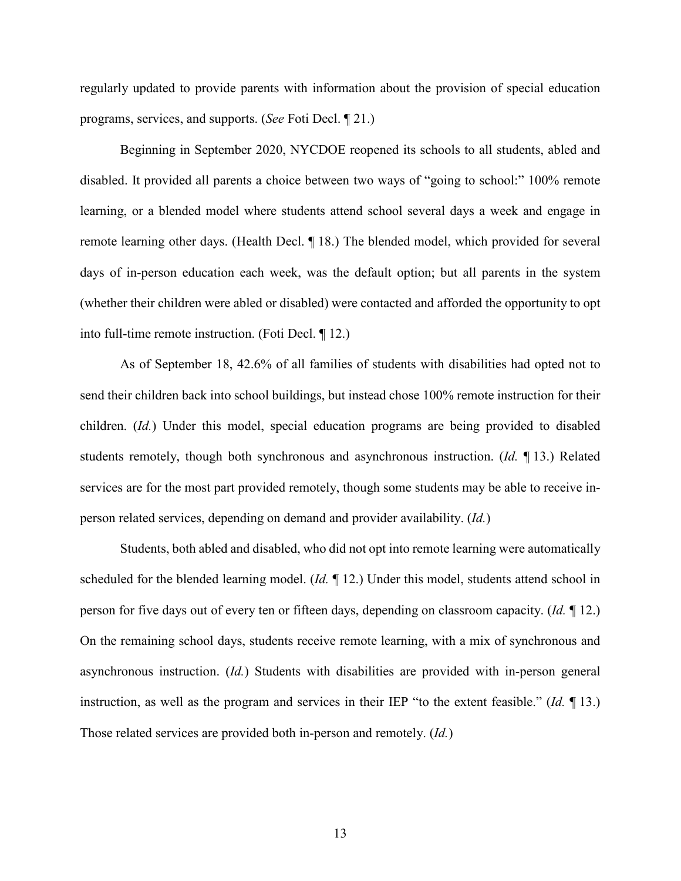regularly updated to provide parents with information about the provision of special education programs, services, and supports. (*See* Foti Decl. ¶ 21.)

Beginning in September 2020, NYCDOE reopened its schools to all students, abled and disabled. It provided all parents a choice between two ways of "going to school:" 100% remote learning, or a blended model where students attend school several days a week and engage in remote learning other days. (Health Decl. ¶ 18.) The blended model, which provided for several days of in-person education each week, was the default option; but all parents in the system (whether their children were abled or disabled) were contacted and afforded the opportunity to opt into full-time remote instruction. (Foti Decl. ¶ 12.)

As of September 18, 42.6% of all families of students with disabilities had opted not to send their children back into school buildings, but instead chose 100% remote instruction for their children. (*Id.*) Under this model, special education programs are being provided to disabled students remotely, though both synchronous and asynchronous instruction. (*Id.* ¶ 13.) Related services are for the most part provided remotely, though some students may be able to receive in-person related services, depending on demand and provider availability. (*Id.*)

Students, both abled and disabled, who did not opt into remote learning were automatically scheduled for the blended learning model. (*Id.* ¶ 12.) Under this model, students attend school in person for five days out of every ten or fifteen days, depending on classroom capacity. (*Id.* ¶ 12.) On the remaining school days, students receive remote learning, with a mix of synchronous and asynchronous instruction. (*Id.*) Students with disabilities are provided with in-person general instruction, as well as the program and services in their IEP "to the extent feasible." (*Id.* ¶ 13.) Those related services are provided both in-person and remotely. (*Id.*)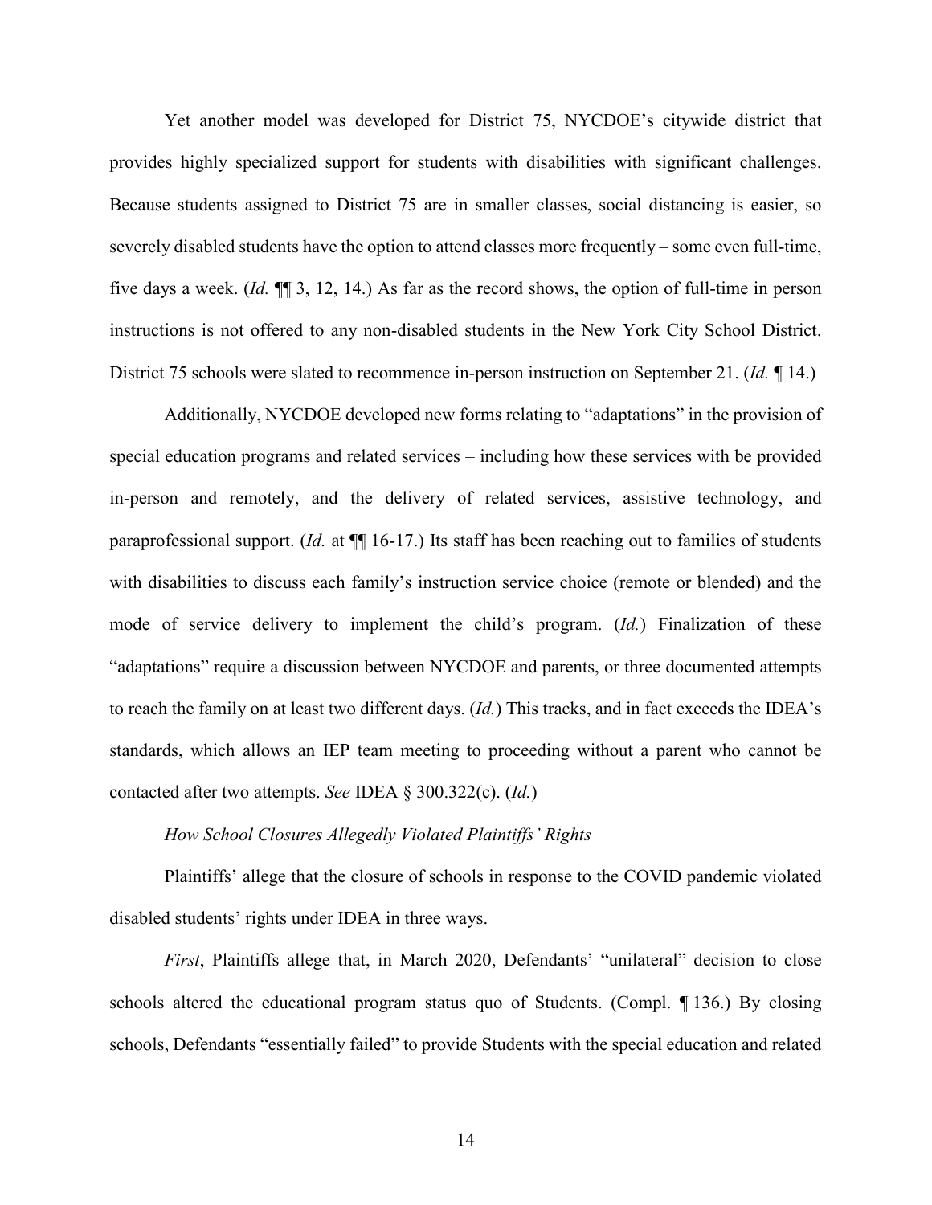Yet another model was developed for District 75, NYCDOE's citywide district that provides highly specialized support for students with disabilities with significant challenges. Because students assigned to District 75 are in smaller classes, social distancing is easier, so severely disabled students have the option to attend classes more frequently – some even full-time, five days a week. (*Id.* ¶¶ 3, 12, 14.) As far as the record shows, the option of full-time in person instructions is not offered to any non-disabled students in the New York City School District. District 75 schools were slated to recommence in-person instruction on September 21. (*Id.* ¶ 14.)

Additionally, NYCDOE developed new forms relating to "adaptations" in the provision of special education programs and related services – including how these services with be provided in-person and remotely, and the delivery of related services, assistive technology, and paraprofessional support. (*Id.* at ¶¶ 16-17.) Its staff has been reaching out to families of students with disabilities to discuss each family's instruction service choice (remote or blended) and the mode of service delivery to implement the child's program. (*Id.*) Finalization of these "adaptations" require a discussion between NYCDOE and parents, or three documented attempts to reach the family on at least two different days. (*Id.*) This tracks, and in fact exceeds the IDEA's standards, which allows an IEP team meeting to proceeding without a parent who cannot be contacted after two attempts. *See* IDEA § 300.322(c). (*Id.*)

*How School Closures Allegedly Violated Plaintiffs' Rights*

Plaintiffs' allege that the closure of schools in response to the COVID pandemic violated disabled students' rights under IDEA in three ways.

*First*, Plaintiffs allege that, in March 2020, Defendants' "unilateral" decision to close schools altered the educational program status quo of Students. (Compl. ¶ 136.) By closing schools, Defendants "essentially failed" to provide Students with the special education and related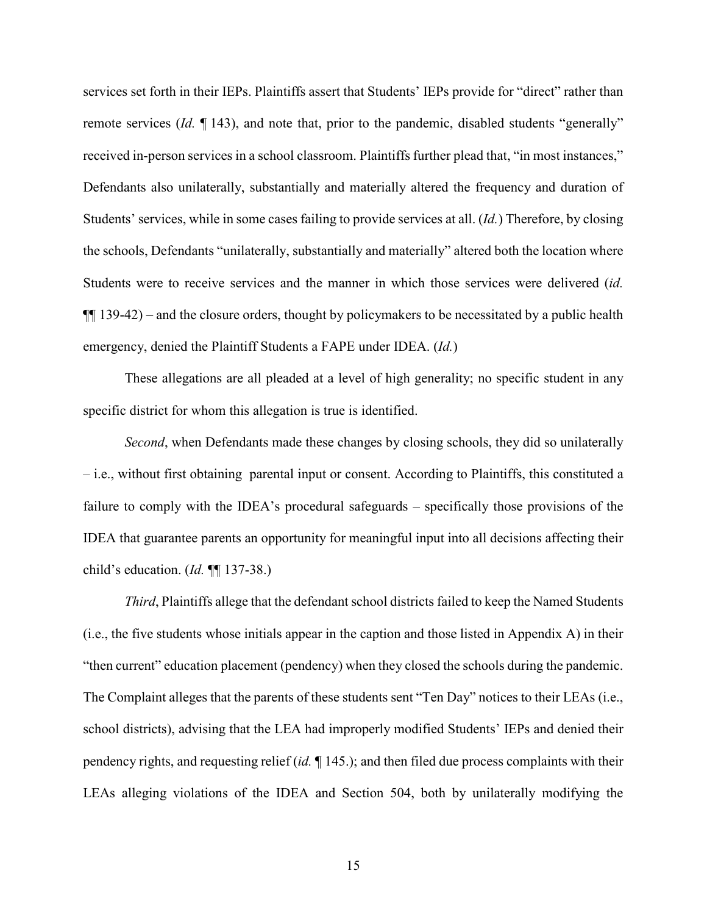services set forth in their IEPs. Plaintiffs assert that Students' IEPs provide for "direct" rather than remote services (*Id.* ¶ 143), and note that, prior to the pandemic, disabled students "generally" received in-person services in a school classroom. Plaintiffs further plead that, "in most instances," Defendants also unilaterally, substantially and materially altered the frequency and duration of Students' services, while in some cases failing to provide services at all. (*Id.*) Therefore, by closing the schools, Defendants "unilaterally, substantially and materially" altered both the location where Students were to receive services and the manner in which those services were delivered (*id.* ¶¶ 139-42) – and the closure orders, thought by policymakers to be necessitated by a public health emergency, denied the Plaintiff Students a FAPE under IDEA. (*Id.*)

These allegations are all pleaded at a level of high generality; no specific student in any specific district for whom this allegation is true is identified.

*Second*, when Defendants made these changes by closing schools, they did so unilaterally – i.e., without first obtaining parental input or consent. According to Plaintiffs, this constituted a failure to comply with the IDEA's procedural safeguards – specifically those provisions of the IDEA that guarantee parents an opportunity for meaningful input into all decisions affecting their child's education. (*Id.* ¶¶ 137-38.)

*Third*, Plaintiffs allege that the defendant school districts failed to keep the Named Students (i.e., the five students whose initials appear in the caption and those listed in Appendix A) in their "then current" education placement (pendency) when they closed the schools during the pandemic. The Complaint alleges that the parents of these students sent "Ten Day" notices to their LEAs (i.e., school districts), advising that the LEA had improperly modified Students' IEPs and denied their pendency rights, and requesting relief (*id.* ¶ 145.); and then filed due process complaints with their LEAs alleging violations of the IDEA and Section 504, both by unilaterally modifying the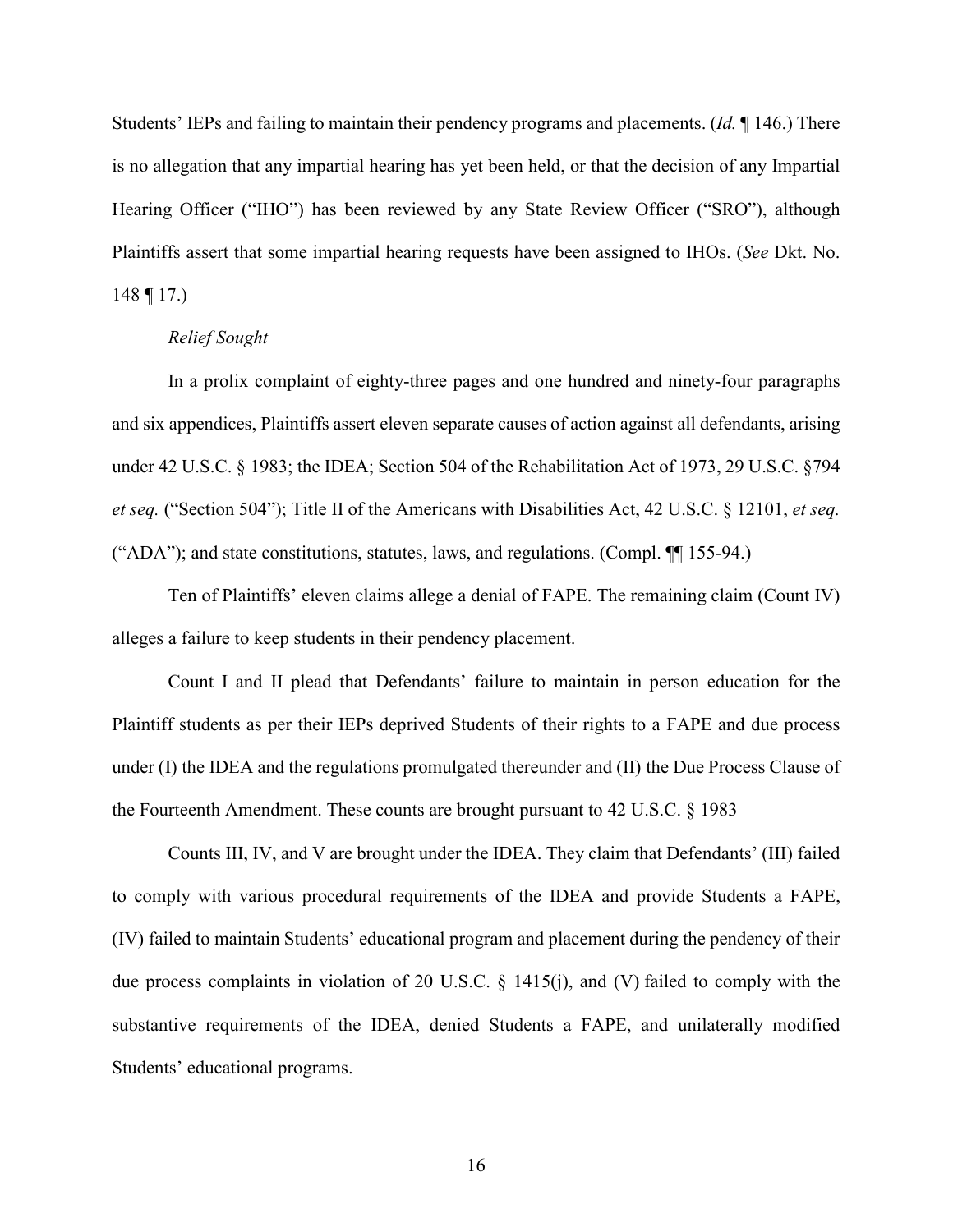Students' IEPs and failing to maintain their pendency programs and placements. (*Id.* ¶ 146.) There is no allegation that any impartial hearing has yet been held, or that the decision of any Impartial Hearing Officer ("IHO") has been reviewed by any State Review Officer ("SRO"), although Plaintiffs assert that some impartial hearing requests have been assigned to IHOs. (*See* Dkt. No. 148 ¶ 17.)

*Relief Sought*

In a prolix complaint of eighty-three pages and one hundred and ninety-four paragraphs and six appendices, Plaintiffs assert eleven separate causes of action against all defendants, arising under 42 U.S.C. § 1983; the IDEA; Section 504 of the Rehabilitation Act of 1973, 29 U.S.C. §794 *et seq.* ("Section 504"); Title II of the Americans with Disabilities Act, 42 U.S.C. § 12101, *et seq.* ("ADA"); and state constitutions, statutes, laws, and regulations. (Compl. ¶¶ 155-94.)

Ten of Plaintiffs' eleven claims allege a denial of FAPE. The remaining claim (Count IV) alleges a failure to keep students in their pendency placement.

Count I and II plead that Defendants' failure to maintain in person education for the Plaintiff students as per their IEPs deprived Students of their rights to a FAPE and due process under (I) the IDEA and the regulations promulgated thereunder and (II) the Due Process Clause of the Fourteenth Amendment. These counts are brought pursuant to 42 U.S.C. § 1983

Counts III, IV, and V are brought under the IDEA. They claim that Defendants' (III) failed to comply with various procedural requirements of the IDEA and provide Students a FAPE, (IV) failed to maintain Students' educational program and placement during the pendency of their due process complaints in violation of 20 U.S.C. § 1415(j), and (V) failed to comply with the substantive requirements of the IDEA, denied Students a FAPE, and unilaterally modified Students' educational programs.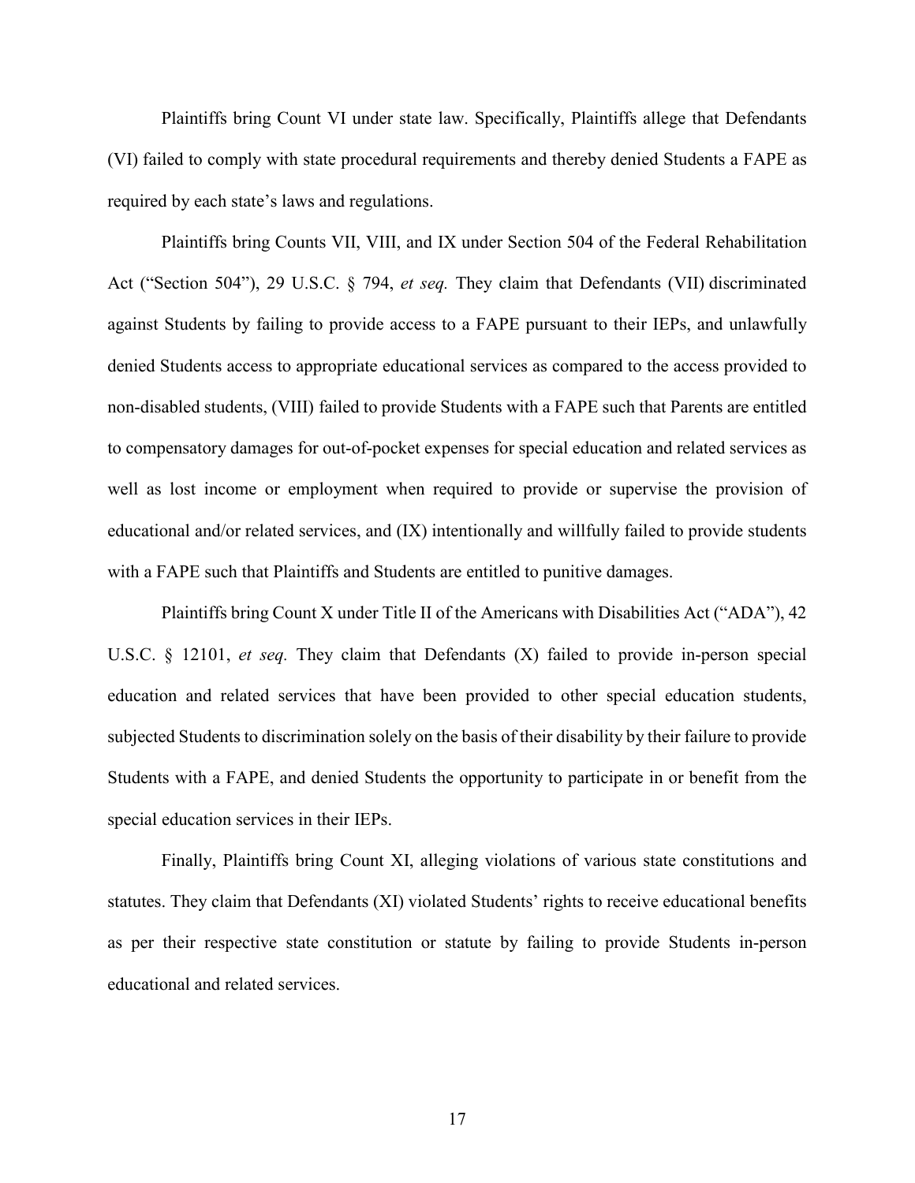Plaintiffs bring Count VI under state law. Specifically, Plaintiffs allege that Defendants (VI) failed to comply with state procedural requirements and thereby denied Students a FAPE as required by each state's laws and regulations.

Plaintiffs bring Counts VII, VIII, and IX under Section 504 of the Federal Rehabilitation Act ("Section 504"), 29 U.S.C. § 794, *et seq.* They claim that Defendants (VII) discriminated against Students by failing to provide access to a FAPE pursuant to their IEPs, and unlawfully denied Students access to appropriate educational services as compared to the access provided to non-disabled students, (VIII) failed to provide Students with a FAPE such that Parents are entitled to compensatory damages for out-of-pocket expenses for special education and related services as well as lost income or employment when required to provide or supervise the provision of educational and/or related services, and (IX) intentionally and willfully failed to provide students with a FAPE such that Plaintiffs and Students are entitled to punitive damages.

Plaintiffs bring Count X under Title II of the Americans with Disabilities Act ("ADA"), 42 U.S.C. § 12101, *et seq.* They claim that Defendants (X) failed to provide in-person special education and related services that have been provided to other special education students, subjected Students to discrimination solely on the basis of their disability by their failure to provide Students with a FAPE, and denied Students the opportunity to participate in or benefit from the special education services in their IEPs.

Finally, Plaintiffs bring Count XI, alleging violations of various state constitutions and statutes. They claim that Defendants (XI) violated Students' rights to receive educational benefits as per their respective state constitution or statute by failing to provide Students in-person educational and related services.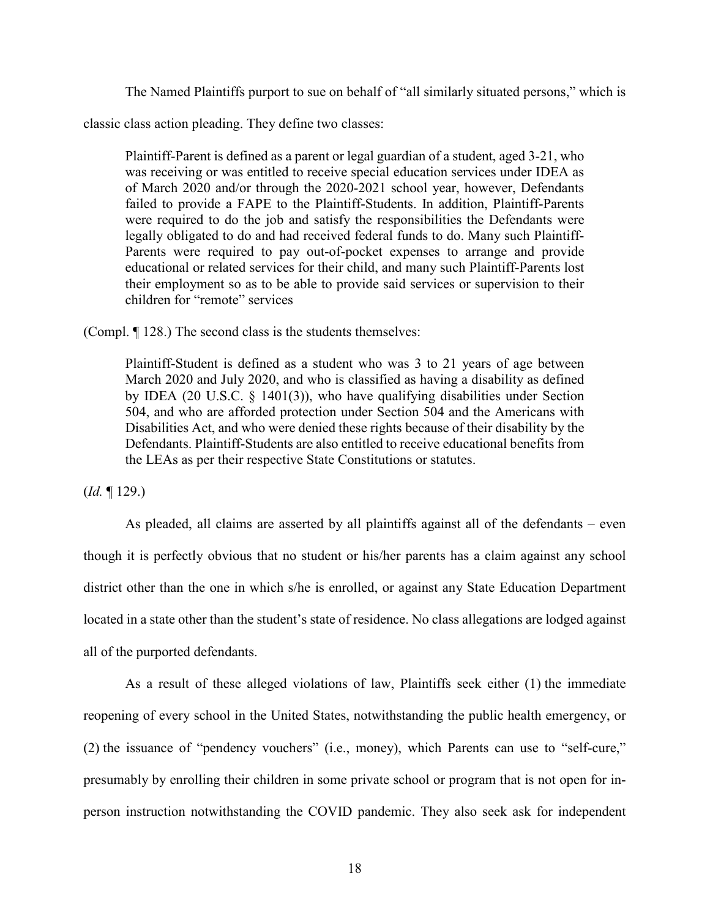The Named Plaintiffs purport to sue on behalf of "all similarly situated persons," which is classic class action pleading. They define two classes:

> Plaintiff-Parent is defined as a parent or legal guardian of a student, aged 3-21, who was receiving or was entitled to receive special education services under IDEA as of March 2020 and/or through the 2020-2021 school year, however, Defendants failed to provide a FAPE to the Plaintiff-Students. In addition, Plaintiff-Parents were required to do the job and satisfy the responsibilities the Defendants were legally obligated to do and had received federal funds to do. Many such Plaintiff-Parents were required to pay out-of-pocket expenses to arrange and provide educational or related services for their child, and many such Plaintiff-Parents lost their employment so as to be able to provide said services or supervision to their children for "remote" services

(Compl. ¶ 128.) The second class is the students themselves:

> Plaintiff-Student is defined as a student who was 3 to 21 years of age between March 2020 and July 2020, and who is classified as having a disability as defined by IDEA (20 U.S.C. § 1401(3)), who have qualifying disabilities under Section 504, and who are afforded protection under Section 504 and the Americans with Disabilities Act, and who were denied these rights because of their disability by the Defendants. Plaintiff-Students are also entitled to receive educational benefits from the LEAs as per their respective State Constitutions or statutes.

(*Id.* ¶ 129.)

As pleaded, all claims are asserted by all plaintiffs against all of the defendants – even though it is perfectly obvious that no student or his/her parents has a claim against any school district other than the one in which s/he is enrolled, or against any State Education Department located in a state other than the student's state of residence. No class allegations are lodged against all of the purported defendants.

As a result of these alleged violations of law, Plaintiffs seek either (1) the immediate reopening of every school in the United States, notwithstanding the public health emergency, or (2) the issuance of "pendency vouchers" (i.e., money), which Parents can use to "self-cure," presumably by enrolling their children in some private school or program that is not open for in-person instruction notwithstanding the COVID pandemic. They also seek ask for independent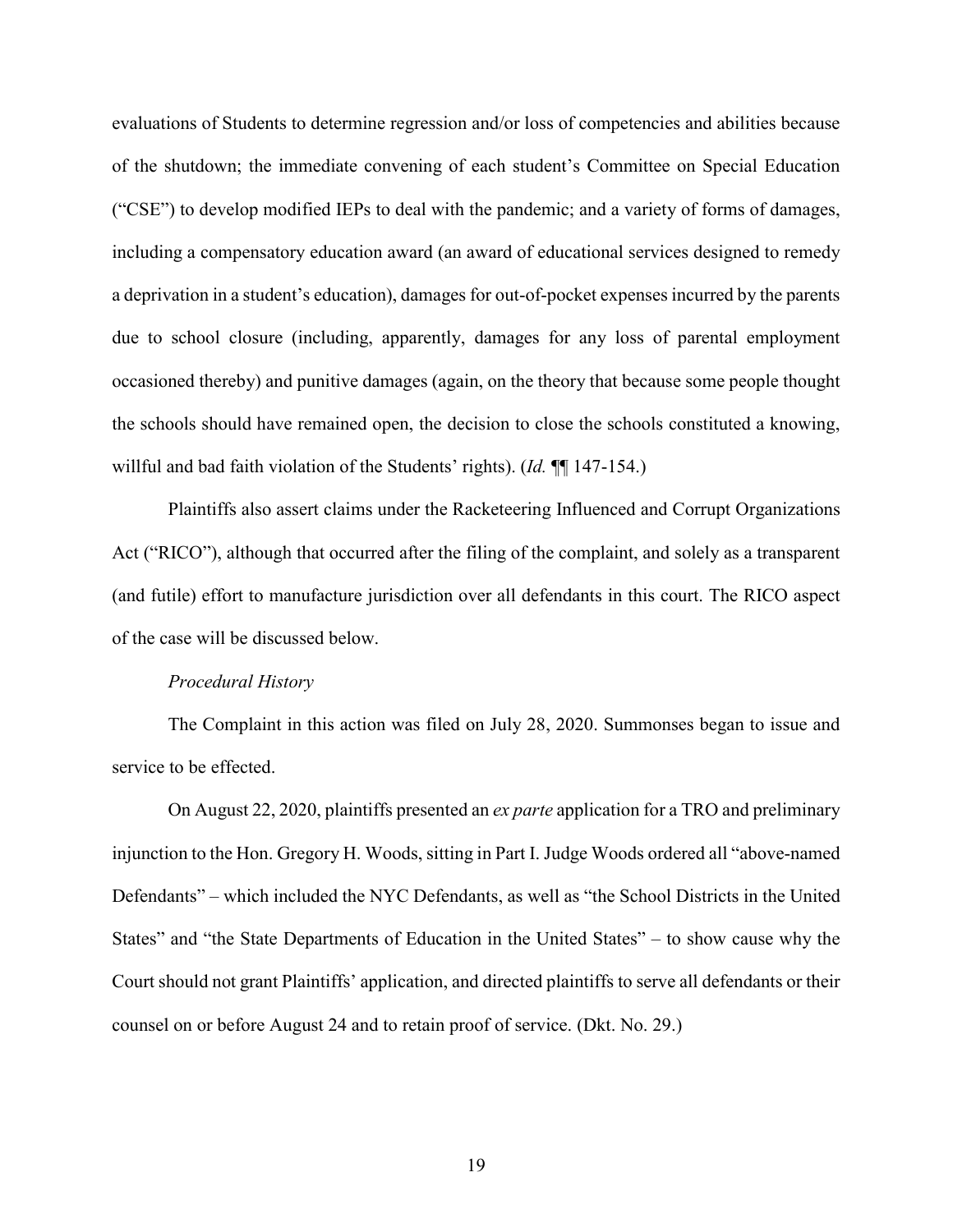evaluations of Students to determine regression and/or loss of competencies and abilities because of the shutdown; the immediate convening of each student's Committee on Special Education ("CSE") to develop modified IEPs to deal with the pandemic; and a variety of forms of damages, including a compensatory education award (an award of educational services designed to remedy a deprivation in a student's education), damages for out-of-pocket expenses incurred by the parents due to school closure (including, apparently, damages for any loss of parental employment occasioned thereby) and punitive damages (again, on the theory that because some people thought the schools should have remained open, the decision to close the schools constituted a knowing, willful and bad faith violation of the Students' rights). (*Id.* ¶¶ 147-154.)

Plaintiffs also assert claims under the Racketeering Influenced and Corrupt Organizations Act ("RICO"), although that occurred after the filing of the complaint, and solely as a transparent (and futile) effort to manufacture jurisdiction over all defendants in this court. The RICO aspect of the case will be discussed below.

*Procedural History*

The Complaint in this action was filed on July 28, 2020. Summonses began to issue and service to be effected.

On August 22, 2020, plaintiffs presented an *ex parte* application for a TRO and preliminary injunction to the Hon. Gregory H. Woods, sitting in Part I. Judge Woods ordered all "above-named Defendants" – which included the NYC Defendants, as well as "the School Districts in the United States" and "the State Departments of Education in the United States" – to show cause why the Court should not grant Plaintiffs' application, and directed plaintiffs to serve all defendants or their counsel on or before August 24 and to retain proof of service. (Dkt. No. 29.)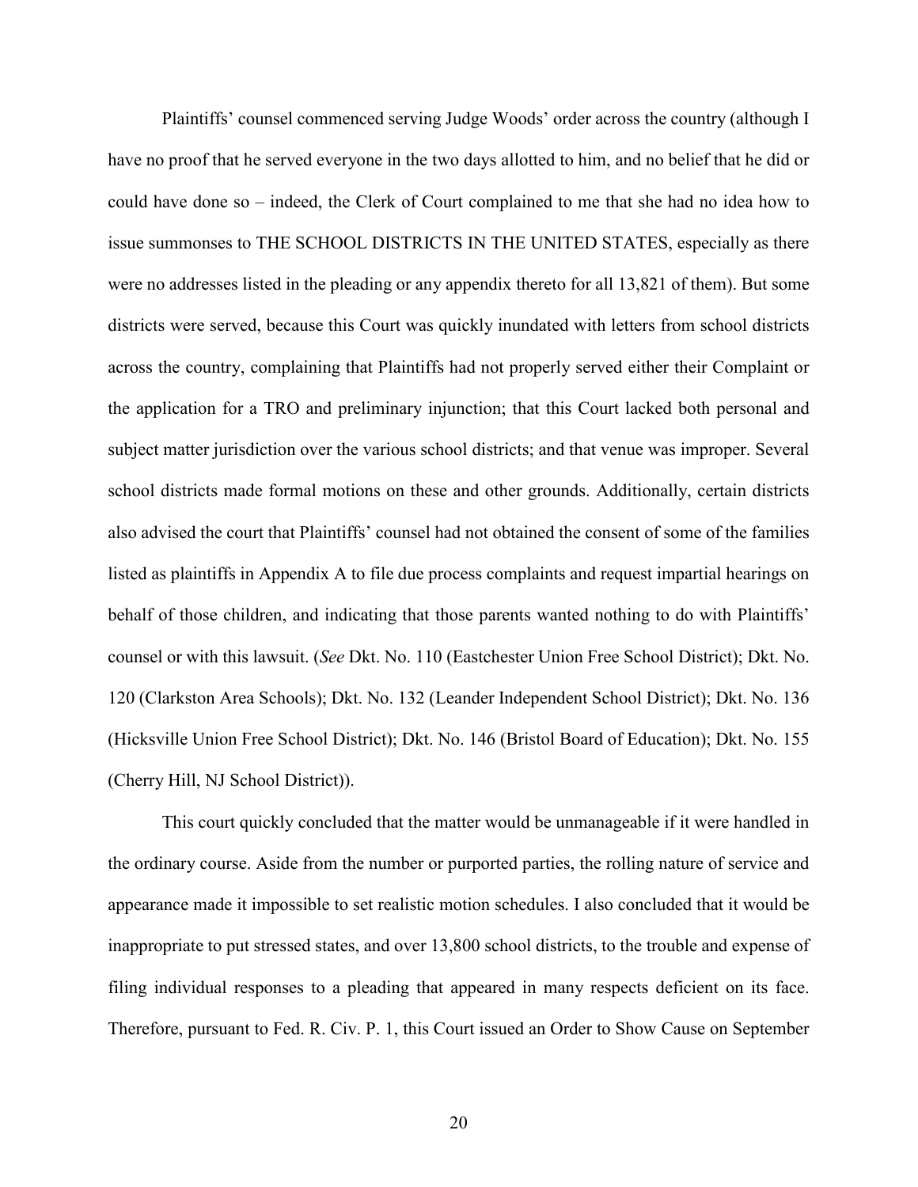Plaintiffs' counsel commenced serving Judge Woods' order across the country (although I have no proof that he served everyone in the two days allotted to him, and no belief that he did or could have done so – indeed, the Clerk of Court complained to me that she had no idea how to issue summonses to THE SCHOOL DISTRICTS IN THE UNITED STATES, especially as there were no addresses listed in the pleading or any appendix thereto for all 13,821 of them). But some districts were served, because this Court was quickly inundated with letters from school districts across the country, complaining that Plaintiffs had not properly served either their Complaint or the application for a TRO and preliminary injunction; that this Court lacked both personal and subject matter jurisdiction over the various school districts; and that venue was improper. Several school districts made formal motions on these and other grounds. Additionally, certain districts also advised the court that Plaintiffs' counsel had not obtained the consent of some of the families listed as plaintiffs in Appendix A to file due process complaints and request impartial hearings on behalf of those children, and indicating that those parents wanted nothing to do with Plaintiffs' counsel or with this lawsuit. (*See* Dkt. No. 110 (Eastchester Union Free School District); Dkt. No. 120 (Clarkston Area Schools); Dkt. No. 132 (Leander Independent School District); Dkt. No. 136 (Hicksville Union Free School District); Dkt. No. 146 (Bristol Board of Education); Dkt. No. 155 (Cherry Hill, NJ School District)).

This court quickly concluded that the matter would be unmanageable if it were handled in the ordinary course. Aside from the number or purported parties, the rolling nature of service and appearance made it impossible to set realistic motion schedules. I also concluded that it would be inappropriate to put stressed states, and over 13,800 school districts, to the trouble and expense of filing individual responses to a pleading that appeared in many respects deficient on its face. Therefore, pursuant to Fed. R. Civ. P. 1, this Court issued an Order to Show Cause on September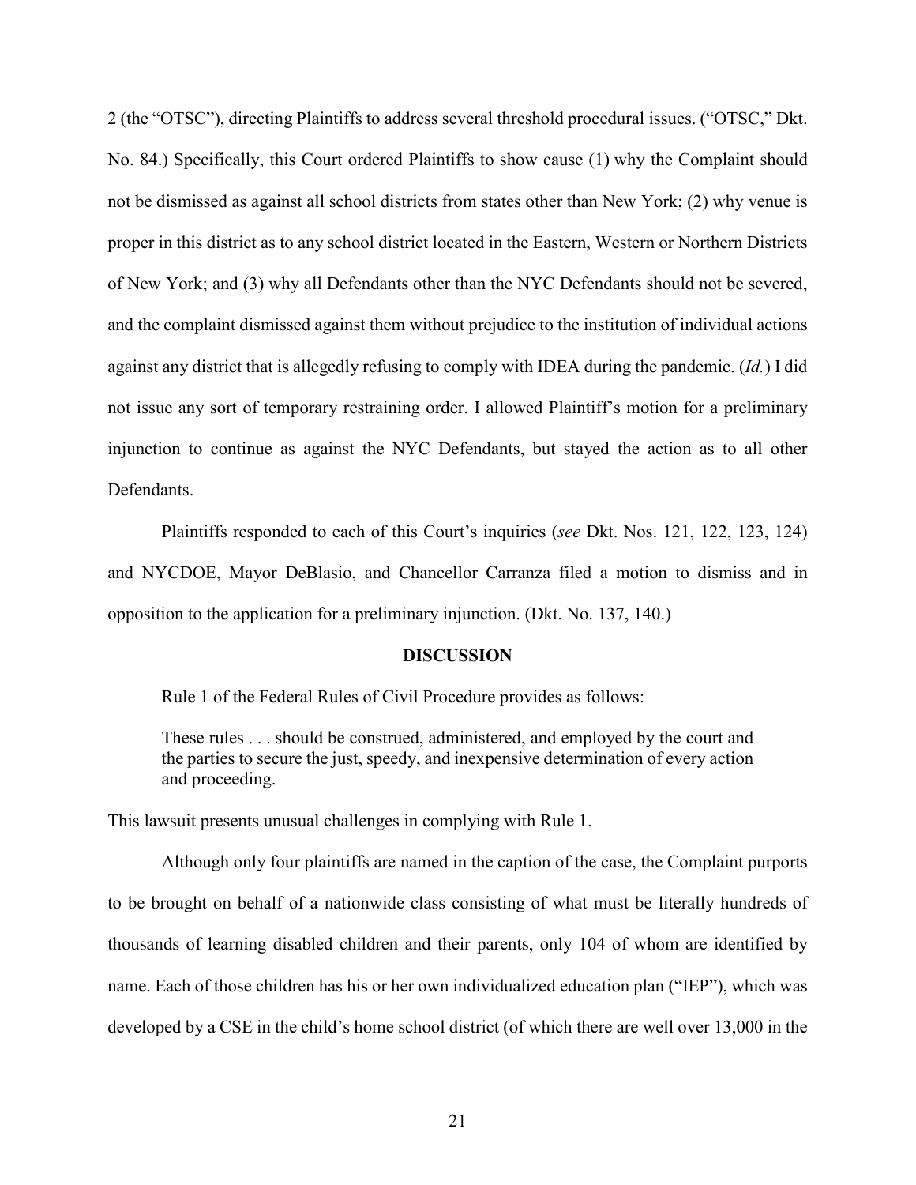2 (the "OTSC"), directing Plaintiffs to address several threshold procedural issues. ("OTSC," Dkt. No. 84.) Specifically, this Court ordered Plaintiffs to show cause (1) why the Complaint should not be dismissed as against all school districts from states other than New York; (2) why venue is proper in this district as to any school district located in the Eastern, Western or Northern Districts of New York; and (3) why all Defendants other than the NYC Defendants should not be severed, and the complaint dismissed against them without prejudice to the institution of individual actions against any district that is allegedly refusing to comply with IDEA during the pandemic. (*Id.*) I did not issue any sort of temporary restraining order. I allowed Plaintiff's motion for a preliminary injunction to continue as against the NYC Defendants, but stayed the action as to all other Defendants.

Plaintiffs responded to each of this Court's inquiries (*see* Dkt. Nos. 121, 122, 123, 124) and NYCDOE, Mayor DeBlasio, and Chancellor Carranza filed a motion to dismiss and in opposition to the application for a preliminary injunction. (Dkt. No. 137, 140.)

## DISCUSSION

Rule 1 of the Federal Rules of Civil Procedure provides as follows:

> These rules . . . should be construed, administered, and employed by the court and the parties to secure the just, speedy, and inexpensive determination of every action and proceeding.

This lawsuit presents unusual challenges in complying with Rule 1.

Although only four plaintiffs are named in the caption of the case, the Complaint purports to be brought on behalf of a nationwide class consisting of what must be literally hundreds of thousands of learning disabled children and their parents, only 104 of whom are identified by name. Each of those children has his or her own individualized education plan ("IEP"), which was developed by a CSE in the child's home school district (of which there are well over 13,000 in the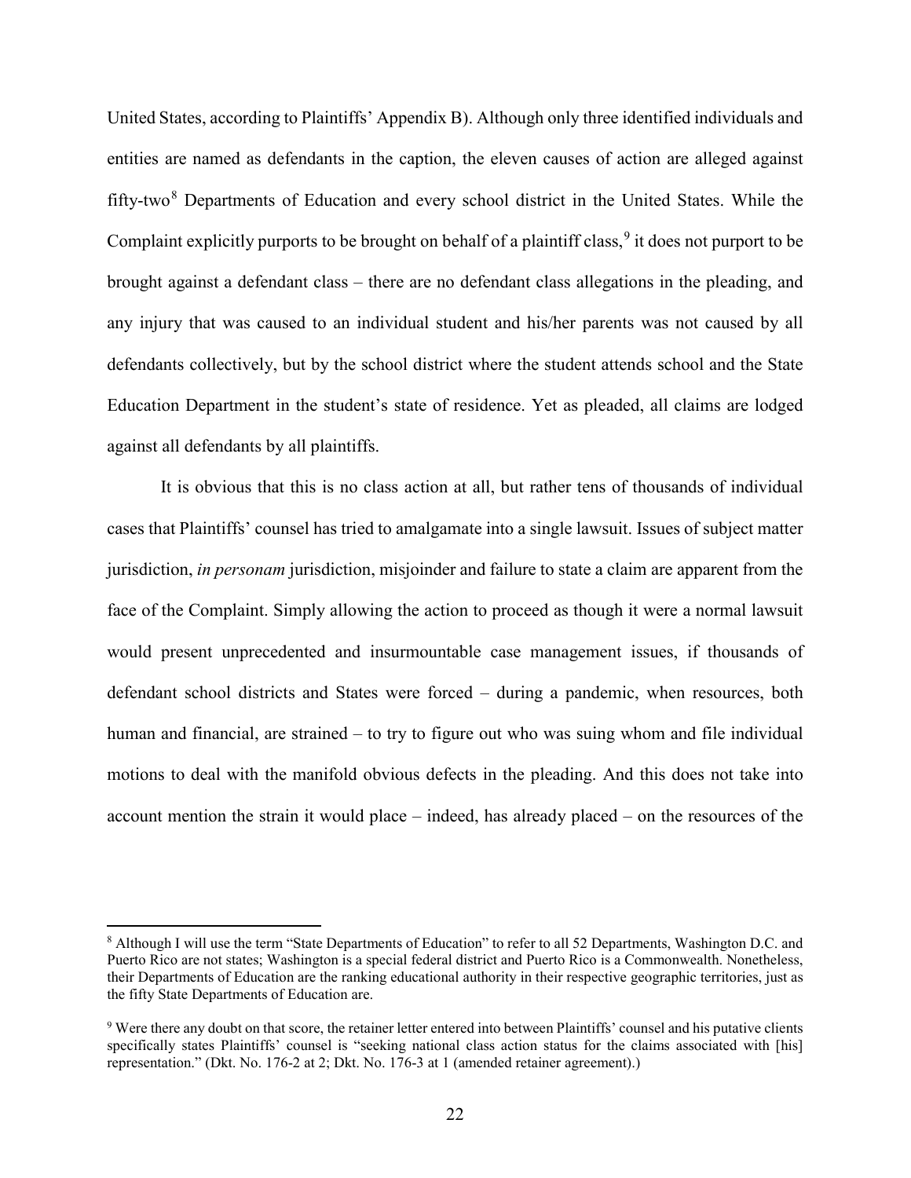United States, according to Plaintiffs' Appendix B). Although only three identified individuals and entities are named as defendants in the caption, the eleven causes of action are alleged against fifty-two[8] Departments of Education and every school district in the United States. While the Complaint explicitly purports to be brought on behalf of a plaintiff class,[9] it does not purport to be brought against a defendant class – there are no defendant class allegations in the pleading, and any injury that was caused to an individual student and his/her parents was not caused by all defendants collectively, but by the school district where the student attends school and the State Education Department in the student's state of residence. Yet as pleaded, all claims are lodged against all defendants by all plaintiffs.

It is obvious that this is no class action at all, but rather tens of thousands of individual cases that Plaintiffs' counsel has tried to amalgamate into a single lawsuit. Issues of subject matter jurisdiction, *in personam* jurisdiction, misjoinder and failure to state a claim are apparent from the face of the Complaint. Simply allowing the action to proceed as though it were a normal lawsuit would present unprecedented and insurmountable case management issues, if thousands of defendant school districts and States were forced – during a pandemic, when resources, both human and financial, are strained – to try to figure out who was suing whom and file individual motions to deal with the manifold obvious defects in the pleading. And this does not take into account mention the strain it would place – indeed, has already placed – on the resources of the

---

[8] Although I will use the term "State Departments of Education" to refer to all 52 Departments, Washington D.C. and Puerto Rico are not states; Washington is a special federal district and Puerto Rico is a Commonwealth. Nonetheless, their Departments of Education are the ranking educational authority in their respective geographic territories, just as the fifty State Departments of Education are.

[9] Were there any doubt on that score, the retainer letter entered into between Plaintiffs' counsel and his putative clients specifically states Plaintiffs' counsel is "seeking national class action status for the claims associated with [his] representation." (Dkt. No. 176-2 at 2; Dkt. No. 176-3 at 1 (amended retainer agreement).)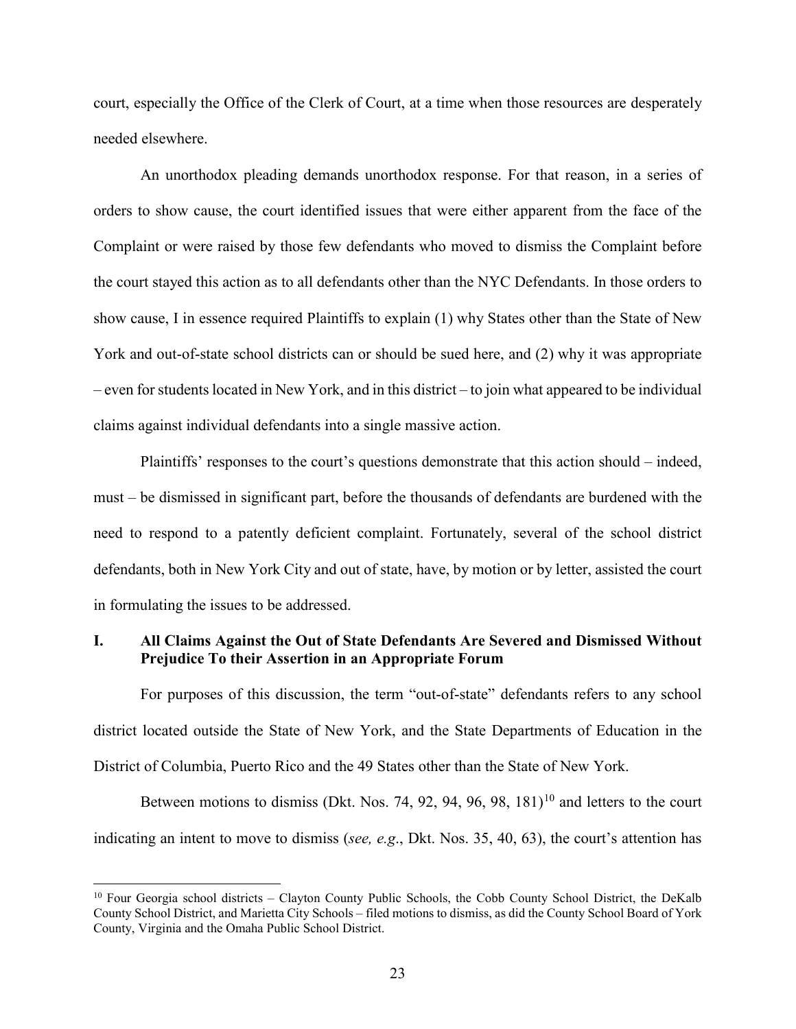court, especially the Office of the Clerk of Court, at a time when those resources are desperately needed elsewhere.

An unorthodox pleading demands unorthodox response. For that reason, in a series of orders to show cause, the court identified issues that were either apparent from the face of the Complaint or were raised by those few defendants who moved to dismiss the Complaint before the court stayed this action as to all defendants other than the NYC Defendants. In those orders to show cause, I in essence required Plaintiffs to explain (1) why States other than the State of New York and out-of-state school districts can or should be sued here, and (2) why it was appropriate – even for students located in New York, and in this district – to join what appeared to be individual claims against individual defendants into a single massive action.

Plaintiffs' responses to the court's questions demonstrate that this action should – indeed, must – be dismissed in significant part, before the thousands of defendants are burdened with the need to respond to a patently deficient complaint. Fortunately, several of the school district defendants, both in New York City and out of state, have, by motion or by letter, assisted the court in formulating the issues to be addressed.

## I. All Claims Against the Out of State Defendants Are Severed and Dismissed Without Prejudice To their Assertion in an Appropriate Forum

For purposes of this discussion, the term "out-of-state" defendants refers to any school district located outside the State of New York, and the State Departments of Education in the District of Columbia, Puerto Rico and the 49 States other than the State of New York.

Between motions to dismiss (Dkt. Nos. 74, 92, 94, 96, 98, 181)[10] and letters to the court indicating an intent to move to dismiss (*see, e.g.*, Dkt. Nos. 35, 40, 63), the court's attention has

---

[10] Four Georgia school districts – Clayton County Public Schools, the Cobb County School District, the DeKalb County School District, and Marietta City Schools – filed motions to dismiss, as did the County School Board of York County, Virginia and the Omaha Public School District.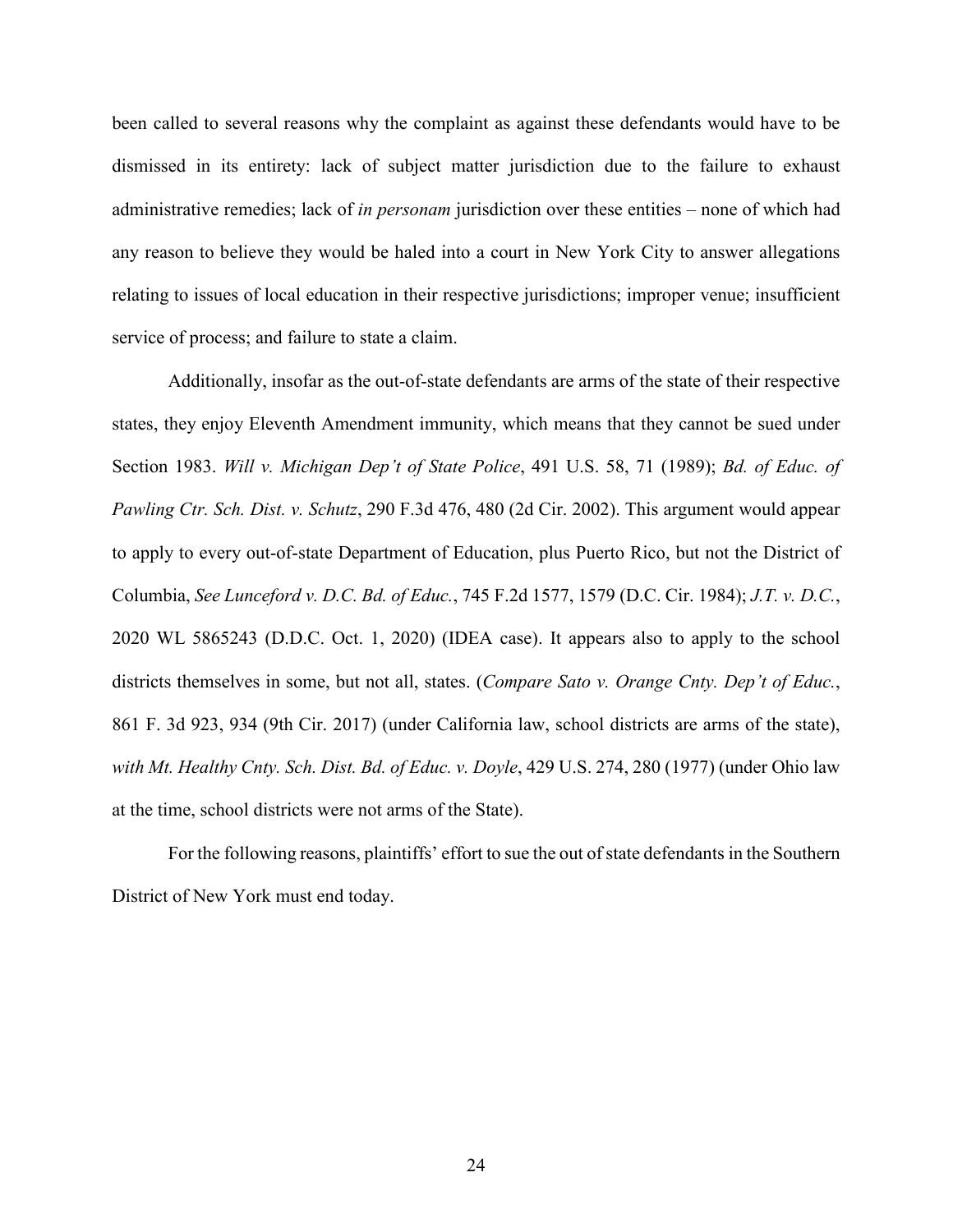been called to several reasons why the complaint as against these defendants would have to be dismissed in its entirety: lack of subject matter jurisdiction due to the failure to exhaust administrative remedies; lack of *in personam* jurisdiction over these entities – none of which had any reason to believe they would be haled into a court in New York City to answer allegations relating to issues of local education in their respective jurisdictions; improper venue; insufficient service of process; and failure to state a claim.

Additionally, insofar as the out-of-state defendants are arms of the state of their respective states, they enjoy Eleventh Amendment immunity, which means that they cannot be sued under Section 1983. *Will v. Michigan Dep't of State Police*, 491 U.S. 58, 71 (1989); *Bd. of Educ. of Pawling Ctr. Sch. Dist. v. Schutz*, 290 F.3d 476, 480 (2d Cir. 2002). This argument would appear to apply to every out-of-state Department of Education, plus Puerto Rico, but not the District of Columbia, *See Lunceford v. D.C. Bd. of Educ.*, 745 F.2d 1577, 1579 (D.C. Cir. 1984); *J.T. v. D.C.*, 2020 WL 5865243 (D.D.C. Oct. 1, 2020) (IDEA case). It appears also to apply to the school districts themselves in some, but not all, states. (*Compare Sato v. Orange Cnty. Dep't of Educ.*, 861 F. 3d 923, 934 (9th Cir. 2017) (under California law, school districts are arms of the state), *with Mt. Healthy Cnty. Sch. Dist. Bd. of Educ. v. Doyle*, 429 U.S. 274, 280 (1977) (under Ohio law at the time, school districts were not arms of the State).

For the following reasons, plaintiffs' effort to sue the out of state defendants in the Southern District of New York must end today.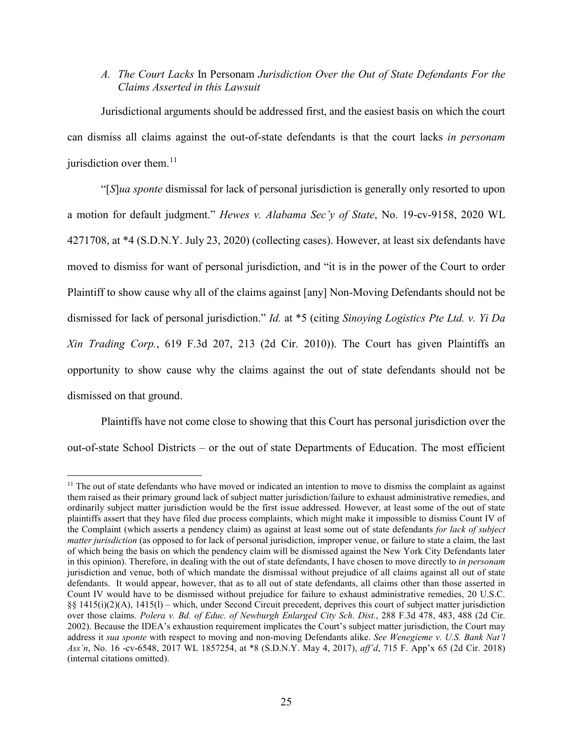### *A. The Court Lacks* In Personam *Jurisdiction Over the Out of State Defendants For the Claims Asserted in this Lawsuit*

Jurisdictional arguments should be addressed first, and the easiest basis on which the court can dismiss all claims against the out-of-state defendants is that the court lacks *in personam* jurisdiction over them.[11]

"[*S*]*ua sponte* dismissal for lack of personal jurisdiction is generally only resorted to upon a motion for default judgment." *Hewes v. Alabama Sec'y of State*, No. 19-cv-9158, 2020 WL 4271708, at *4 (S.D.N.Y. July 23, 2020) (collecting cases). However, at least six defendants have moved to dismiss for want of personal jurisdiction, and "it is in the power of the Court to order Plaintiff to show cause why all of the claims against [any] Non-Moving Defendants should not be dismissed for lack of personal jurisdiction." *Id.* at *5 (citing *Sinoying Logistics Pte Ltd. v. Yi Da Xin Trading Corp.*, 619 F.3d 207, 213 (2d Cir. 2010)). The Court has given Plaintiffs an opportunity to show cause why the claims against the out of state defendants should not be dismissed on that ground.

Plaintiffs have not come close to showing that this Court has personal jurisdiction over the out-of-state School Districts – or the out of state Departments of Education. The most efficient

---

[11] The out of state defendants who have moved or indicated an intention to move to dismiss the complaint as against them raised as their primary ground lack of subject matter jurisdiction/failure to exhaust administrative remedies, and ordinarily subject matter jurisdiction would be the first issue addressed. However, at least some of the out of state plaintiffs assert that they have filed due process complaints, which might make it impossible to dismiss Count IV of the Complaint (which asserts a pendency claim) as against at least some out of state defendants *for lack of subject matter jurisdiction* (as opposed to for lack of personal jurisdiction, improper venue, or failure to state a claim, the last of which being the basis on which the pendency claim will be dismissed against the New York City Defendants later in this opinion). Therefore, in dealing with the out of state defendants, I have chosen to move directly to *in personam* jurisdiction and venue, both of which mandate the dismissal without prejudice of all claims against all out of state defendants. It would appear, however, that as to all out of state defendants, all claims other than those asserted in Count IV would have to be dismissed without prejudice for failure to exhaust administrative remedies, 20 U.S.C. §§ 1415(i)(2)(A), 1415(l) – which, under Second Circuit precedent, deprives this court of subject matter jurisdiction over those claims. *Polera v. Bd. of Educ. of Newburgh Enlarged City Sch. Dist.*, 288 F.3d 478, 483, 488 (2d Cir. 2002). Because the IDEA's exhaustion requirement implicates the Court's subject matter jurisdiction, the Court may address it *sua sponte* with respect to moving and non-moving Defendants alike. *See Wenegieme v. U.S. Bank Nat'l Ass'n*, No. 16 -cv-6548, 2017 WL 1857254, at *8 (S.D.N.Y. May 4, 2017), *aff'd*, 715 F. App'x 65 (2d Cir. 2018) (internal citations omitted).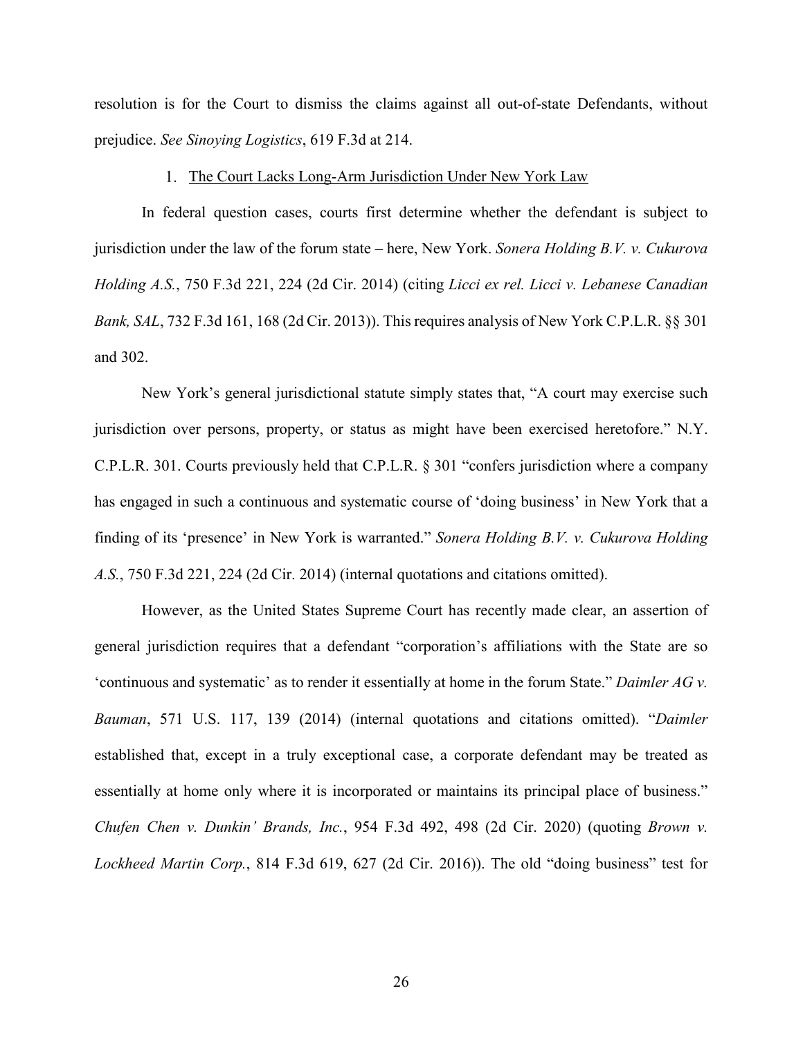resolution is for the Court to dismiss the claims against all out-of-state Defendants, without prejudice. *See Sinoying Logistics*, 619 F.3d at 214.

1. <u>The Court Lacks Long-Arm Jurisdiction Under New York Law</u>

In federal question cases, courts first determine whether the defendant is subject to jurisdiction under the law of the forum state – here, New York. *Sonera Holding B.V. v. Cukurova Holding A.S.*, 750 F.3d 221, 224 (2d Cir. 2014) (citing *Licci ex rel. Licci v. Lebanese Canadian Bank, SAL*, 732 F.3d 161, 168 (2d Cir. 2013)). This requires analysis of New York C.P.L.R. §§ 301 and 302.

New York's general jurisdictional statute simply states that, "A court may exercise such jurisdiction over persons, property, or status as might have been exercised heretofore." N.Y. C.P.L.R. 301. Courts previously held that C.P.L.R. § 301 "confers jurisdiction where a company has engaged in such a continuous and systematic course of 'doing business' in New York that a finding of its 'presence' in New York is warranted." *Sonera Holding B.V. v. Cukurova Holding A.S.*, 750 F.3d 221, 224 (2d Cir. 2014) (internal quotations and citations omitted).

However, as the United States Supreme Court has recently made clear, an assertion of general jurisdiction requires that a defendant "corporation's affiliations with the State are so 'continuous and systematic' as to render it essentially at home in the forum State." *Daimler AG v. Bauman*, 571 U.S. 117, 139 (2014) (internal quotations and citations omitted). "*Daimler* established that, except in a truly exceptional case, a corporate defendant may be treated as essentially at home only where it is incorporated or maintains its principal place of business." *Chufen Chen v. Dunkin' Brands, Inc.*, 954 F.3d 492, 498 (2d Cir. 2020) (quoting *Brown v. Lockheed Martin Corp.*, 814 F.3d 619, 627 (2d Cir. 2016)). The old "doing business" test for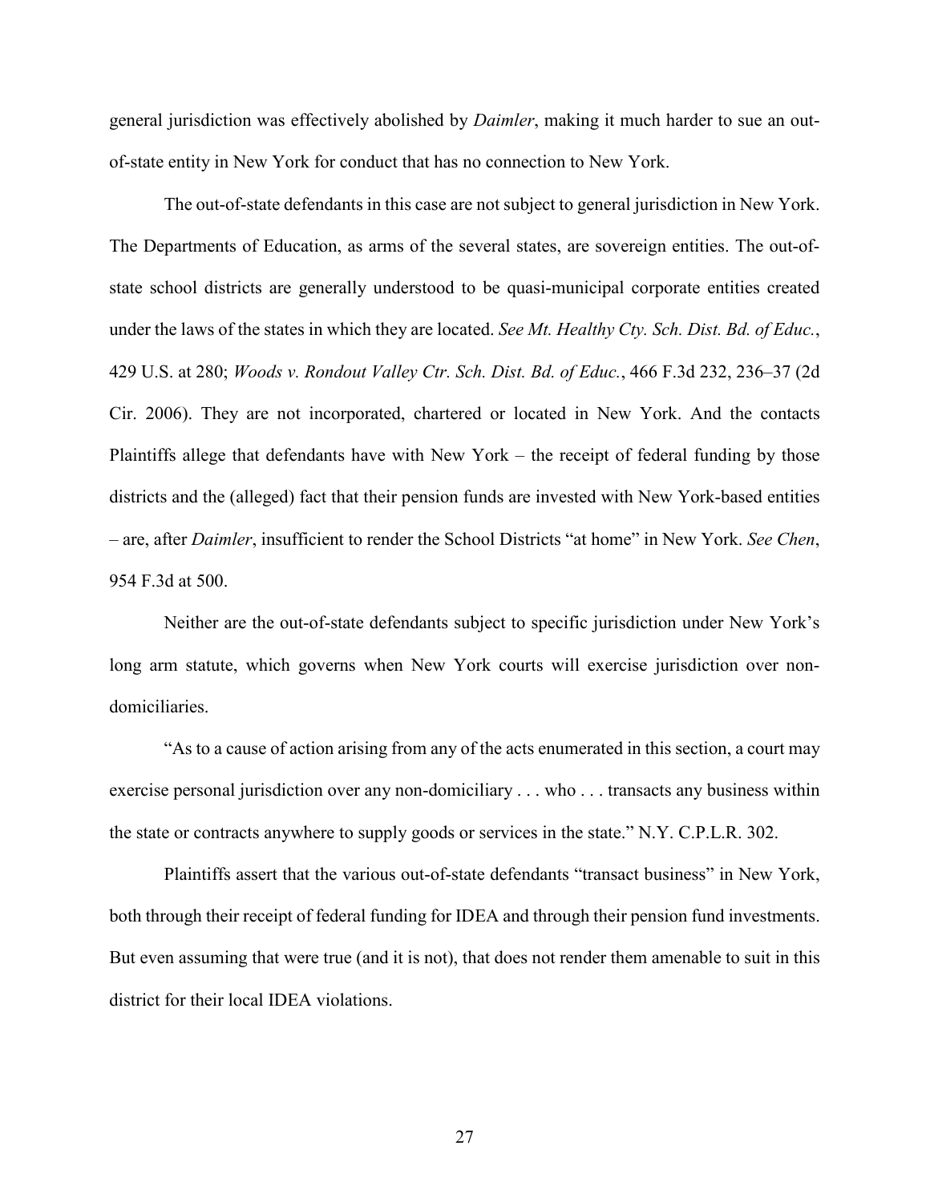general jurisdiction was effectively abolished by *Daimler*, making it much harder to sue an out-of-state entity in New York for conduct that has no connection to New York.

The out-of-state defendants in this case are not subject to general jurisdiction in New York. The Departments of Education, as arms of the several states, are sovereign entities. The out-of-state school districts are generally understood to be quasi-municipal corporate entities created under the laws of the states in which they are located. *See Mt. Healthy Cty. Sch. Dist. Bd. of Educ.*, 429 U.S. at 280; *Woods v. Rondout Valley Ctr. Sch. Dist. Bd. of Educ.*, 466 F.3d 232, 236–37 (2d Cir. 2006). They are not incorporated, chartered or located in New York. And the contacts Plaintiffs allege that defendants have with New York – the receipt of federal funding by those districts and the (alleged) fact that their pension funds are invested with New York-based entities – are, after *Daimler*, insufficient to render the School Districts "at home" in New York. *See Chen*, 954 F.3d at 500.

Neither are the out-of-state defendants subject to specific jurisdiction under New York's long arm statute, which governs when New York courts will exercise jurisdiction over non-domiciliaries.

"As to a cause of action arising from any of the acts enumerated in this section, a court may exercise personal jurisdiction over any non-domiciliary . . . who . . . transacts any business within the state or contracts anywhere to supply goods or services in the state." N.Y. C.P.L.R. 302.

Plaintiffs assert that the various out-of-state defendants "transact business" in New York, both through their receipt of federal funding for IDEA and through their pension fund investments. But even assuming that were true (and it is not), that does not render them amenable to suit in this district for their local IDEA violations.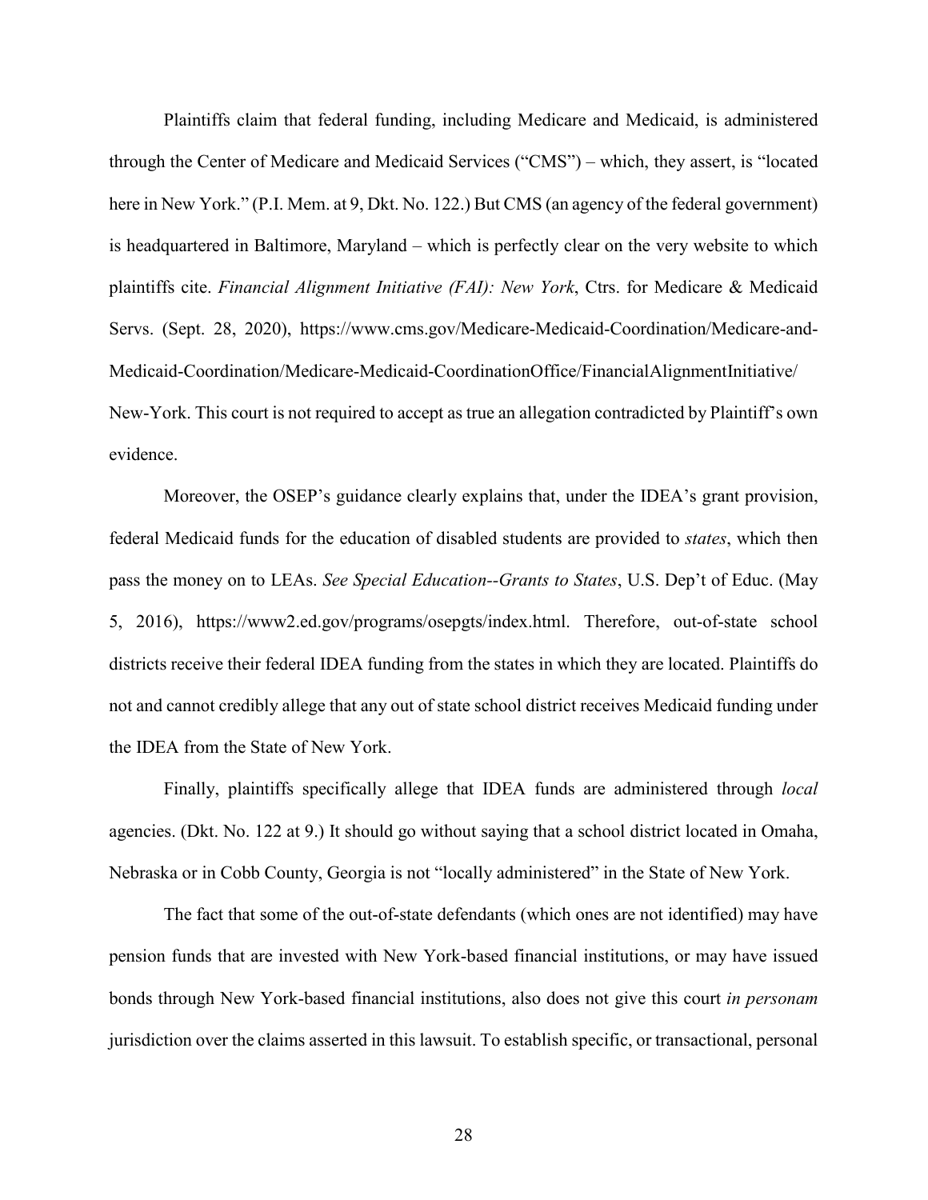Plaintiffs claim that federal funding, including Medicare and Medicaid, is administered through the Center of Medicare and Medicaid Services ("CMS") – which, they assert, is "located here in New York." (P.I. Mem. at 9, Dkt. No. 122.) But CMS (an agency of the federal government) is headquartered in Baltimore, Maryland – which is perfectly clear on the very website to which plaintiffs cite. *Financial Alignment Initiative (FAI): New York*, Ctrs. for Medicare & Medicaid Servs. (Sept. 28, 2020), https://www.cms.gov/Medicare-Medicaid-Coordination/Medicare-and-Medicaid-Coordination/Medicare-Medicaid-CoordinationOffice/FinancialAlignmentInitiative/New-York. This court is not required to accept as true an allegation contradicted by Plaintiff's own evidence.

Moreover, the OSEP's guidance clearly explains that, under the IDEA's grant provision, federal Medicaid funds for the education of disabled students are provided to *states*, which then pass the money on to LEAs. *See Special Education--Grants to States*, U.S. Dep't of Educ. (May 5, 2016), https://www2.ed.gov/programs/osepgts/index.html. Therefore, out-of-state school districts receive their federal IDEA funding from the states in which they are located. Plaintiffs do not and cannot credibly allege that any out of state school district receives Medicaid funding under the IDEA from the State of New York.

Finally, plaintiffs specifically allege that IDEA funds are administered through *local* agencies. (Dkt. No. 122 at 9.) It should go without saying that a school district located in Omaha, Nebraska or in Cobb County, Georgia is not "locally administered" in the State of New York.

The fact that some of the out-of-state defendants (which ones are not identified) may have pension funds that are invested with New York-based financial institutions, or may have issued bonds through New York-based financial institutions, also does not give this court *in personam* jurisdiction over the claims asserted in this lawsuit. To establish specific, or transactional, personal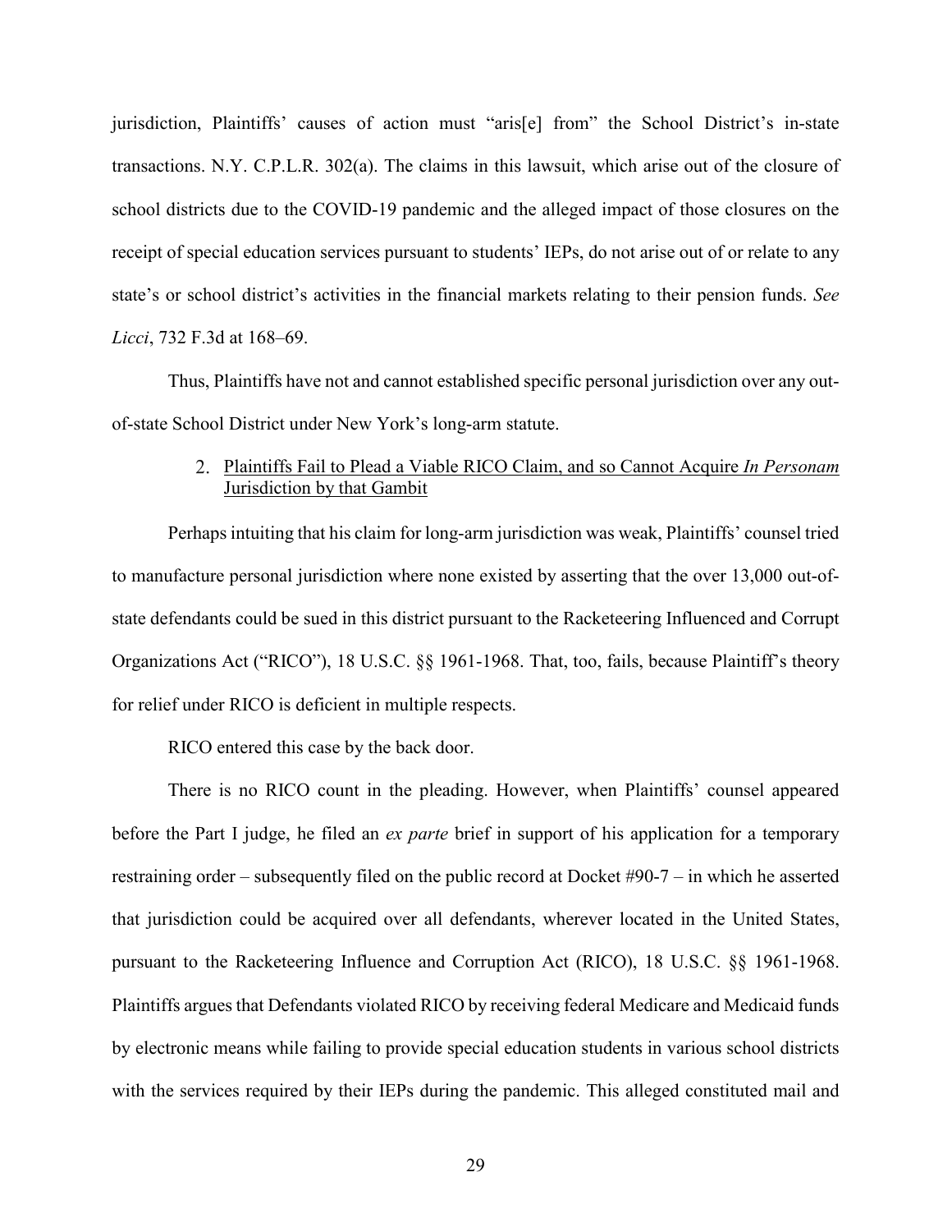jurisdiction, Plaintiffs' causes of action must "aris[e] from" the School District's in-state transactions. N.Y. C.P.L.R. 302(a). The claims in this lawsuit, which arise out of the closure of school districts due to the COVID-19 pandemic and the alleged impact of those closures on the receipt of special education services pursuant to students' IEPs, do not arise out of or relate to any state's or school district's activities in the financial markets relating to their pension funds. *See Licci*, 732 F.3d at 168–69.

Thus, Plaintiffs have not and cannot established specific personal jurisdiction over any out-of-state School District under New York's long-arm statute.

### 2. <u>Plaintiffs Fail to Plead a Viable RICO Claim, and so Cannot Acquire *In Personam* Jurisdiction by that Gambit</u>

Perhaps intuiting that his claim for long-arm jurisdiction was weak, Plaintiffs' counsel tried to manufacture personal jurisdiction where none existed by asserting that the over 13,000 out-of-state defendants could be sued in this district pursuant to the Racketeering Influenced and Corrupt Organizations Act ("RICO"), 18 U.S.C. §§ 1961-1968. That, too, fails, because Plaintiff's theory for relief under RICO is deficient in multiple respects.

RICO entered this case by the back door.

There is no RICO count in the pleading. However, when Plaintiffs' counsel appeared before the Part I judge, he filed an *ex parte* brief in support of his application for a temporary restraining order – subsequently filed on the public record at Docket #90-7 – in which he asserted that jurisdiction could be acquired over all defendants, wherever located in the United States, pursuant to the Racketeering Influence and Corruption Act (RICO), 18 U.S.C. §§ 1961-1968. Plaintiffs argues that Defendants violated RICO by receiving federal Medicare and Medicaid funds by electronic means while failing to provide special education students in various school districts with the services required by their IEPs during the pandemic. This alleged constituted mail and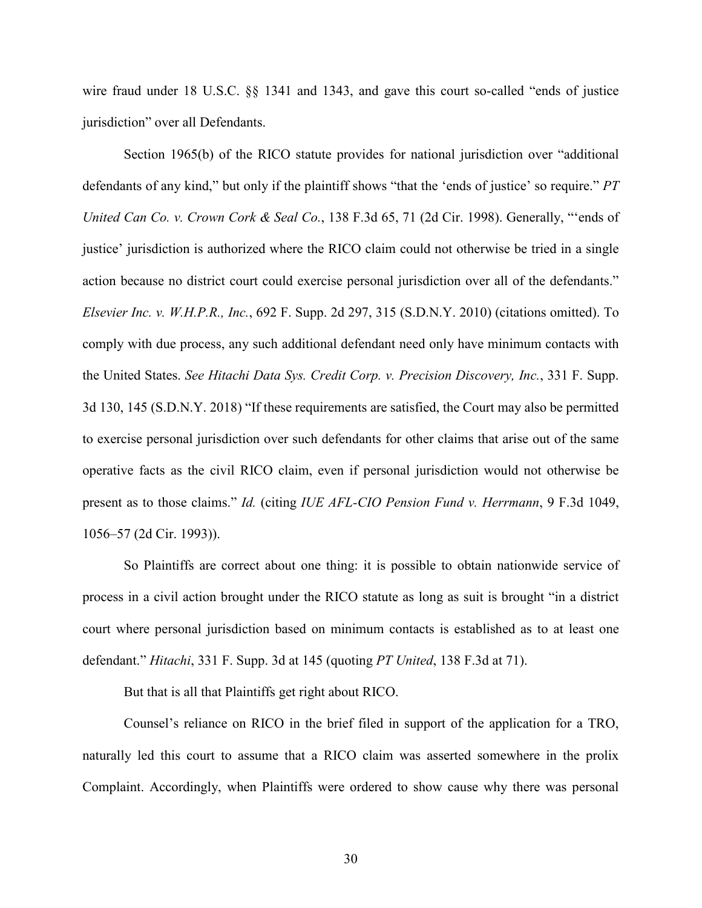wire fraud under 18 U.S.C. §§ 1341 and 1343, and gave this court so-called "ends of justice jurisdiction" over all Defendants.

Section 1965(b) of the RICO statute provides for national jurisdiction over "additional defendants of any kind," but only if the plaintiff shows "that the 'ends of justice' so require." *PT United Can Co. v. Crown Cork & Seal Co.*, 138 F.3d 65, 71 (2d Cir. 1998). Generally, "'ends of justice' jurisdiction is authorized where the RICO claim could not otherwise be tried in a single action because no district court could exercise personal jurisdiction over all of the defendants." *Elsevier Inc. v. W.H.P.R., Inc.*, 692 F. Supp. 2d 297, 315 (S.D.N.Y. 2010) (citations omitted). To comply with due process, any such additional defendant need only have minimum contacts with the United States. *See Hitachi Data Sys. Credit Corp. v. Precision Discovery, Inc.*, 331 F. Supp. 3d 130, 145 (S.D.N.Y. 2018) "If these requirements are satisfied, the Court may also be permitted to exercise personal jurisdiction over such defendants for other claims that arise out of the same operative facts as the civil RICO claim, even if personal jurisdiction would not otherwise be present as to those claims." *Id.* (citing *IUE AFL-CIO Pension Fund v. Herrmann*, 9 F.3d 1049, 1056–57 (2d Cir. 1993)).

So Plaintiffs are correct about one thing: it is possible to obtain nationwide service of process in a civil action brought under the RICO statute as long as suit is brought "in a district court where personal jurisdiction based on minimum contacts is established as to at least one defendant." *Hitachi*, 331 F. Supp. 3d at 145 (quoting *PT United*, 138 F.3d at 71).

But that is all that Plaintiffs get right about RICO.

Counsel's reliance on RICO in the brief filed in support of the application for a TRO, naturally led this court to assume that a RICO claim was asserted somewhere in the prolix Complaint. Accordingly, when Plaintiffs were ordered to show cause why there was personal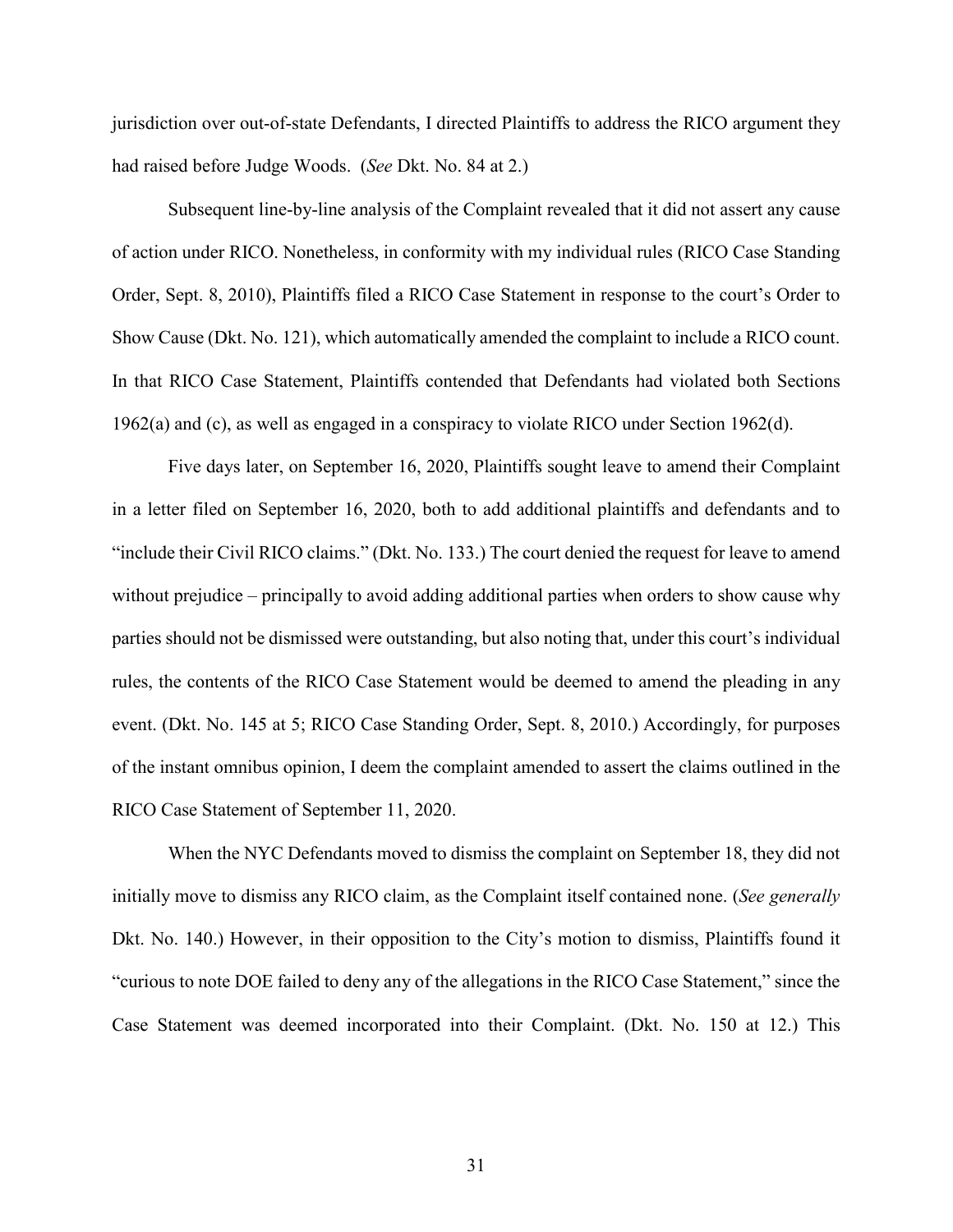jurisdiction over out-of-state Defendants, I directed Plaintiffs to address the RICO argument they had raised before Judge Woods. (*See* Dkt. No. 84 at 2.)

Subsequent line-by-line analysis of the Complaint revealed that it did not assert any cause of action under RICO. Nonetheless, in conformity with my individual rules (RICO Case Standing Order, Sept. 8, 2010), Plaintiffs filed a RICO Case Statement in response to the court's Order to Show Cause (Dkt. No. 121), which automatically amended the complaint to include a RICO count. In that RICO Case Statement, Plaintiffs contended that Defendants had violated both Sections 1962(a) and (c), as well as engaged in a conspiracy to violate RICO under Section 1962(d).

Five days later, on September 16, 2020, Plaintiffs sought leave to amend their Complaint in a letter filed on September 16, 2020, both to add additional plaintiffs and defendants and to "include their Civil RICO claims." (Dkt. No. 133.) The court denied the request for leave to amend without prejudice – principally to avoid adding additional parties when orders to show cause why parties should not be dismissed were outstanding, but also noting that, under this court's individual rules, the contents of the RICO Case Statement would be deemed to amend the pleading in any event. (Dkt. No. 145 at 5; RICO Case Standing Order, Sept. 8, 2010.) Accordingly, for purposes of the instant omnibus opinion, I deem the complaint amended to assert the claims outlined in the RICO Case Statement of September 11, 2020.

When the NYC Defendants moved to dismiss the complaint on September 18, they did not initially move to dismiss any RICO claim, as the Complaint itself contained none. (*See generally* Dkt. No. 140.) However, in their opposition to the City's motion to dismiss, Plaintiffs found it "curious to note DOE failed to deny any of the allegations in the RICO Case Statement," since the Case Statement was deemed incorporated into their Complaint. (Dkt. No. 150 at 12.) This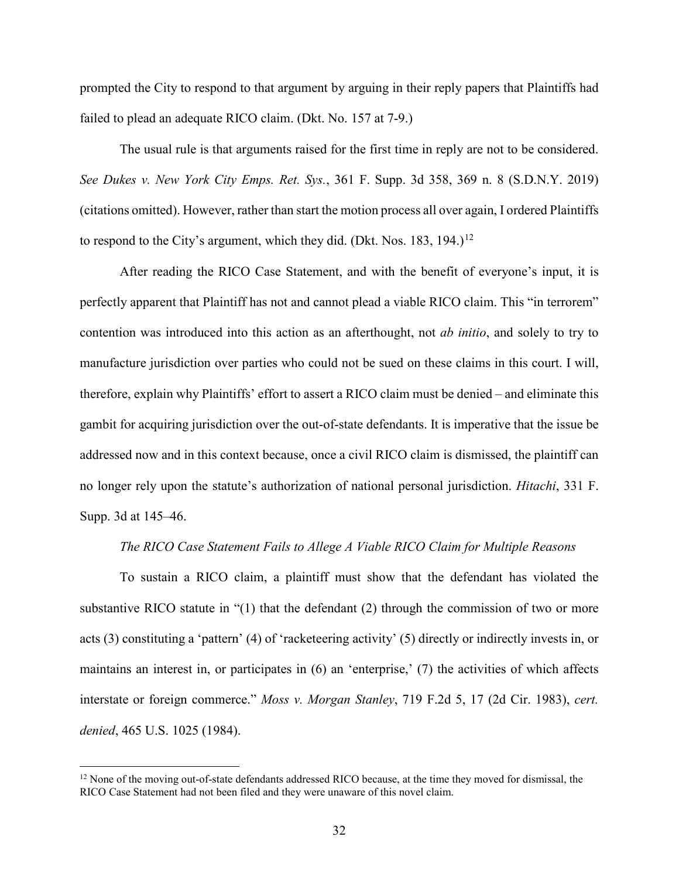prompted the City to respond to that argument by arguing in their reply papers that Plaintiffs had failed to plead an adequate RICO claim. (Dkt. No. 157 at 7-9.)

The usual rule is that arguments raised for the first time in reply are not to be considered. *See Dukes v. New York City Emps. Ret. Sys.*, 361 F. Supp. 3d 358, 369 n. 8 (S.D.N.Y. 2019) (citations omitted). However, rather than start the motion process all over again, I ordered Plaintiffs to respond to the City's argument, which they did. (Dkt. Nos. 183, 194.)[12]

After reading the RICO Case Statement, and with the benefit of everyone's input, it is perfectly apparent that Plaintiff has not and cannot plead a viable RICO claim. This "in terrorem" contention was introduced into this action as an afterthought, not *ab initio*, and solely to try to manufacture jurisdiction over parties who could not be sued on these claims in this court. I will, therefore, explain why Plaintiffs' effort to assert a RICO claim must be denied – and eliminate this gambit for acquiring jurisdiction over the out-of-state defendants. It is imperative that the issue be addressed now and in this context because, once a civil RICO claim is dismissed, the plaintiff can no longer rely upon the statute's authorization of national personal jurisdiction. *Hitachi*, 331 F. Supp. 3d at 145–46.

*The RICO Case Statement Fails to Allege A Viable RICO Claim for Multiple Reasons*

To sustain a RICO claim, a plaintiff must show that the defendant has violated the substantive RICO statute in "(1) that the defendant (2) through the commission of two or more acts (3) constituting a 'pattern' (4) of 'racketeering activity' (5) directly or indirectly invests in, or maintains an interest in, or participates in (6) an 'enterprise,' (7) the activities of which affects interstate or foreign commerce." *Moss v. Morgan Stanley*, 719 F.2d 5, 17 (2d Cir. 1983), *cert. denied*, 465 U.S. 1025 (1984).

[12] None of the moving out-of-state defendants addressed RICO because, at the time they moved for dismissal, the RICO Case Statement had not been filed and they were unaware of this novel claim.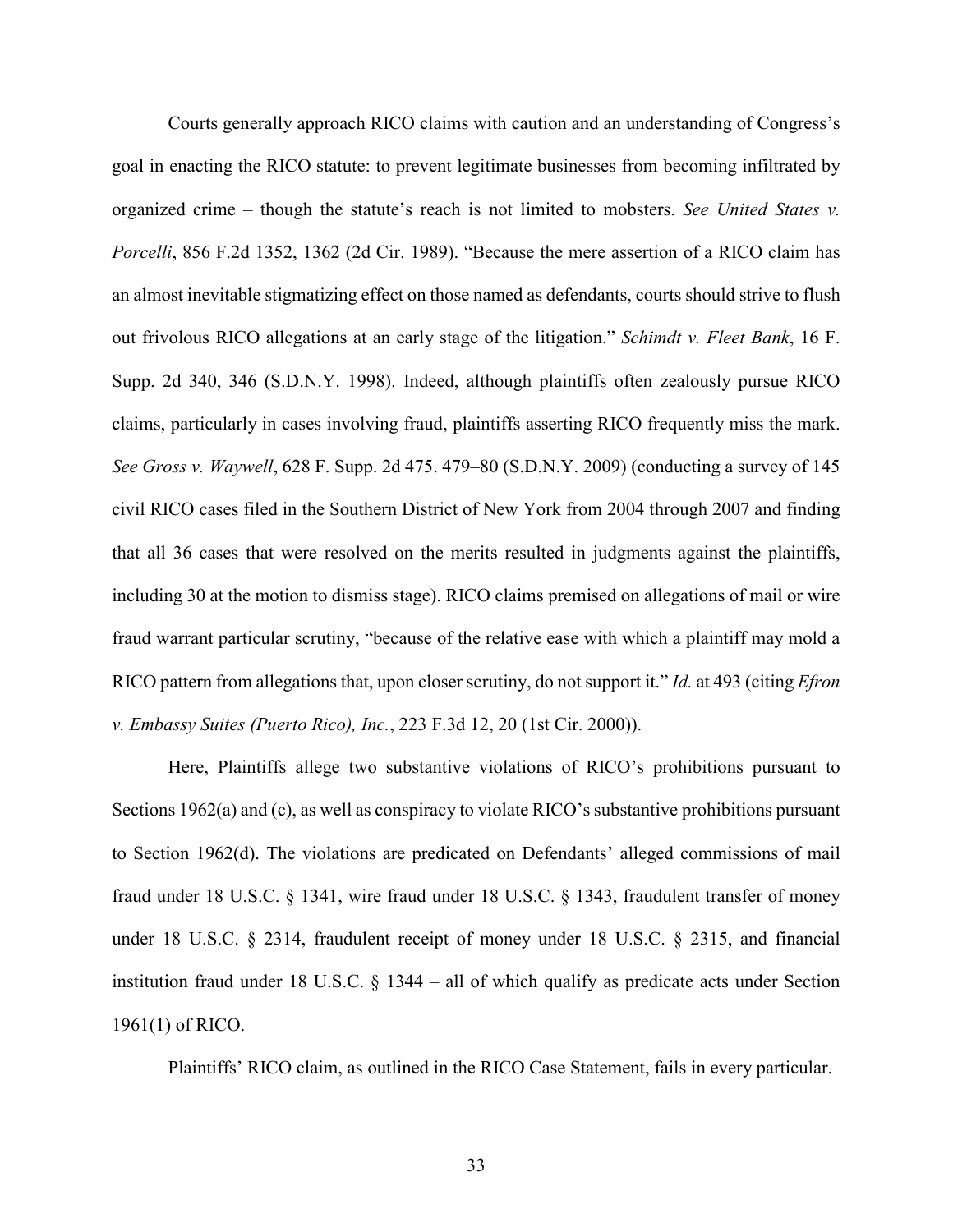Courts generally approach RICO claims with caution and an understanding of Congress's goal in enacting the RICO statute: to prevent legitimate businesses from becoming infiltrated by organized crime – though the statute's reach is not limited to mobsters. *See United States v. Porcelli*, 856 F.2d 1352, 1362 (2d Cir. 1989). "Because the mere assertion of a RICO claim has an almost inevitable stigmatizing effect on those named as defendants, courts should strive to flush out frivolous RICO allegations at an early stage of the litigation." *Schimdt v. Fleet Bank*, 16 F. Supp. 2d 340, 346 (S.D.N.Y. 1998). Indeed, although plaintiffs often zealously pursue RICO claims, particularly in cases involving fraud, plaintiffs asserting RICO frequently miss the mark. *See Gross v. Waywell*, 628 F. Supp. 2d 475. 479–80 (S.D.N.Y. 2009) (conducting a survey of 145 civil RICO cases filed in the Southern District of New York from 2004 through 2007 and finding that all 36 cases that were resolved on the merits resulted in judgments against the plaintiffs, including 30 at the motion to dismiss stage). RICO claims premised on allegations of mail or wire fraud warrant particular scrutiny, "because of the relative ease with which a plaintiff may mold a RICO pattern from allegations that, upon closer scrutiny, do not support it." *Id.* at 493 (citing *Efron v. Embassy Suites (Puerto Rico), Inc.*, 223 F.3d 12, 20 (1st Cir. 2000)).

Here, Plaintiffs allege two substantive violations of RICO's prohibitions pursuant to Sections 1962(a) and (c), as well as conspiracy to violate RICO's substantive prohibitions pursuant to Section 1962(d). The violations are predicated on Defendants' alleged commissions of mail fraud under 18 U.S.C. § 1341, wire fraud under 18 U.S.C. § 1343, fraudulent transfer of money under 18 U.S.C. § 2314, fraudulent receipt of money under 18 U.S.C. § 2315, and financial institution fraud under 18 U.S.C. § 1344 – all of which qualify as predicate acts under Section 1961(1) of RICO.

Plaintiffs' RICO claim, as outlined in the RICO Case Statement, fails in every particular.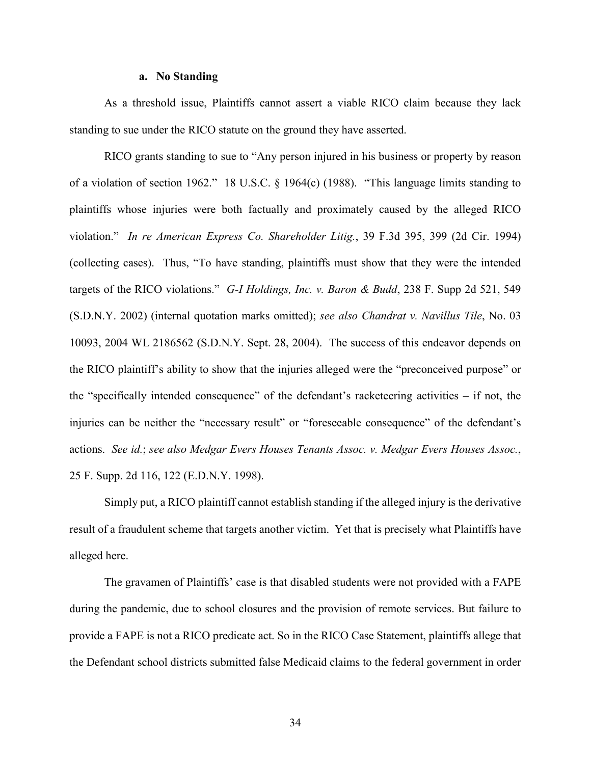### a. No Standing

As a threshold issue, Plaintiffs cannot assert a viable RICO claim because they lack standing to sue under the RICO statute on the ground they have asserted.

RICO grants standing to sue to "Any person injured in his business or property by reason of a violation of section 1962." 18 U.S.C. § 1964(c) (1988). "This language limits standing to plaintiffs whose injuries were both factually and proximately caused by the alleged RICO violation." *In re American Express Co. Shareholder Litig.*, 39 F.3d 395, 399 (2d Cir. 1994) (collecting cases). Thus, "To have standing, plaintiffs must show that they were the intended targets of the RICO violations." *G-I Holdings, Inc. v. Baron & Budd*, 238 F. Supp 2d 521, 549 (S.D.N.Y. 2002) (internal quotation marks omitted); *see also Chandrat v. Navillus Tile*, No. 03 10093, 2004 WL 2186562 (S.D.N.Y. Sept. 28, 2004). The success of this endeavor depends on the RICO plaintiff's ability to show that the injuries alleged were the "preconceived purpose" or the "specifically intended consequence" of the defendant's racketeering activities – if not, the injuries can be neither the "necessary result" or "foreseeable consequence" of the defendant's actions. *See id.*; *see also Medgar Evers Houses Tenants Assoc. v. Medgar Evers Houses Assoc.*, 25 F. Supp. 2d 116, 122 (E.D.N.Y. 1998).

Simply put, a RICO plaintiff cannot establish standing if the alleged injury is the derivative result of a fraudulent scheme that targets another victim. Yet that is precisely what Plaintiffs have alleged here.

The gravamen of Plaintiffs' case is that disabled students were not provided with a FAPE during the pandemic, due to school closures and the provision of remote services. But failure to provide a FAPE is not a RICO predicate act. So in the RICO Case Statement, plaintiffs allege that the Defendant school districts submitted false Medicaid claims to the federal government in order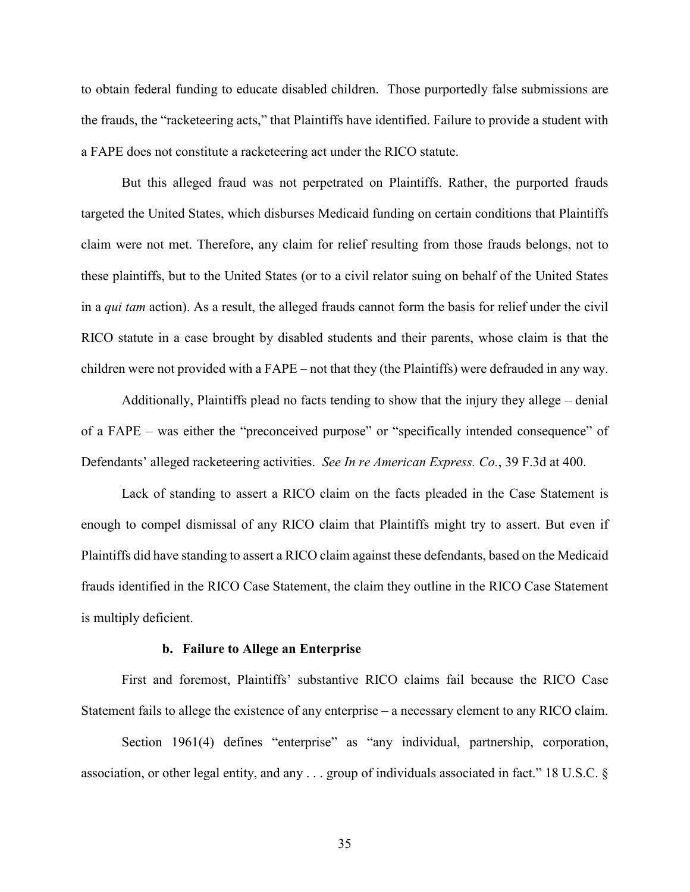to obtain federal funding to educate disabled children. Those purportedly false submissions are the frauds, the "racketeering acts," that Plaintiffs have identified. Failure to provide a student with a FAPE does not constitute a racketeering act under the RICO statute.

But this alleged fraud was not perpetrated on Plaintiffs. Rather, the purported frauds targeted the United States, which disburses Medicaid funding on certain conditions that Plaintiffs claim were not met. Therefore, any claim for relief resulting from those frauds belongs, not to these plaintiffs, but to the United States (or to a civil relator suing on behalf of the United States in a *qui tam* action). As a result, the alleged frauds cannot form the basis for relief under the civil RICO statute in a case brought by disabled students and their parents, whose claim is that the children were not provided with a FAPE – not that they (the Plaintiffs) were defrauded in any way.

Additionally, Plaintiffs plead no facts tending to show that the injury they allege – denial of a FAPE – was either the "preconceived purpose" or "specifically intended consequence" of Defendants' alleged racketeering activities. *See In re American Express. Co.*, 39 F.3d at 400.

Lack of standing to assert a RICO claim on the facts pleaded in the Case Statement is enough to compel dismissal of any RICO claim that Plaintiffs might try to assert. But even if Plaintiffs did have standing to assert a RICO claim against these defendants, based on the Medicaid frauds identified in the RICO Case Statement, the claim they outline in the RICO Case Statement is multiply deficient.

**b. Failure to Allege an Enterprise**

First and foremost, Plaintiffs' substantive RICO claims fail because the RICO Case Statement fails to allege the existence of any enterprise – a necessary element to any RICO claim.

Section 1961(4) defines "enterprise" as "any individual, partnership, corporation, association, or other legal entity, and any . . . group of individuals associated in fact." 18 U.S.C. §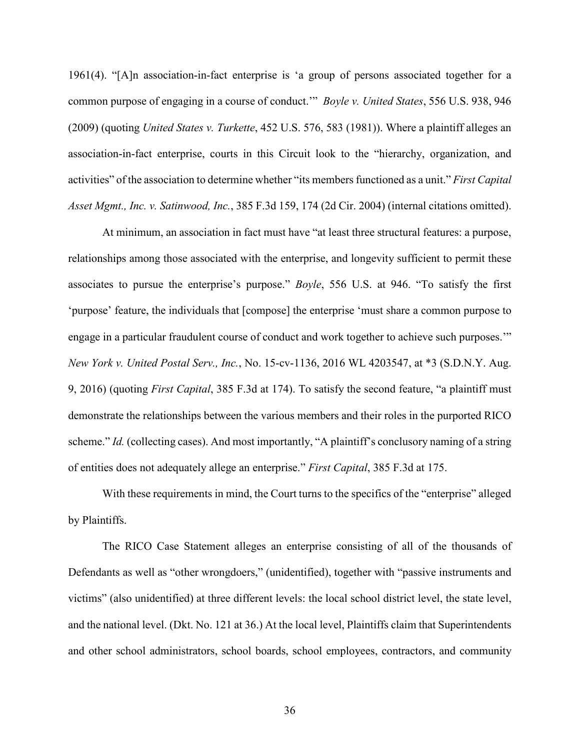1961(4). "[A]n association-in-fact enterprise is 'a group of persons associated together for a common purpose of engaging in a course of conduct.'" *Boyle v. United States*, 556 U.S. 938, 946 (2009) (quoting *United States v. Turkette*, 452 U.S. 576, 583 (1981)). Where a plaintiff alleges an association-in-fact enterprise, courts in this Circuit look to the "hierarchy, organization, and activities" of the association to determine whether "its members functioned as a unit." *First Capital Asset Mgmt., Inc. v. Satinwood, Inc.*, 385 F.3d 159, 174 (2d Cir. 2004) (internal citations omitted).

At minimum, an association in fact must have "at least three structural features: a purpose, relationships among those associated with the enterprise, and longevity sufficient to permit these associates to pursue the enterprise's purpose." *Boyle*, 556 U.S. at 946. "To satisfy the first 'purpose' feature, the individuals that [compose] the enterprise 'must share a common purpose to engage in a particular fraudulent course of conduct and work together to achieve such purposes.'" *New York v. United Postal Serv., Inc.*, No. 15-cv-1136, 2016 WL 4203547, at *3 (S.D.N.Y. Aug. 9, 2016) (quoting *First Capital*, 385 F.3d at 174). To satisfy the second feature, "a plaintiff must demonstrate the relationships between the various members and their roles in the purported RICO scheme." *Id.* (collecting cases). And most importantly, "A plaintiff's conclusory naming of a string of entities does not adequately allege an enterprise." *First Capital*, 385 F.3d at 175.

With these requirements in mind, the Court turns to the specifics of the "enterprise" alleged by Plaintiffs.

The RICO Case Statement alleges an enterprise consisting of all of the thousands of Defendants as well as "other wrongdoers," (unidentified), together with "passive instruments and victims" (also unidentified) at three different levels: the local school district level, the state level, and the national level. (Dkt. No. 121 at 36.) At the local level, Plaintiffs claim that Superintendents and other school administrators, school boards, school employees, contractors, and community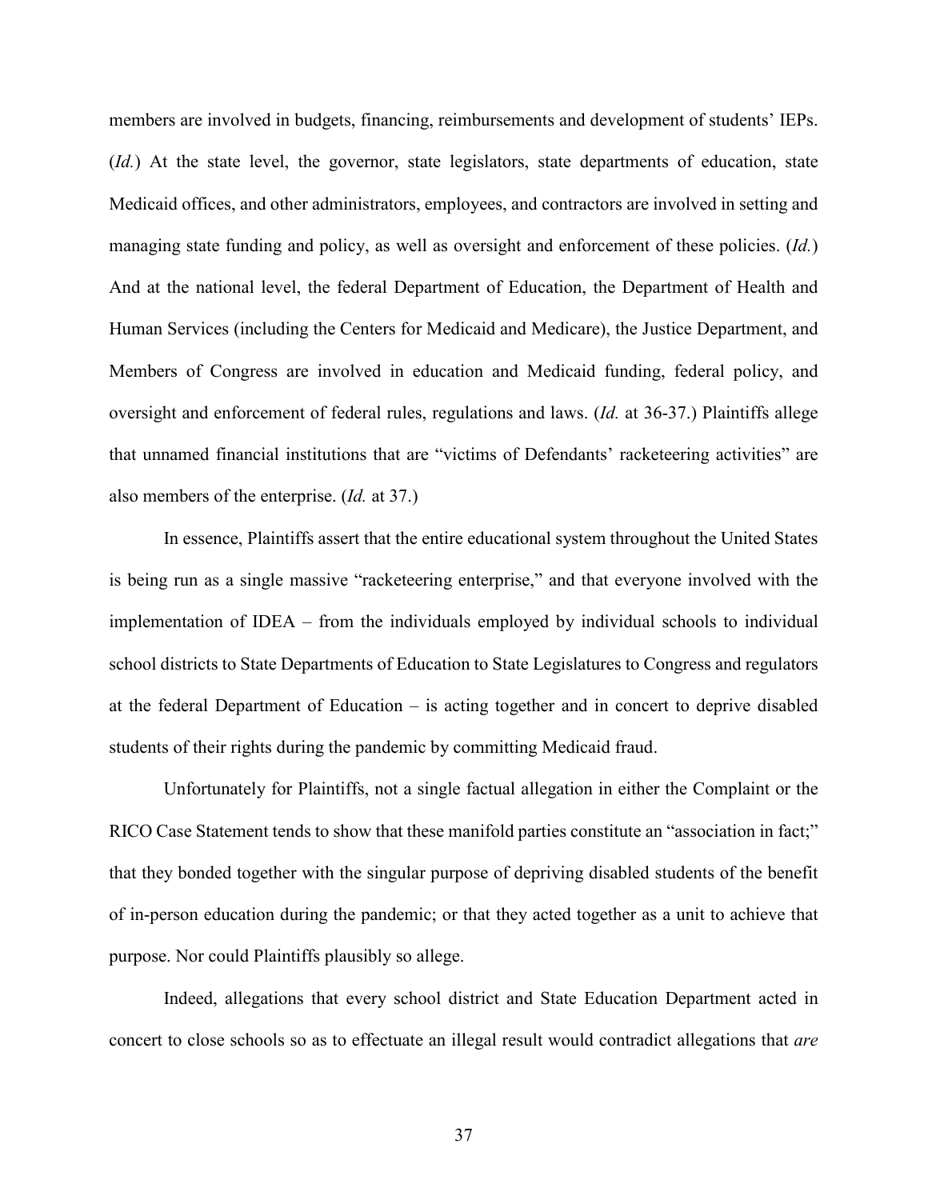members are involved in budgets, financing, reimbursements and development of students' IEPs. (*Id.*) At the state level, the governor, state legislators, state departments of education, state Medicaid offices, and other administrators, employees, and contractors are involved in setting and managing state funding and policy, as well as oversight and enforcement of these policies. (*Id.*) And at the national level, the federal Department of Education, the Department of Health and Human Services (including the Centers for Medicaid and Medicare), the Justice Department, and Members of Congress are involved in education and Medicaid funding, federal policy, and oversight and enforcement of federal rules, regulations and laws. (*Id.* at 36-37.) Plaintiffs allege that unnamed financial institutions that are "victims of Defendants' racketeering activities" are also members of the enterprise. (*Id.* at 37.)

In essence, Plaintiffs assert that the entire educational system throughout the United States is being run as a single massive "racketeering enterprise," and that everyone involved with the implementation of IDEA – from the individuals employed by individual schools to individual school districts to State Departments of Education to State Legislatures to Congress and regulators at the federal Department of Education – is acting together and in concert to deprive disabled students of their rights during the pandemic by committing Medicaid fraud.

Unfortunately for Plaintiffs, not a single factual allegation in either the Complaint or the RICO Case Statement tends to show that these manifold parties constitute an "association in fact;" that they bonded together with the singular purpose of depriving disabled students of the benefit of in-person education during the pandemic; or that they acted together as a unit to achieve that purpose. Nor could Plaintiffs plausibly so allege.

Indeed, allegations that every school district and State Education Department acted in concert to close schools so as to effectuate an illegal result would contradict allegations that *are*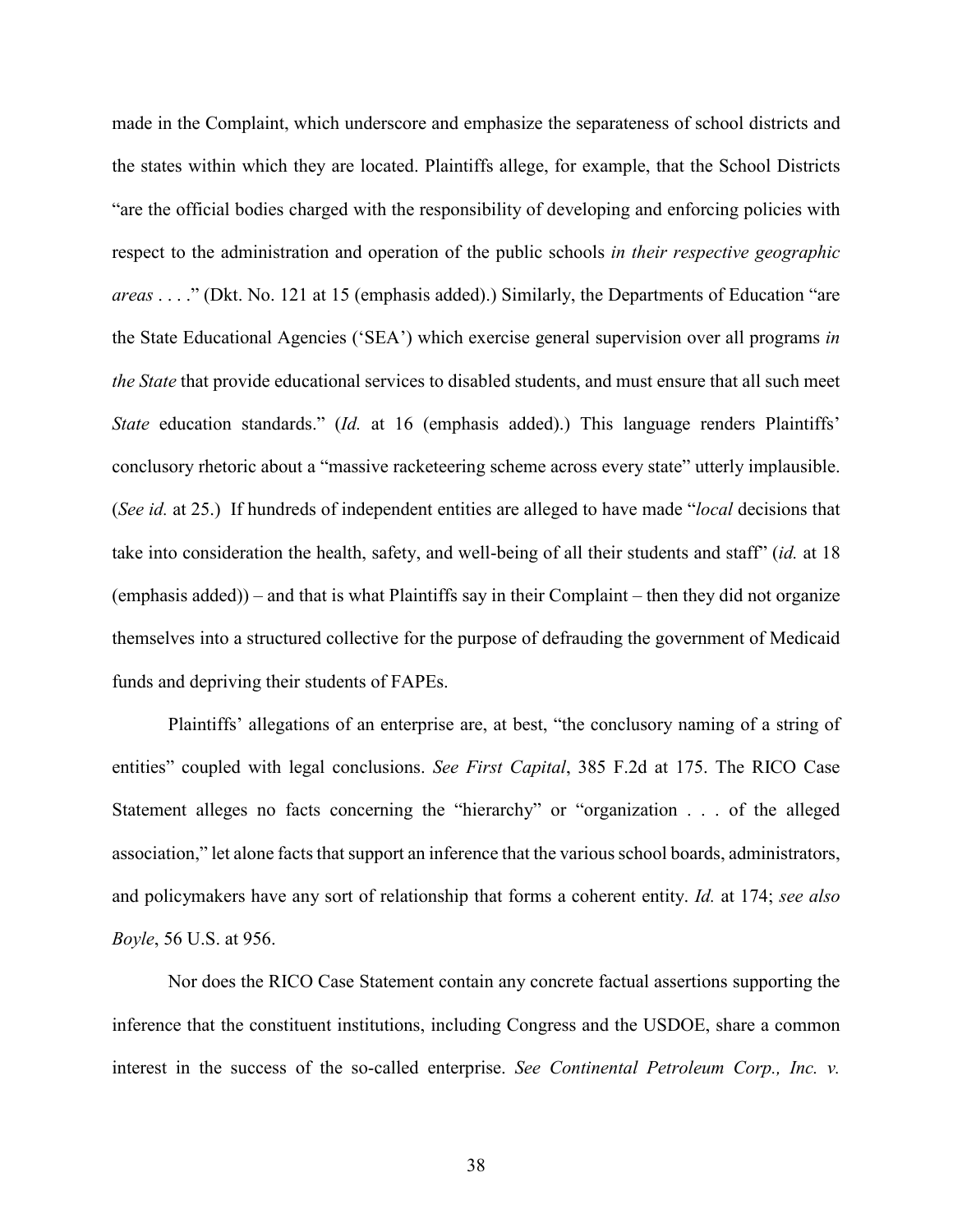made in the Complaint, which underscore and emphasize the separateness of school districts and the states within which they are located. Plaintiffs allege, for example, that the School Districts "are the official bodies charged with the responsibility of developing and enforcing policies with respect to the administration and operation of the public schools *in their respective geographic areas* . . . ." (Dkt. No. 121 at 15 (emphasis added).) Similarly, the Departments of Education "are the State Educational Agencies ('SEA') which exercise general supervision over all programs *in the State* that provide educational services to disabled students, and must ensure that all such meet *State* education standards." (*Id.* at 16 (emphasis added).) This language renders Plaintiffs' conclusory rhetoric about a "massive racketeering scheme across every state" utterly implausible. (*See id.* at 25.) If hundreds of independent entities are alleged to have made "*local* decisions that take into consideration the health, safety, and well-being of all their students and staff" (*id.* at 18 (emphasis added)) – and that is what Plaintiffs say in their Complaint – then they did not organize themselves into a structured collective for the purpose of defrauding the government of Medicaid funds and depriving their students of FAPEs.

Plaintiffs' allegations of an enterprise are, at best, "the conclusory naming of a string of entities" coupled with legal conclusions. *See First Capital*, 385 F.2d at 175. The RICO Case Statement alleges no facts concerning the "hierarchy" or "organization . . . of the alleged association," let alone facts that support an inference that the various school boards, administrators, and policymakers have any sort of relationship that forms a coherent entity. *Id.* at 174; *see also Boyle*, 56 U.S. at 956.

Nor does the RICO Case Statement contain any concrete factual assertions supporting the inference that the constituent institutions, including Congress and the USDOE, share a common interest in the success of the so-called enterprise. *See Continental Petroleum Corp., Inc. v.*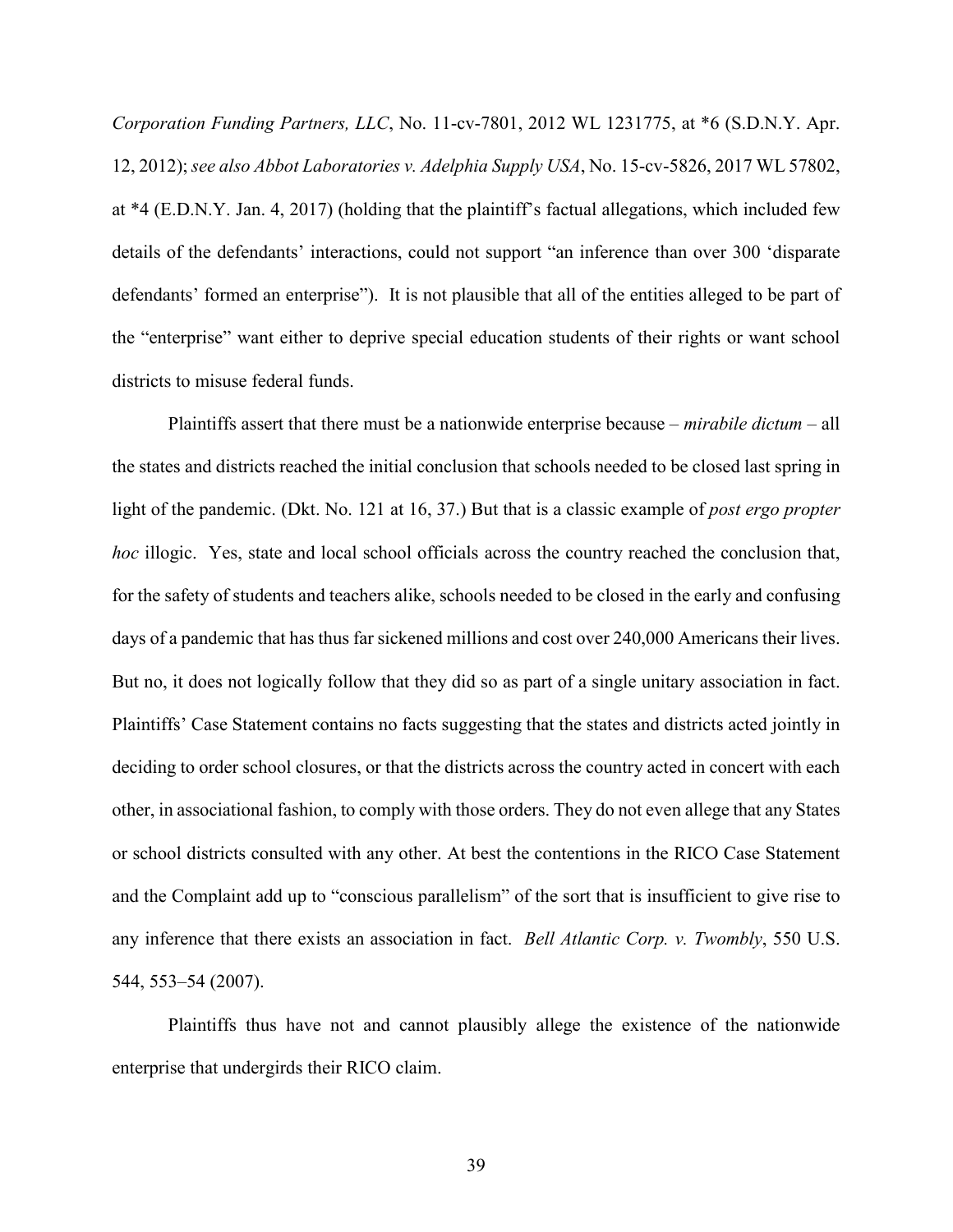*Corporation Funding Partners, LLC*, No. 11-cv-7801, 2012 WL 1231775, at *6 (S.D.N.Y. Apr. 12, 2012); *see also Abbot Laboratories v. Adelphia Supply USA*, No. 15-cv-5826, 2017 WL 57802, at *4 (E.D.N.Y. Jan. 4, 2017) (holding that the plaintiff's factual allegations, which included few details of the defendants' interactions, could not support "an inference than over 300 'disparate defendants' formed an enterprise"). It is not plausible that all of the entities alleged to be part of the "enterprise" want either to deprive special education students of their rights or want school districts to misuse federal funds.

Plaintiffs assert that there must be a nationwide enterprise because – *mirabile dictum* – all the states and districts reached the initial conclusion that schools needed to be closed last spring in light of the pandemic. (Dkt. No. 121 at 16, 37.) But that is a classic example of *post ergo propter hoc* illogic. Yes, state and local school officials across the country reached the conclusion that, for the safety of students and teachers alike, schools needed to be closed in the early and confusing days of a pandemic that has thus far sickened millions and cost over 240,000 Americans their lives. But no, it does not logically follow that they did so as part of a single unitary association in fact. Plaintiffs' Case Statement contains no facts suggesting that the states and districts acted jointly in deciding to order school closures, or that the districts across the country acted in concert with each other, in associational fashion, to comply with those orders. They do not even allege that any States or school districts consulted with any other. At best the contentions in the RICO Case Statement and the Complaint add up to "conscious parallelism" of the sort that is insufficient to give rise to any inference that there exists an association in fact. *Bell Atlantic Corp. v. Twombly*, 550 U.S. 544, 553–54 (2007).

Plaintiffs thus have not and cannot plausibly allege the existence of the nationwide enterprise that undergirds their RICO claim.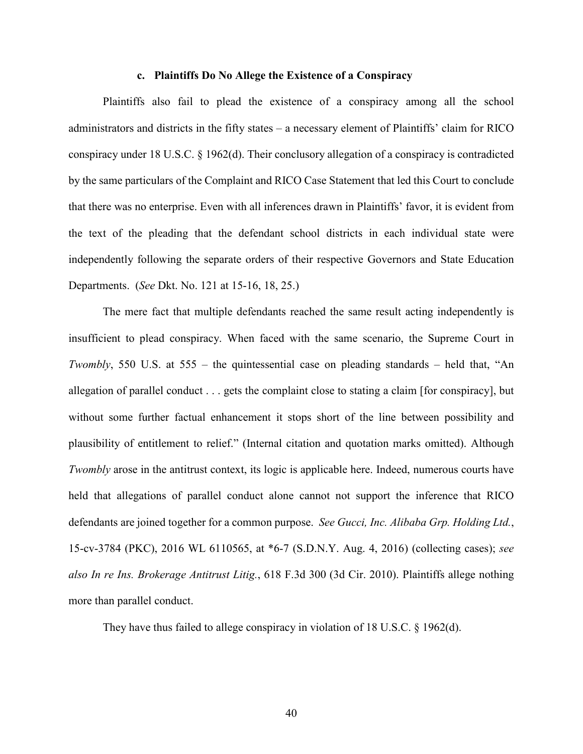### c. Plaintiffs Do No Allege the Existence of a Conspiracy

Plaintiffs also fail to plead the existence of a conspiracy among all the school administrators and districts in the fifty states – a necessary element of Plaintiffs' claim for RICO conspiracy under 18 U.S.C. § 1962(d). Their conclusory allegation of a conspiracy is contradicted by the same particulars of the Complaint and RICO Case Statement that led this Court to conclude that there was no enterprise. Even with all inferences drawn in Plaintiffs' favor, it is evident from the text of the pleading that the defendant school districts in each individual state were independently following the separate orders of their respective Governors and State Education Departments. (*See* Dkt. No. 121 at 15-16, 18, 25.)

The mere fact that multiple defendants reached the same result acting independently is insufficient to plead conspiracy. When faced with the same scenario, the Supreme Court in *Twombly*, 550 U.S. at 555 – the quintessential case on pleading standards – held that, "An allegation of parallel conduct . . . gets the complaint close to stating a claim [for conspiracy], but without some further factual enhancement it stops short of the line between possibility and plausibility of entitlement to relief." (Internal citation and quotation marks omitted). Although *Twombly* arose in the antitrust context, its logic is applicable here. Indeed, numerous courts have held that allegations of parallel conduct alone cannot not support the inference that RICO defendants are joined together for a common purpose. *See Gucci, Inc. Alibaba Grp. Holding Ltd.*, 15-cv-3784 (PKC), 2016 WL 6110565, at *6-7 (S.D.N.Y. Aug. 4, 2016) (collecting cases); *see also In re Ins. Brokerage Antitrust Litig.*, 618 F.3d 300 (3d Cir. 2010). Plaintiffs allege nothing more than parallel conduct.

They have thus failed to allege conspiracy in violation of 18 U.S.C. § 1962(d).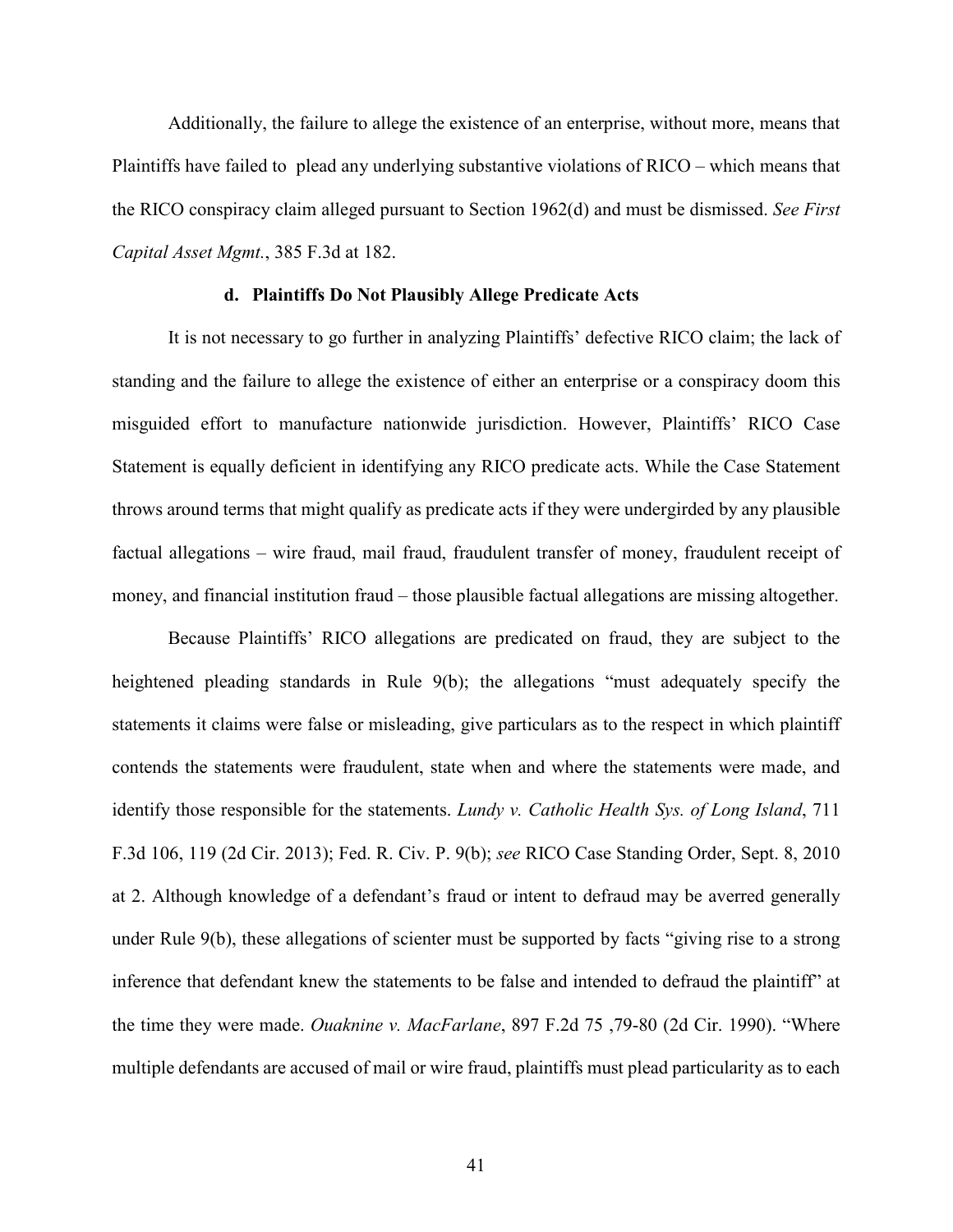Additionally, the failure to allege the existence of an enterprise, without more, means that Plaintiffs have failed to plead any underlying substantive violations of RICO – which means that the RICO conspiracy claim alleged pursuant to Section 1962(d) and must be dismissed. *See First Capital Asset Mgmt.*, 385 F.3d at 182.

### d. Plaintiffs Do Not Plausibly Allege Predicate Acts

It is not necessary to go further in analyzing Plaintiffs' defective RICO claim; the lack of standing and the failure to allege the existence of either an enterprise or a conspiracy doom this misguided effort to manufacture nationwide jurisdiction. However, Plaintiffs' RICO Case Statement is equally deficient in identifying any RICO predicate acts. While the Case Statement throws around terms that might qualify as predicate acts if they were undergirded by any plausible factual allegations – wire fraud, mail fraud, fraudulent transfer of money, fraudulent receipt of money, and financial institution fraud – those plausible factual allegations are missing altogether.

Because Plaintiffs' RICO allegations are predicated on fraud, they are subject to the heightened pleading standards in Rule 9(b); the allegations "must adequately specify the statements it claims were false or misleading, give particulars as to the respect in which plaintiff contends the statements were fraudulent, state when and where the statements were made, and identify those responsible for the statements. *Lundy v. Catholic Health Sys. of Long Island*, 711 F.3d 106, 119 (2d Cir. 2013); Fed. R. Civ. P. 9(b); *see* RICO Case Standing Order, Sept. 8, 2010 at 2. Although knowledge of a defendant's fraud or intent to defraud may be averred generally under Rule 9(b), these allegations of scienter must be supported by facts "giving rise to a strong inference that defendant knew the statements to be false and intended to defraud the plaintiff" at the time they were made. *Ouaknine v. MacFarlane*, 897 F.2d 75 ,79-80 (2d Cir. 1990). "Where multiple defendants are accused of mail or wire fraud, plaintiffs must plead particularity as to each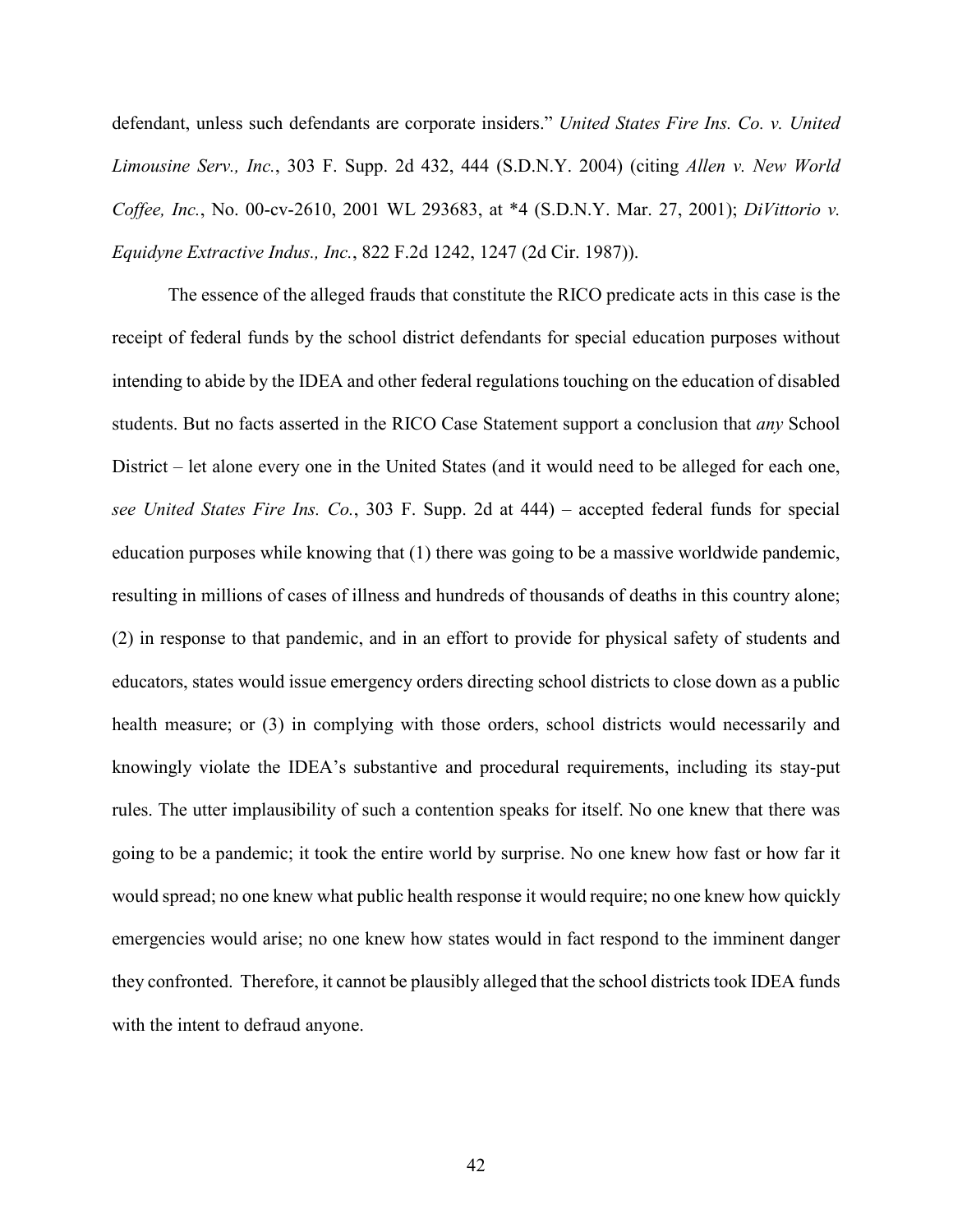defendant, unless such defendants are corporate insiders." *United States Fire Ins. Co. v. United Limousine Serv., Inc.*, 303 F. Supp. 2d 432, 444 (S.D.N.Y. 2004) (citing *Allen v. New World Coffee, Inc.*, No. 00-cv-2610, 2001 WL 293683, at *4 (S.D.N.Y. Mar. 27, 2001); *DiVittorio v. Equidyne Extractive Indus., Inc.*, 822 F.2d 1242, 1247 (2d Cir. 1987)).

The essence of the alleged frauds that constitute the RICO predicate acts in this case is the receipt of federal funds by the school district defendants for special education purposes without intending to abide by the IDEA and other federal regulations touching on the education of disabled students. But no facts asserted in the RICO Case Statement support a conclusion that *any* School District – let alone every one in the United States (and it would need to be alleged for each one, *see United States Fire Ins. Co.*, 303 F. Supp. 2d at 444) – accepted federal funds for special education purposes while knowing that (1) there was going to be a massive worldwide pandemic, resulting in millions of cases of illness and hundreds of thousands of deaths in this country alone; (2) in response to that pandemic, and in an effort to provide for physical safety of students and educators, states would issue emergency orders directing school districts to close down as a public health measure; or (3) in complying with those orders, school districts would necessarily and knowingly violate the IDEA's substantive and procedural requirements, including its stay-put rules. The utter implausibility of such a contention speaks for itself. No one knew that there was going to be a pandemic; it took the entire world by surprise. No one knew how fast or how far it would spread; no one knew what public health response it would require; no one knew how quickly emergencies would arise; no one knew how states would in fact respond to the imminent danger they confronted. Therefore, it cannot be plausibly alleged that the school districts took IDEA funds with the intent to defraud anyone.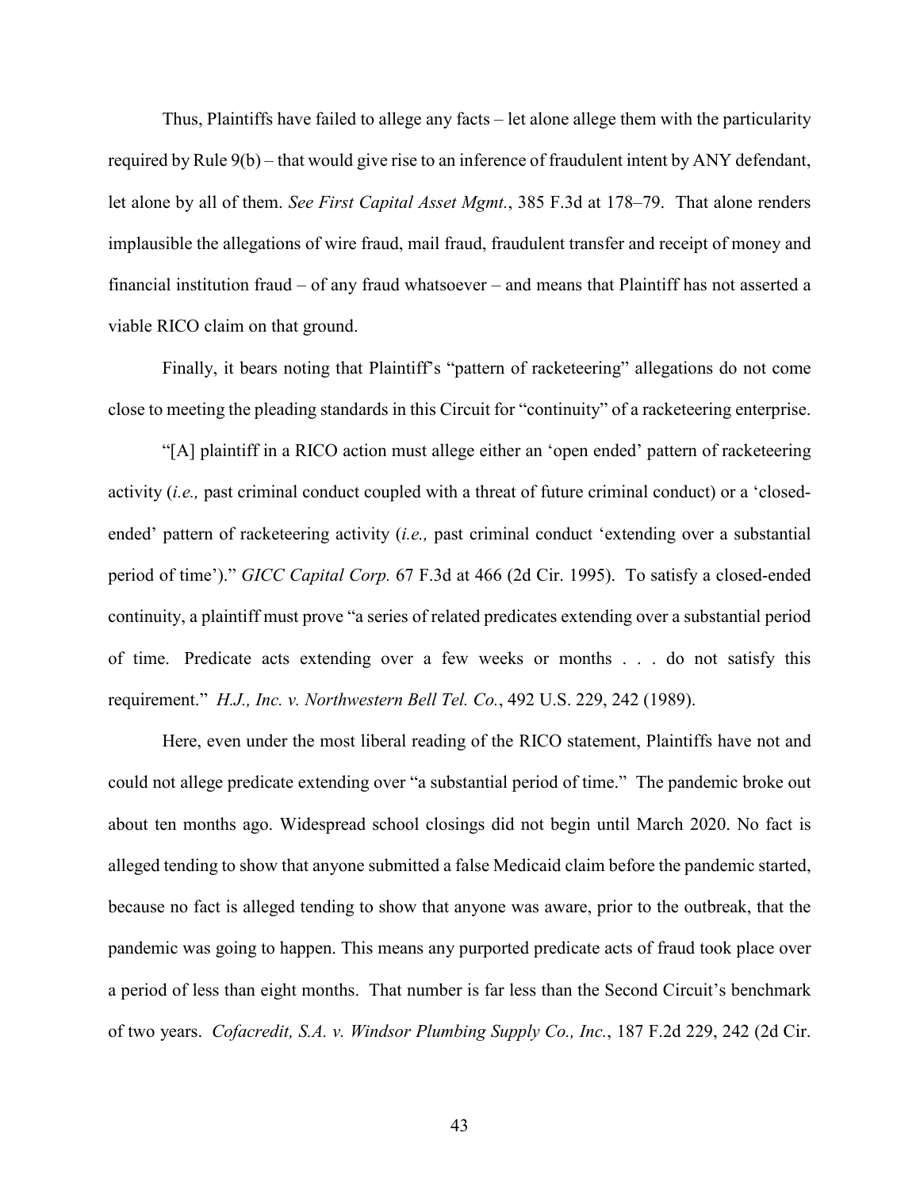Thus, Plaintiffs have failed to allege any facts – let alone allege them with the particularity required by Rule 9(b) – that would give rise to an inference of fraudulent intent by ANY defendant, let alone by all of them. *See First Capital Asset Mgmt.*, 385 F.3d at 178–79. That alone renders implausible the allegations of wire fraud, mail fraud, fraudulent transfer and receipt of money and financial institution fraud – of any fraud whatsoever – and means that Plaintiff has not asserted a viable RICO claim on that ground.

Finally, it bears noting that Plaintiff's "pattern of racketeering" allegations do not come close to meeting the pleading standards in this Circuit for "continuity" of a racketeering enterprise.

"[A] plaintiff in a RICO action must allege either an 'open ended' pattern of racketeering activity (*i.e.,* past criminal conduct coupled with a threat of future criminal conduct) or a 'closed-ended' pattern of racketeering activity (*i.e.,* past criminal conduct 'extending over a substantial period of time')." *GICC Capital Corp.* 67 F.3d at 466 (2d Cir. 1995). To satisfy a closed-ended continuity, a plaintiff must prove "a series of related predicates extending over a substantial period of time. Predicate acts extending over a few weeks or months . . . do not satisfy this requirement." *H.J., Inc. v. Northwestern Bell Tel. Co.*, 492 U.S. 229, 242 (1989).

Here, even under the most liberal reading of the RICO statement, Plaintiffs have not and could not allege predicate extending over "a substantial period of time." The pandemic broke out about ten months ago. Widespread school closings did not begin until March 2020. No fact is alleged tending to show that anyone submitted a false Medicaid claim before the pandemic started, because no fact is alleged tending to show that anyone was aware, prior to the outbreak, that the pandemic was going to happen. This means any purported predicate acts of fraud took place over a period of less than eight months. That number is far less than the Second Circuit's benchmark of two years. *Cofacredit, S.A. v. Windsor Plumbing Supply Co., Inc.*, 187 F.2d 229, 242 (2d Cir.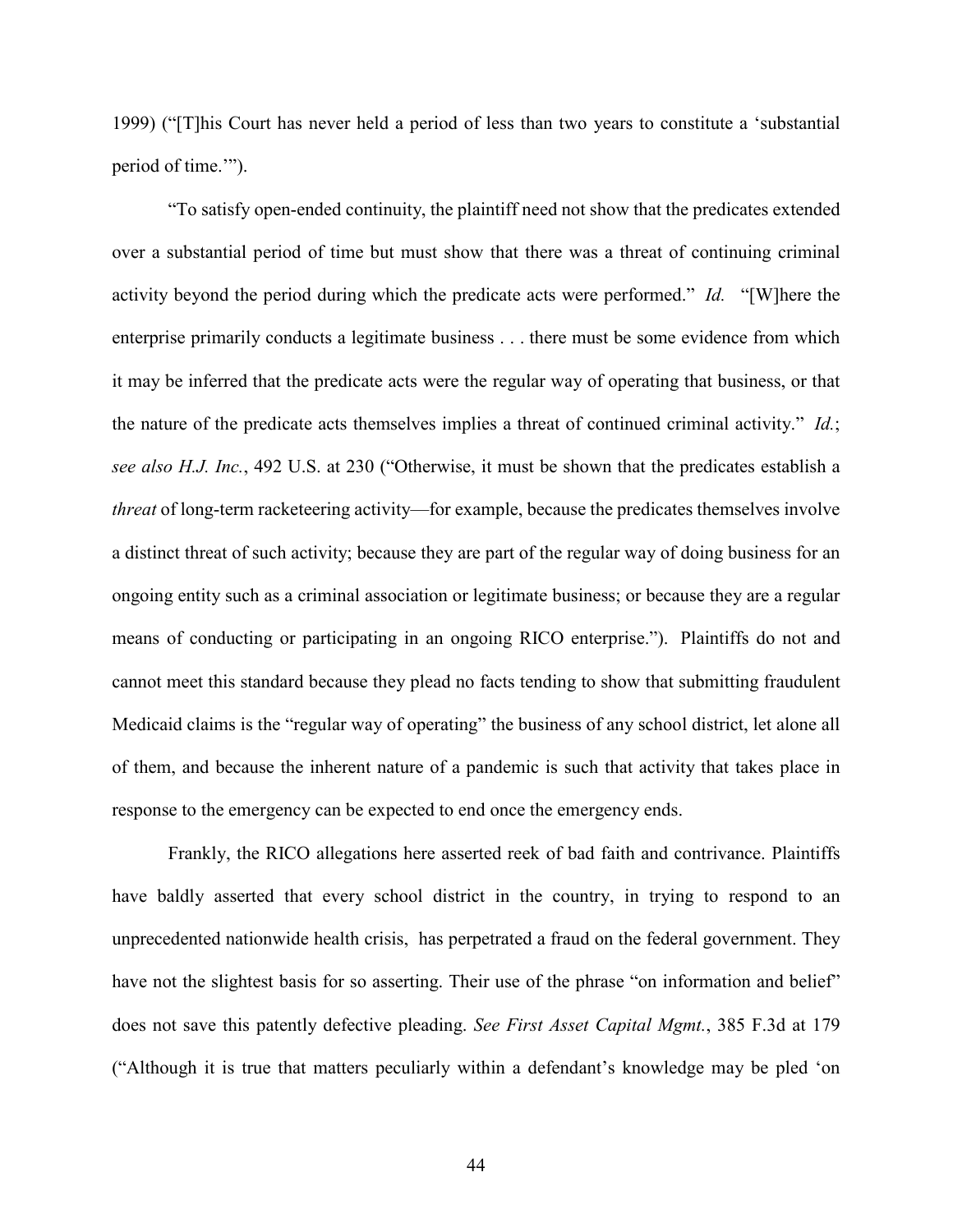1999) ("[T]his Court has never held a period of less than two years to constitute a 'substantial period of time.'").

"To satisfy open-ended continuity, the plaintiff need not show that the predicates extended over a substantial period of time but must show that there was a threat of continuing criminal activity beyond the period during which the predicate acts were performed." *Id.* "[W]here the enterprise primarily conducts a legitimate business . . . there must be some evidence from which it may be inferred that the predicate acts were the regular way of operating that business, or that the nature of the predicate acts themselves implies a threat of continued criminal activity." *Id.*; *see also H.J. Inc.*, 492 U.S. at 230 ("Otherwise, it must be shown that the predicates establish a *threat* of long-term racketeering activity—for example, because the predicates themselves involve a distinct threat of such activity; because they are part of the regular way of doing business for an ongoing entity such as a criminal association or legitimate business; or because they are a regular means of conducting or participating in an ongoing RICO enterprise."). Plaintiffs do not and cannot meet this standard because they plead no facts tending to show that submitting fraudulent Medicaid claims is the "regular way of operating" the business of any school district, let alone all of them, and because the inherent nature of a pandemic is such that activity that takes place in response to the emergency can be expected to end once the emergency ends.

Frankly, the RICO allegations here asserted reek of bad faith and contrivance. Plaintiffs have baldly asserted that every school district in the country, in trying to respond to an unprecedented nationwide health crisis, has perpetrated a fraud on the federal government. They have not the slightest basis for so asserting. Their use of the phrase "on information and belief" does not save this patently defective pleading. *See First Asset Capital Mgmt.*, 385 F.3d at 179 ("Although it is true that matters peculiarly within a defendant's knowledge may be pled 'on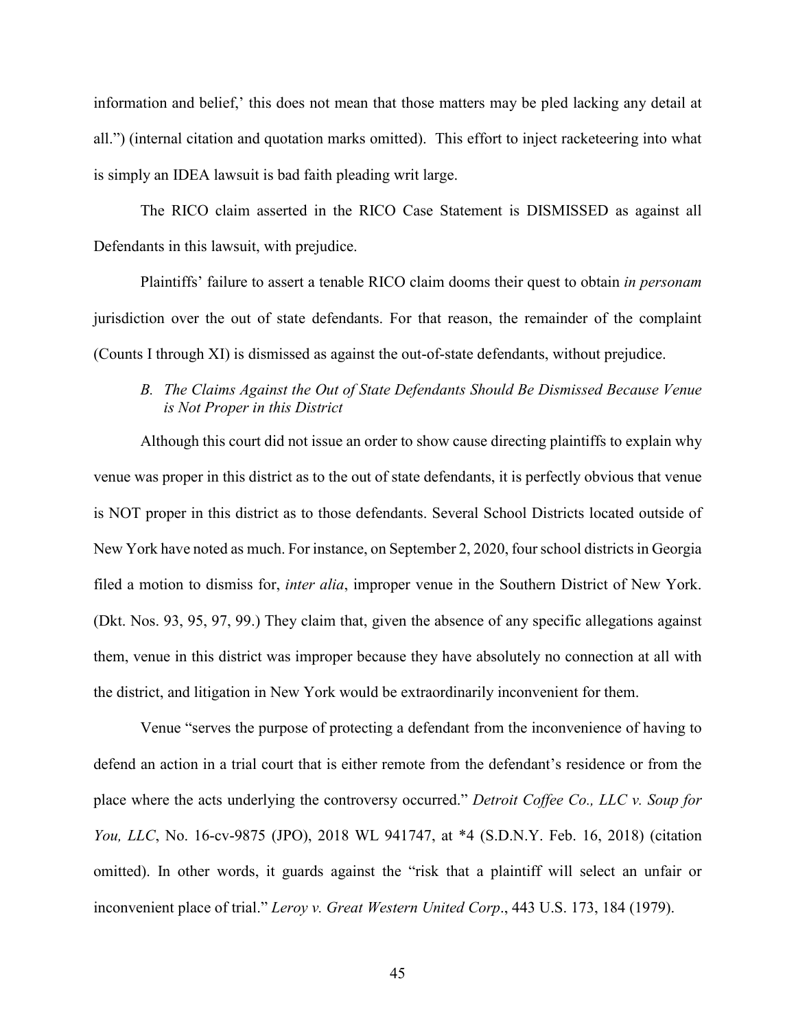information and belief,' this does not mean that those matters may be pled lacking any detail at all.") (internal citation and quotation marks omitted). This effort to inject racketeering into what is simply an IDEA lawsuit is bad faith pleading writ large.

The RICO claim asserted in the RICO Case Statement is DISMISSED as against all Defendants in this lawsuit, with prejudice.

Plaintiffs' failure to assert a tenable RICO claim dooms their quest to obtain *in personam* jurisdiction over the out of state defendants. For that reason, the remainder of the complaint (Counts I through XI) is dismissed as against the out-of-state defendants, without prejudice.

### *B. The Claims Against the Out of State Defendants Should Be Dismissed Because Venue is Not Proper in this District*

Although this court did not issue an order to show cause directing plaintiffs to explain why venue was proper in this district as to the out of state defendants, it is perfectly obvious that venue is NOT proper in this district as to those defendants. Several School Districts located outside of New York have noted as much. For instance, on September 2, 2020, four school districts in Georgia filed a motion to dismiss for, *inter alia*, improper venue in the Southern District of New York. (Dkt. Nos. 93, 95, 97, 99.) They claim that, given the absence of any specific allegations against them, venue in this district was improper because they have absolutely no connection at all with the district, and litigation in New York would be extraordinarily inconvenient for them.

Venue "serves the purpose of protecting a defendant from the inconvenience of having to defend an action in a trial court that is either remote from the defendant's residence or from the place where the acts underlying the controversy occurred." *Detroit Coffee Co., LLC v. Soup for You, LLC*, No. 16-cv-9875 (JPO), 2018 WL 941747, at *4 (S.D.N.Y. Feb. 16, 2018) (citation omitted). In other words, it guards against the "risk that a plaintiff will select an unfair or inconvenient place of trial." *Leroy v. Great Western United Corp*., 443 U.S. 173, 184 (1979).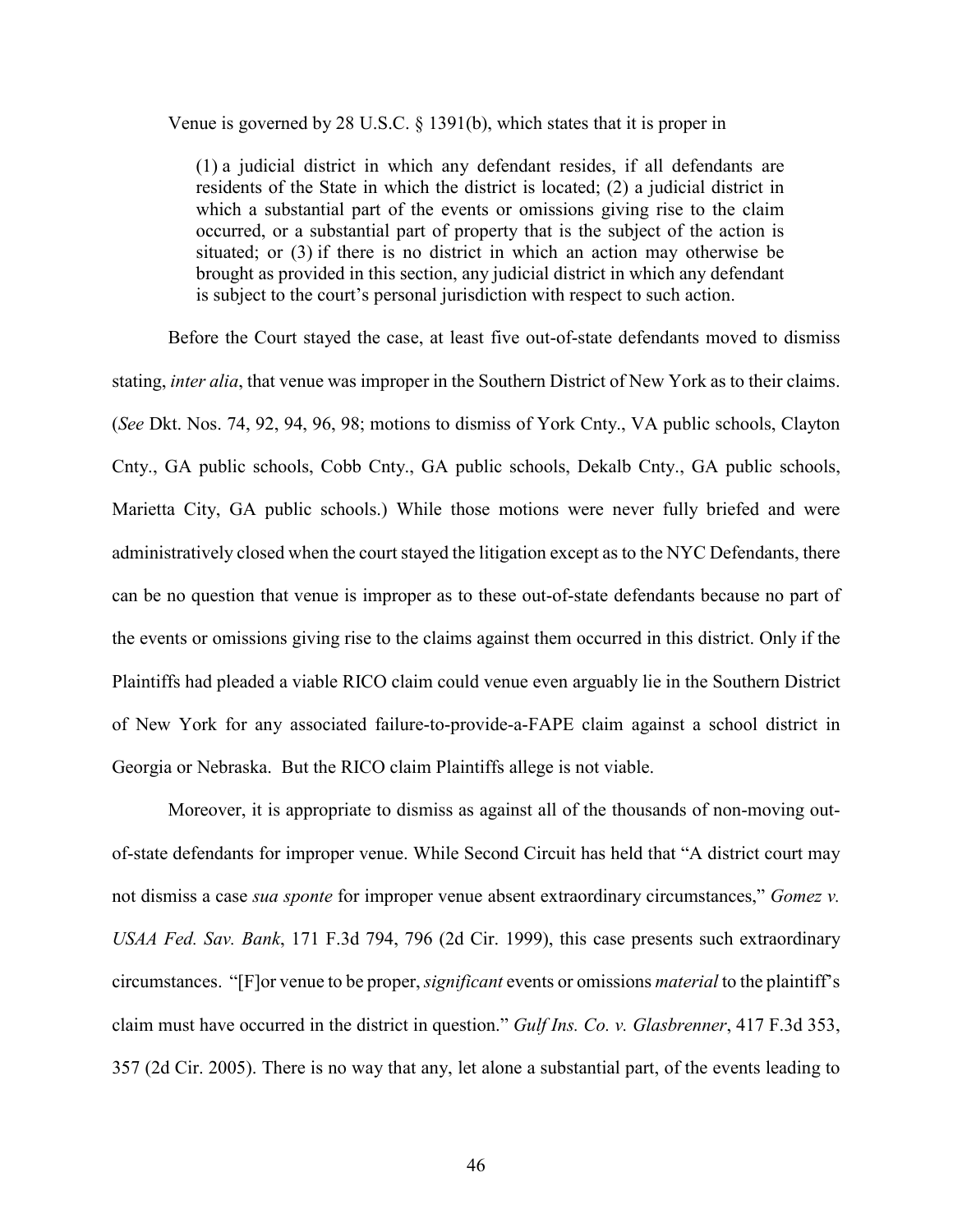Venue is governed by 28 U.S.C. § 1391(b), which states that it is proper in

> (1) a judicial district in which any defendant resides, if all defendants are residents of the State in which the district is located; (2) a judicial district in which a substantial part of the events or omissions giving rise to the claim occurred, or a substantial part of property that is the subject of the action is situated; or (3) if there is no district in which an action may otherwise be brought as provided in this section, any judicial district in which any defendant is subject to the court's personal jurisdiction with respect to such action.

Before the Court stayed the case, at least five out-of-state defendants moved to dismiss stating, *inter alia*, that venue was improper in the Southern District of New York as to their claims. (*See* Dkt. Nos. 74, 92, 94, 96, 98; motions to dismiss of York Cnty., VA public schools, Clayton Cnty., GA public schools, Cobb Cnty., GA public schools, Dekalb Cnty., GA public schools, Marietta City, GA public schools.) While those motions were never fully briefed and were administratively closed when the court stayed the litigation except as to the NYC Defendants, there can be no question that venue is improper as to these out-of-state defendants because no part of the events or omissions giving rise to the claims against them occurred in this district. Only if the Plaintiffs had pleaded a viable RICO claim could venue even arguably lie in the Southern District of New York for any associated failure-to-provide-a-FAPE claim against a school district in Georgia or Nebraska. But the RICO claim Plaintiffs allege is not viable.

Moreover, it is appropriate to dismiss as against all of the thousands of non-moving out-of-state defendants for improper venue. While Second Circuit has held that "A district court may not dismiss a case *sua sponte* for improper venue absent extraordinary circumstances," *Gomez v. USAA Fed. Sav. Bank*, 171 F.3d 794, 796 (2d Cir. 1999), this case presents such extraordinary circumstances. "[F]or venue to be proper, *significant* events or omissions *material* to the plaintiff's claim must have occurred in the district in question." *Gulf Ins. Co. v. Glasbrenner*, 417 F.3d 353, 357 (2d Cir. 2005). There is no way that any, let alone a substantial part, of the events leading to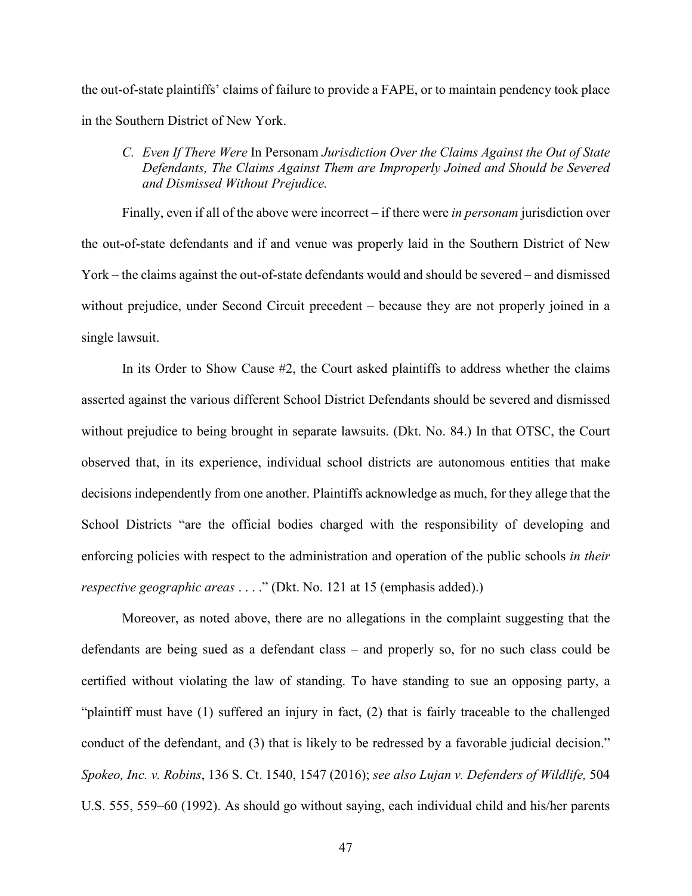the out-of-state plaintiffs' claims of failure to provide a FAPE, or to maintain pendency took place in the Southern District of New York.

### *C. Even If There Were* In Personam *Jurisdiction Over the Claims Against the Out of State Defendants, The Claims Against Them are Improperly Joined and Should be Severed and Dismissed Without Prejudice.*

Finally, even if all of the above were incorrect – if there were *in personam* jurisdiction over the out-of-state defendants and if and venue was properly laid in the Southern District of New York – the claims against the out-of-state defendants would and should be severed – and dismissed without prejudice, under Second Circuit precedent – because they are not properly joined in a single lawsuit.

In its Order to Show Cause #2, the Court asked plaintiffs to address whether the claims asserted against the various different School District Defendants should be severed and dismissed without prejudice to being brought in separate lawsuits. (Dkt. No. 84.) In that OTSC, the Court observed that, in its experience, individual school districts are autonomous entities that make decisions independently from one another. Plaintiffs acknowledge as much, for they allege that the School Districts "are the official bodies charged with the responsibility of developing and enforcing policies with respect to the administration and operation of the public schools *in their respective geographic areas* . . . ." (Dkt. No. 121 at 15 (emphasis added).)

Moreover, as noted above, there are no allegations in the complaint suggesting that the defendants are being sued as a defendant class – and properly so, for no such class could be certified without violating the law of standing. To have standing to sue an opposing party, a "plaintiff must have (1) suffered an injury in fact, (2) that is fairly traceable to the challenged conduct of the defendant, and (3) that is likely to be redressed by a favorable judicial decision." *Spokeo, Inc. v. Robins*, 136 S. Ct. 1540, 1547 (2016); *see also Lujan v. Defenders of Wildlife,* 504 U.S. 555, 559–60 (1992). As should go without saying, each individual child and his/her parents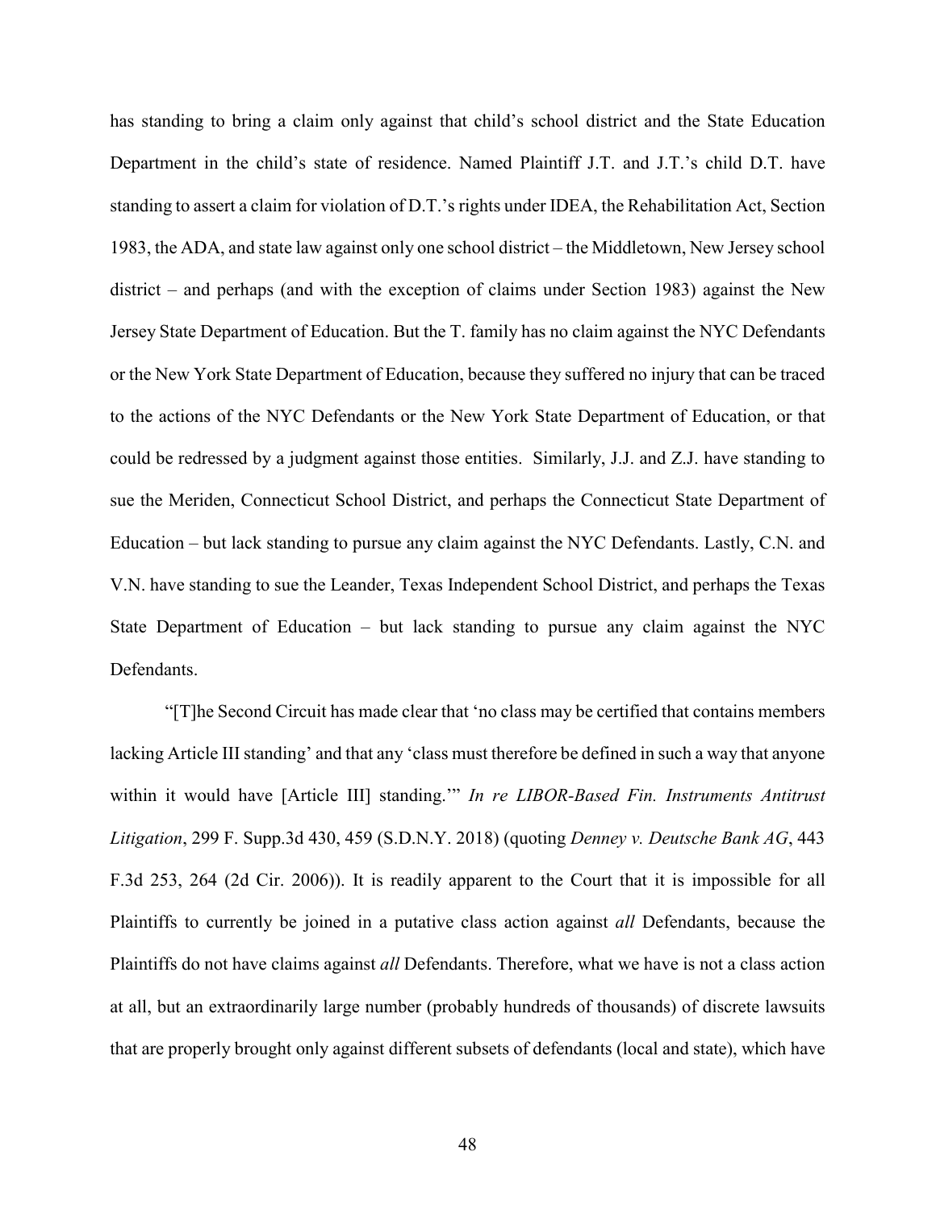has standing to bring a claim only against that child's school district and the State Education Department in the child's state of residence. Named Plaintiff J.T. and J.T.'s child D.T. have standing to assert a claim for violation of D.T.'s rights under IDEA, the Rehabilitation Act, Section 1983, the ADA, and state law against only one school district – the Middletown, New Jersey school district – and perhaps (and with the exception of claims under Section 1983) against the New Jersey State Department of Education. But the T. family has no claim against the NYC Defendants or the New York State Department of Education, because they suffered no injury that can be traced to the actions of the NYC Defendants or the New York State Department of Education, or that could be redressed by a judgment against those entities. Similarly, J.J. and Z.J. have standing to sue the Meriden, Connecticut School District, and perhaps the Connecticut State Department of Education – but lack standing to pursue any claim against the NYC Defendants. Lastly, C.N. and V.N. have standing to sue the Leander, Texas Independent School District, and perhaps the Texas State Department of Education – but lack standing to pursue any claim against the NYC Defendants.

"[T]he Second Circuit has made clear that 'no class may be certified that contains members lacking Article III standing' and that any 'class must therefore be defined in such a way that anyone within it would have [Article III] standing.'" *In re LIBOR-Based Fin. Instruments Antitrust Litigation*, 299 F. Supp.3d 430, 459 (S.D.N.Y. 2018) (quoting *Denney v. Deutsche Bank AG*, 443 F.3d 253, 264 (2d Cir. 2006)). It is readily apparent to the Court that it is impossible for all Plaintiffs to currently be joined in a putative class action against *all* Defendants, because the Plaintiffs do not have claims against *all* Defendants. Therefore, what we have is not a class action at all, but an extraordinarily large number (probably hundreds of thousands) of discrete lawsuits that are properly brought only against different subsets of defendants (local and state), which have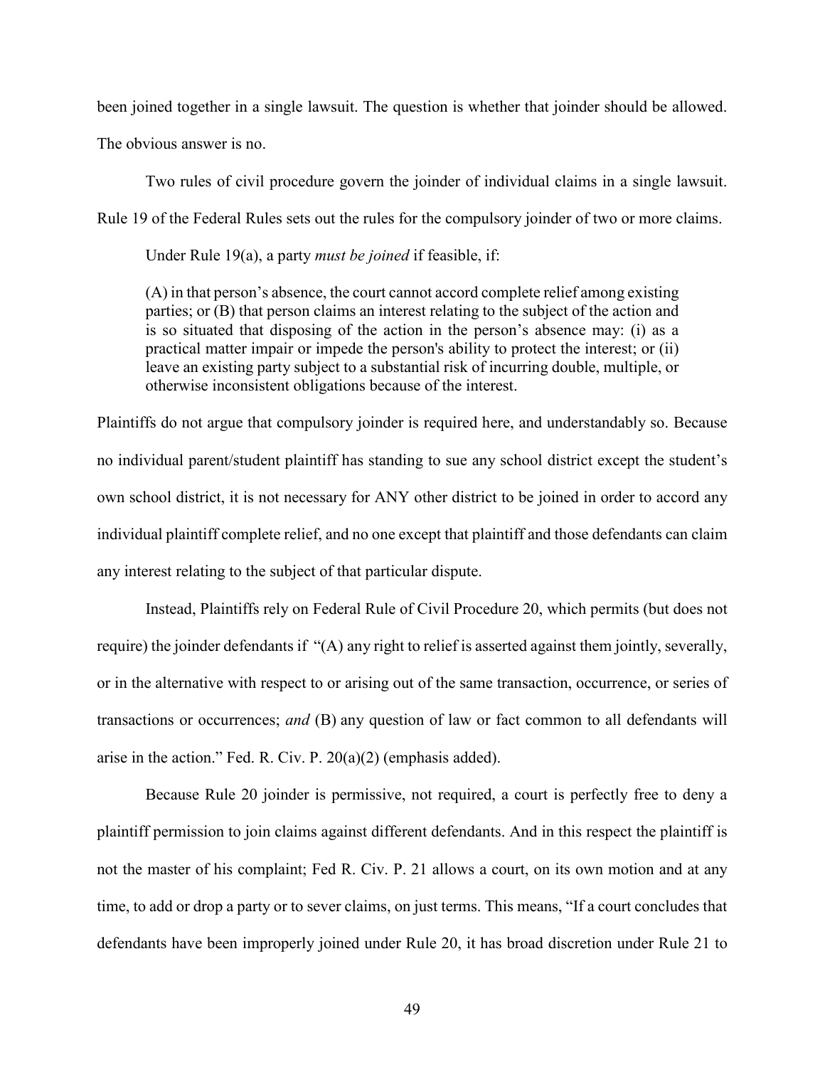been joined together in a single lawsuit. The question is whether that joinder should be allowed. The obvious answer is no.

Two rules of civil procedure govern the joinder of individual claims in a single lawsuit. Rule 19 of the Federal Rules sets out the rules for the compulsory joinder of two or more claims.

Under Rule 19(a), a party *must be joined* if feasible, if:

> (A) in that person's absence, the court cannot accord complete relief among existing parties; or (B) that person claims an interest relating to the subject of the action and is so situated that disposing of the action in the person's absence may: (i) as a practical matter impair or impede the person's ability to protect the interest; or (ii) leave an existing party subject to a substantial risk of incurring double, multiple, or otherwise inconsistent obligations because of the interest.

Plaintiffs do not argue that compulsory joinder is required here, and understandably so. Because no individual parent/student plaintiff has standing to sue any school district except the student's own school district, it is not necessary for ANY other district to be joined in order to accord any individual plaintiff complete relief, and no one except that plaintiff and those defendants can claim any interest relating to the subject of that particular dispute.

Instead, Plaintiffs rely on Federal Rule of Civil Procedure 20, which permits (but does not require) the joinder defendants if "(A) any right to relief is asserted against them jointly, severally, or in the alternative with respect to or arising out of the same transaction, occurrence, or series of transactions or occurrences; *and* (B) any question of law or fact common to all defendants will arise in the action." Fed. R. Civ. P. 20(a)(2) (emphasis added).

Because Rule 20 joinder is permissive, not required, a court is perfectly free to deny a plaintiff permission to join claims against different defendants. And in this respect the plaintiff is not the master of his complaint; Fed R. Civ. P. 21 allows a court, on its own motion and at any time, to add or drop a party or to sever claims, on just terms. This means, "If a court concludes that defendants have been improperly joined under Rule 20, it has broad discretion under Rule 21 to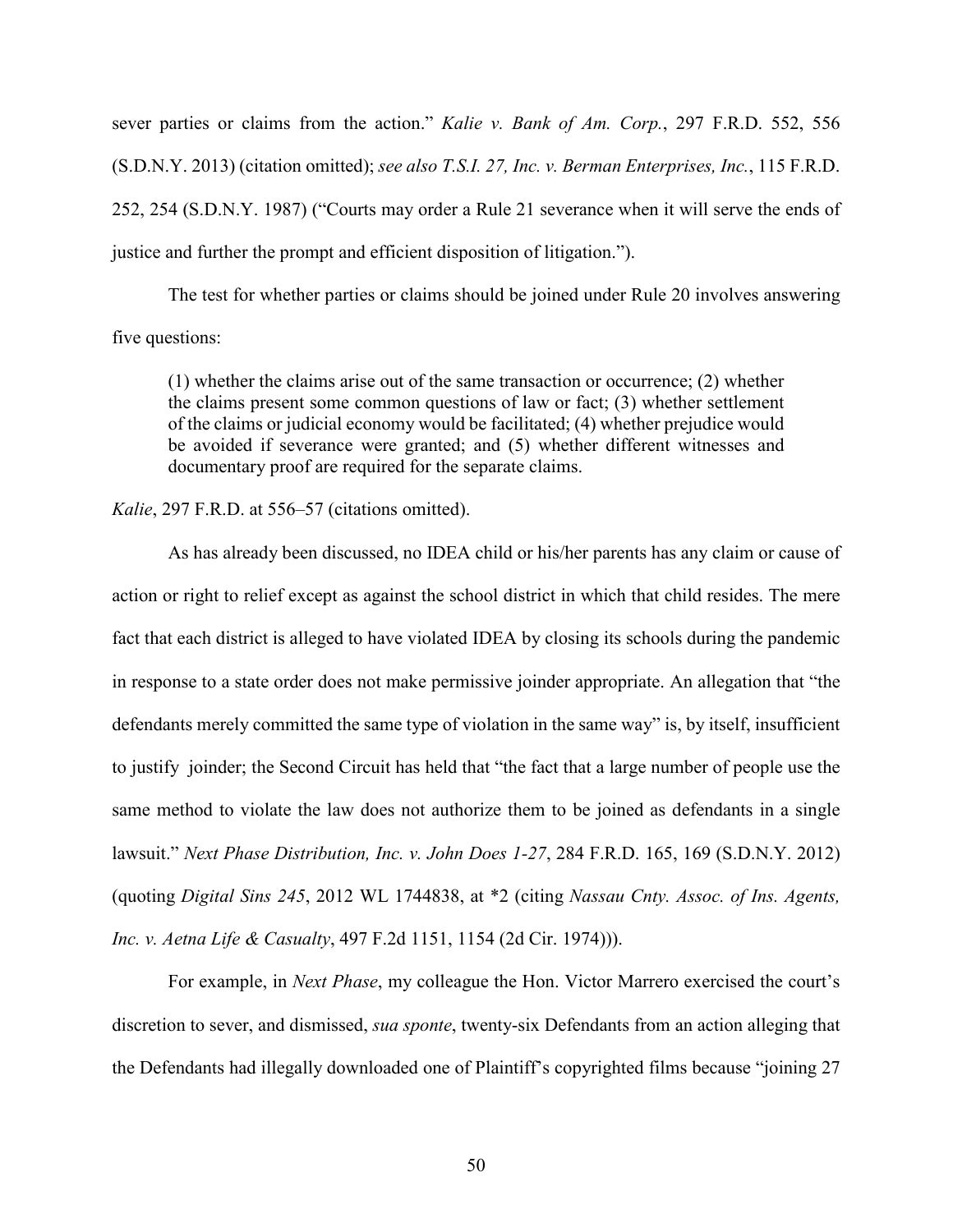sever parties or claims from the action." *Kalie v. Bank of Am. Corp.*, 297 F.R.D. 552, 556 (S.D.N.Y. 2013) (citation omitted); *see also T.S.I. 27, Inc. v. Berman Enterprises, Inc.*, 115 F.R.D. 252, 254 (S.D.N.Y. 1987) ("Courts may order a Rule 21 severance when it will serve the ends of justice and further the prompt and efficient disposition of litigation.").

The test for whether parties or claims should be joined under Rule 20 involves answering five questions:

> (1) whether the claims arise out of the same transaction or occurrence; (2) whether the claims present some common questions of law or fact; (3) whether settlement of the claims or judicial economy would be facilitated; (4) whether prejudice would be avoided if severance were granted; and (5) whether different witnesses and documentary proof are required for the separate claims.

*Kalie*, 297 F.R.D. at 556–57 (citations omitted).

As has already been discussed, no IDEA child or his/her parents has any claim or cause of action or right to relief except as against the school district in which that child resides. The mere fact that each district is alleged to have violated IDEA by closing its schools during the pandemic in response to a state order does not make permissive joinder appropriate. An allegation that "the defendants merely committed the same type of violation in the same way" is, by itself, insufficient to justify joinder; the Second Circuit has held that "the fact that a large number of people use the same method to violate the law does not authorize them to be joined as defendants in a single lawsuit." *Next Phase Distribution, Inc. v. John Does 1-27*, 284 F.R.D. 165, 169 (S.D.N.Y. 2012) (quoting *Digital Sins 245*, 2012 WL 1744838, at *2 (citing *Nassau Cnty. Assoc. of Ins. Agents, Inc. v. Aetna Life & Casualty*, 497 F.2d 1151, 1154 (2d Cir. 1974))).

For example, in *Next Phase*, my colleague the Hon. Victor Marrero exercised the court's discretion to sever, and dismissed, *sua sponte*, twenty-six Defendants from an action alleging that the Defendants had illegally downloaded one of Plaintiff's copyrighted films because "joining 27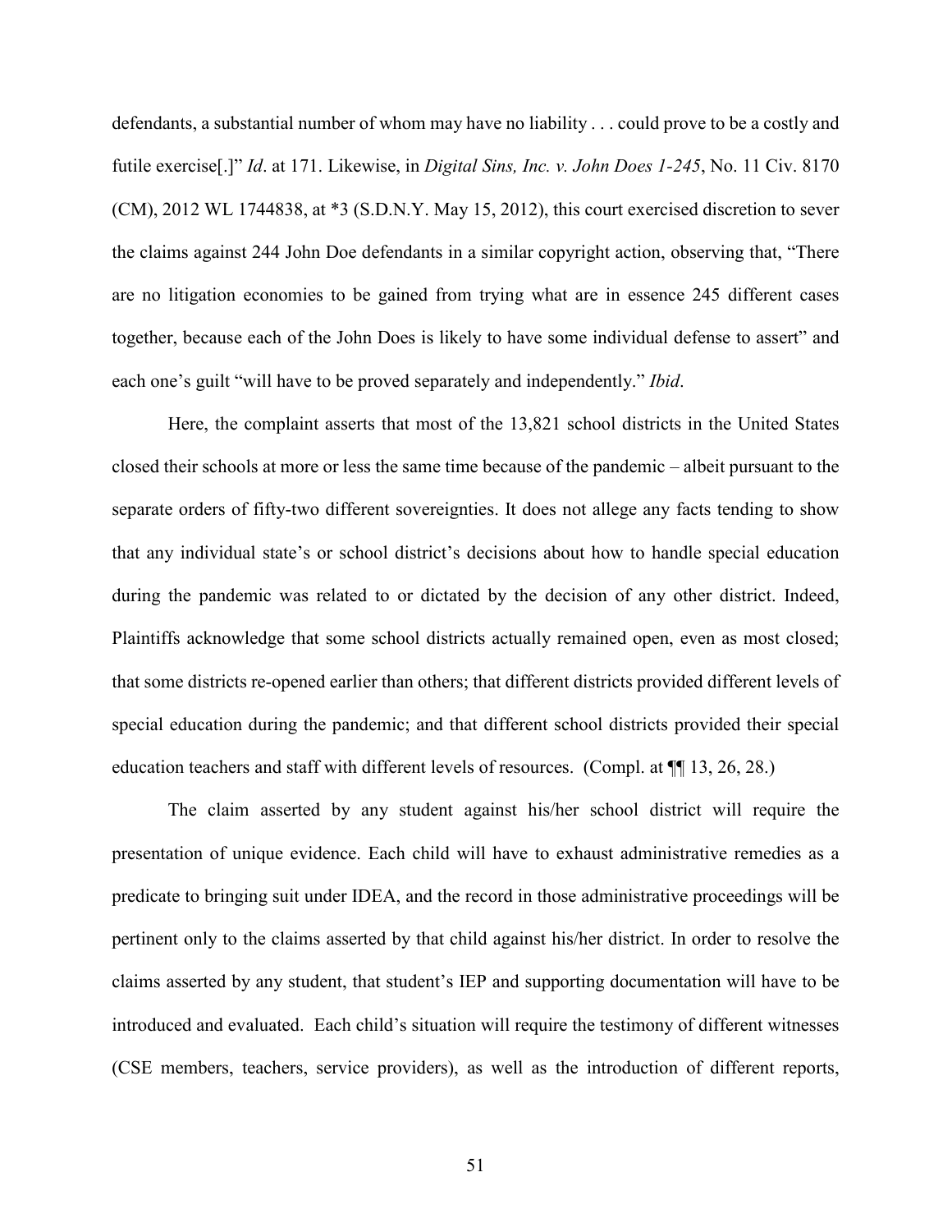defendants, a substantial number of whom may have no liability . . . could prove to be a costly and futile exercise[.]" *Id*. at 171. Likewise, in *Digital Sins, Inc. v. John Does 1-245*, No. 11 Civ. 8170 (CM), 2012 WL 1744838, at *3 (S.D.N.Y. May 15, 2012), this court exercised discretion to sever the claims against 244 John Doe defendants in a similar copyright action, observing that, "There are no litigation economies to be gained from trying what are in essence 245 different cases together, because each of the John Does is likely to have some individual defense to assert" and each one's guilt "will have to be proved separately and independently." *Ibid*.

Here, the complaint asserts that most of the 13,821 school districts in the United States closed their schools at more or less the same time because of the pandemic – albeit pursuant to the separate orders of fifty-two different sovereignties. It does not allege any facts tending to show that any individual state's or school district's decisions about how to handle special education during the pandemic was related to or dictated by the decision of any other district. Indeed, Plaintiffs acknowledge that some school districts actually remained open, even as most closed; that some districts re-opened earlier than others; that different districts provided different levels of special education during the pandemic; and that different school districts provided their special education teachers and staff with different levels of resources. (Compl. at ¶¶ 13, 26, 28.)

The claim asserted by any student against his/her school district will require the presentation of unique evidence. Each child will have to exhaust administrative remedies as a predicate to bringing suit under IDEA, and the record in those administrative proceedings will be pertinent only to the claims asserted by that child against his/her district. In order to resolve the claims asserted by any student, that student's IEP and supporting documentation will have to be introduced and evaluated. Each child's situation will require the testimony of different witnesses (CSE members, teachers, service providers), as well as the introduction of different reports,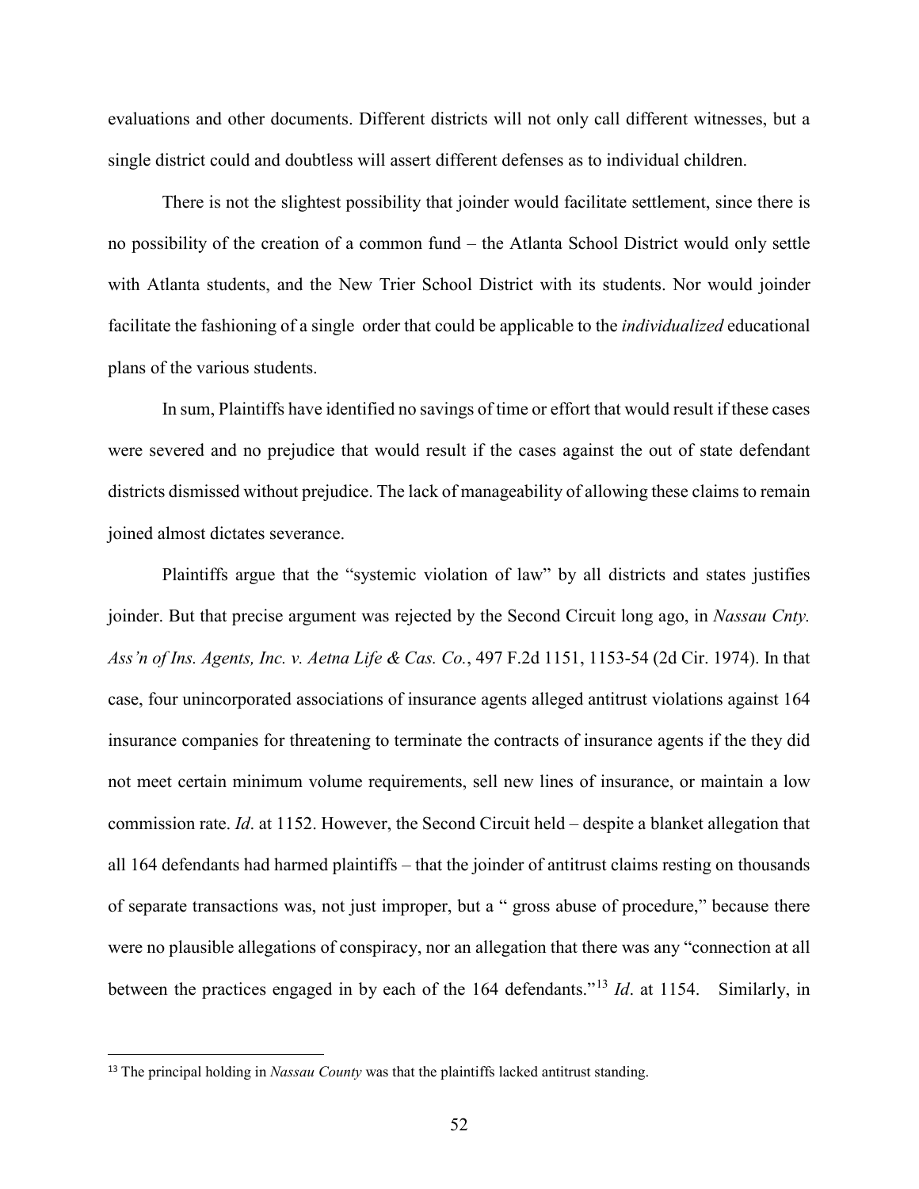evaluations and other documents. Different districts will not only call different witnesses, but a single district could and doubtless will assert different defenses as to individual children.

There is not the slightest possibility that joinder would facilitate settlement, since there is no possibility of the creation of a common fund – the Atlanta School District would only settle with Atlanta students, and the New Trier School District with its students. Nor would joinder facilitate the fashioning of a single order that could be applicable to the *individualized* educational plans of the various students.

In sum, Plaintiffs have identified no savings of time or effort that would result if these cases were severed and no prejudice that would result if the cases against the out of state defendant districts dismissed without prejudice. The lack of manageability of allowing these claims to remain joined almost dictates severance.

Plaintiffs argue that the "systemic violation of law" by all districts and states justifies joinder. But that precise argument was rejected by the Second Circuit long ago, in *Nassau Cnty. Ass'n of Ins. Agents, Inc. v. Aetna Life & Cas. Co.*, 497 F.2d 1151, 1153-54 (2d Cir. 1974). In that case, four unincorporated associations of insurance agents alleged antitrust violations against 164 insurance companies for threatening to terminate the contracts of insurance agents if the they did not meet certain minimum volume requirements, sell new lines of insurance, or maintain a low commission rate. *Id*. at 1152. However, the Second Circuit held – despite a blanket allegation that all 164 defendants had harmed plaintiffs – that the joinder of antitrust claims resting on thousands of separate transactions was, not just improper, but a " gross abuse of procedure," because there were no plausible allegations of conspiracy, nor an allegation that there was any "connection at all between the practices engaged in by each of the 164 defendants."[13] *Id*. at 1154. Similarly, in

[13] The principal holding in *Nassau County* was that the plaintiffs lacked antitrust standing.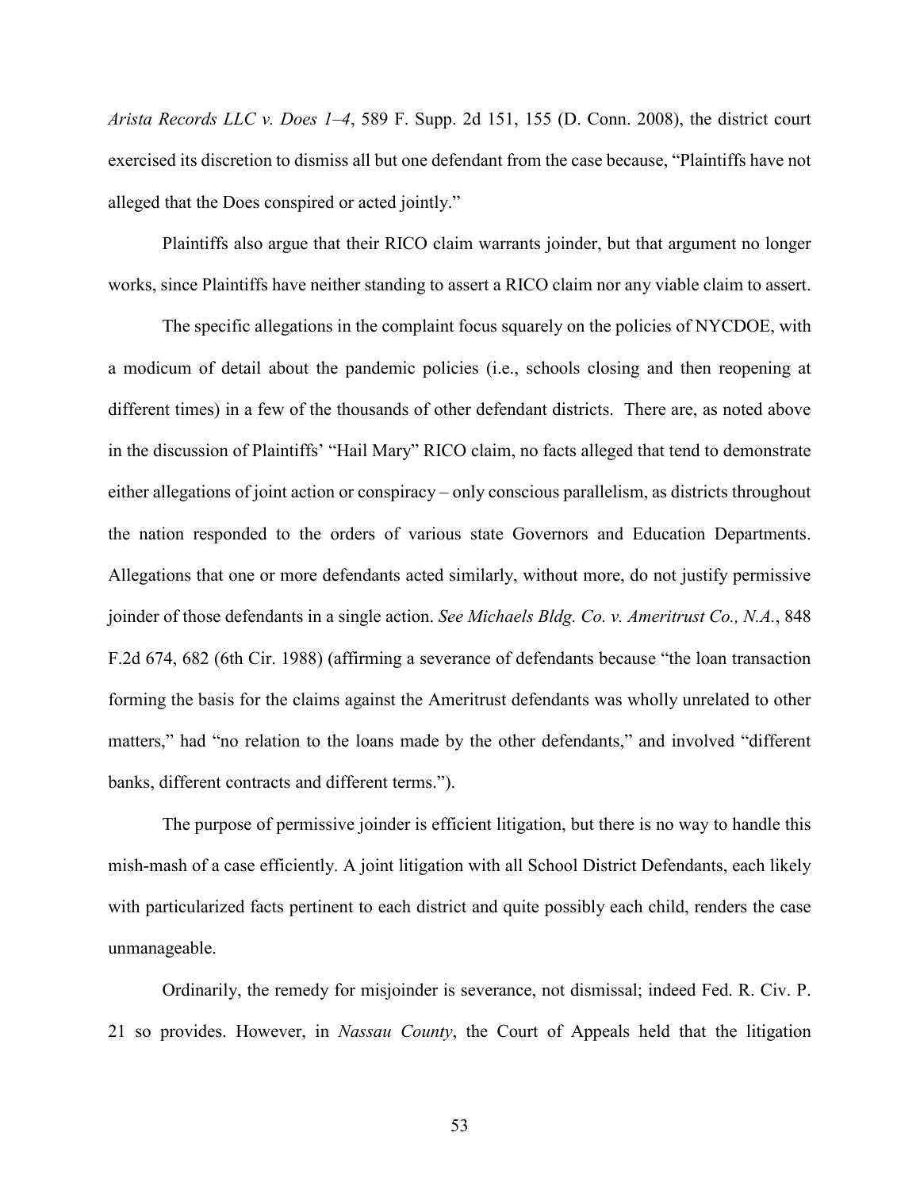*Arista Records LLC v. Does 1–4*, 589 F. Supp. 2d 151, 155 (D. Conn. 2008), the district court exercised its discretion to dismiss all but one defendant from the case because, "Plaintiffs have not alleged that the Does conspired or acted jointly."

Plaintiffs also argue that their RICO claim warrants joinder, but that argument no longer works, since Plaintiffs have neither standing to assert a RICO claim nor any viable claim to assert.

The specific allegations in the complaint focus squarely on the policies of NYCDOE, with a modicum of detail about the pandemic policies (i.e., schools closing and then reopening at different times) in a few of the thousands of other defendant districts. There are, as noted above in the discussion of Plaintiffs' "Hail Mary" RICO claim, no facts alleged that tend to demonstrate either allegations of joint action or conspiracy – only conscious parallelism, as districts throughout the nation responded to the orders of various state Governors and Education Departments. Allegations that one or more defendants acted similarly, without more, do not justify permissive joinder of those defendants in a single action. *See Michaels Bldg. Co. v. Ameritrust Co., N.A.*, 848 F.2d 674, 682 (6th Cir. 1988) (affirming a severance of defendants because "the loan transaction forming the basis for the claims against the Ameritrust defendants was wholly unrelated to other matters," had "no relation to the loans made by the other defendants," and involved "different banks, different contracts and different terms.").

The purpose of permissive joinder is efficient litigation, but there is no way to handle this mish-mash of a case efficiently. A joint litigation with all School District Defendants, each likely with particularized facts pertinent to each district and quite possibly each child, renders the case unmanageable.

Ordinarily, the remedy for misjoinder is severance, not dismissal; indeed Fed. R. Civ. P. 21 so provides. However, in *Nassau County*, the Court of Appeals held that the litigation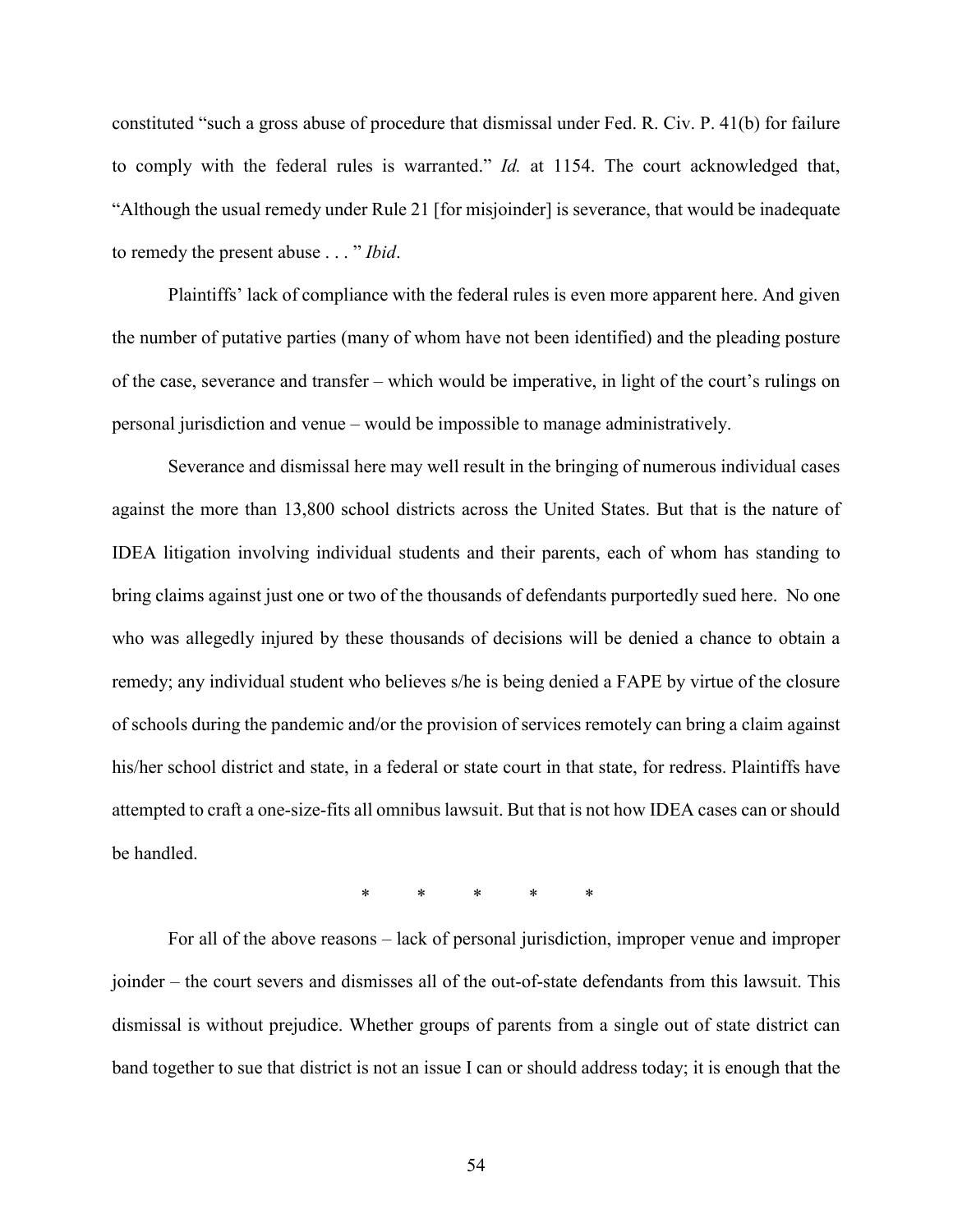constituted "such a gross abuse of procedure that dismissal under Fed. R. Civ. P. 41(b) for failure to comply with the federal rules is warranted." *Id.* at 1154. The court acknowledged that, "Although the usual remedy under Rule 21 [for misjoinder] is severance, that would be inadequate to remedy the present abuse . . . " *Ibid*.

Plaintiffs' lack of compliance with the federal rules is even more apparent here. And given the number of putative parties (many of whom have not been identified) and the pleading posture of the case, severance and transfer – which would be imperative, in light of the court's rulings on personal jurisdiction and venue – would be impossible to manage administratively.

Severance and dismissal here may well result in the bringing of numerous individual cases against the more than 13,800 school districts across the United States. But that is the nature of IDEA litigation involving individual students and their parents, each of whom has standing to bring claims against just one or two of the thousands of defendants purportedly sued here. No one who was allegedly injured by these thousands of decisions will be denied a chance to obtain a remedy; any individual student who believes s/he is being denied a FAPE by virtue of the closure of schools during the pandemic and/or the provision of services remotely can bring a claim against his/her school district and state, in a federal or state court in that state, for redress. Plaintiffs have attempted to craft a one-size-fits all omnibus lawsuit. But that is not how IDEA cases can or should be handled.

\* \* \* \* \*

For all of the above reasons – lack of personal jurisdiction, improper venue and improper joinder – the court severs and dismisses all of the out-of-state defendants from this lawsuit. This dismissal is without prejudice. Whether groups of parents from a single out of state district can band together to sue that district is not an issue I can or should address today; it is enough that the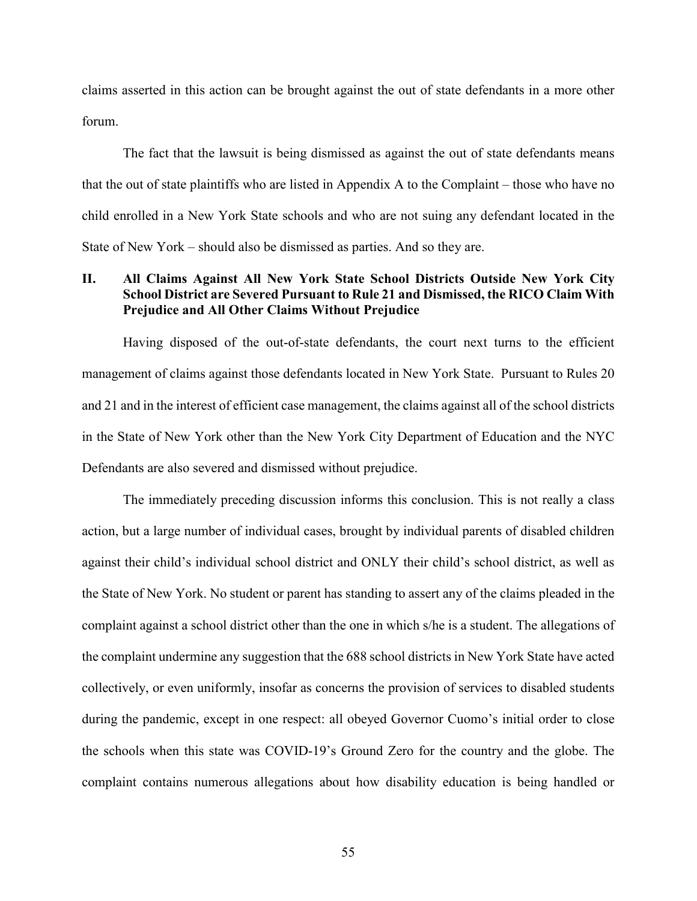claims asserted in this action can be brought against the out of state defendants in a more other forum.

The fact that the lawsuit is being dismissed as against the out of state defendants means that the out of state plaintiffs who are listed in Appendix A to the Complaint – those who have no child enrolled in a New York State schools and who are not suing any defendant located in the State of New York – should also be dismissed as parties. And so they are.

## II. All Claims Against All New York State School Districts Outside New York City School District are Severed Pursuant to Rule 21 and Dismissed, the RICO Claim With Prejudice and All Other Claims Without Prejudice

Having disposed of the out-of-state defendants, the court next turns to the efficient management of claims against those defendants located in New York State. Pursuant to Rules 20 and 21 and in the interest of efficient case management, the claims against all of the school districts in the State of New York other than the New York City Department of Education and the NYC Defendants are also severed and dismissed without prejudice.

The immediately preceding discussion informs this conclusion. This is not really a class action, but a large number of individual cases, brought by individual parents of disabled children against their child's individual school district and ONLY their child's school district, as well as the State of New York. No student or parent has standing to assert any of the claims pleaded in the complaint against a school district other than the one in which s/he is a student. The allegations of the complaint undermine any suggestion that the 688 school districts in New York State have acted collectively, or even uniformly, insofar as concerns the provision of services to disabled students during the pandemic, except in one respect: all obeyed Governor Cuomo's initial order to close the schools when this state was COVID-19's Ground Zero for the country and the globe. The complaint contains numerous allegations about how disability education is being handled or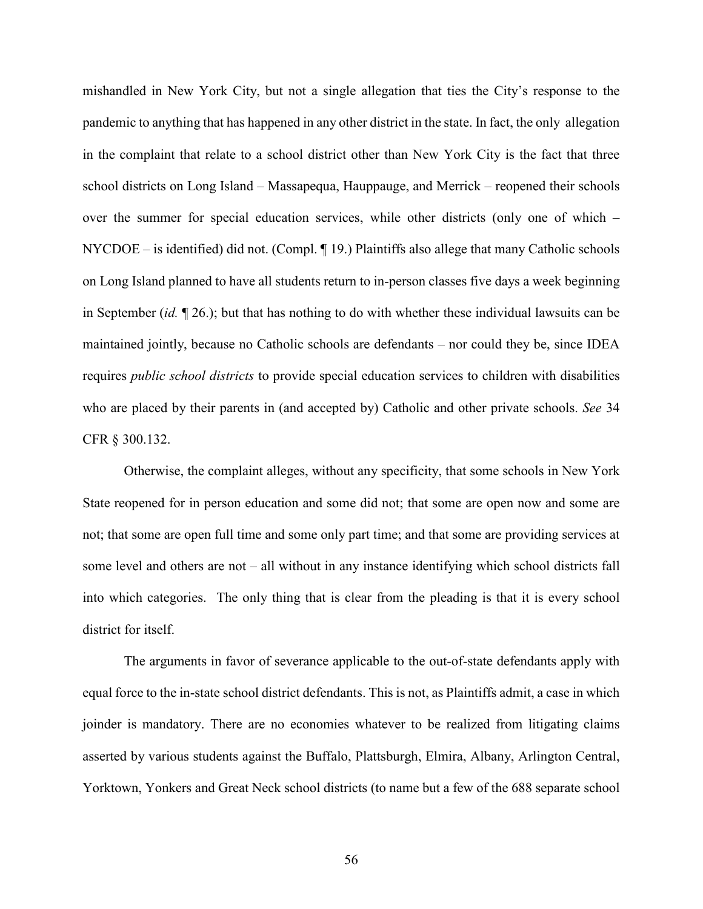mishandled in New York City, but not a single allegation that ties the City's response to the pandemic to anything that has happened in any other district in the state. In fact, the only allegation in the complaint that relate to a school district other than New York City is the fact that three school districts on Long Island – Massapequa, Hauppauge, and Merrick – reopened their schools over the summer for special education services, while other districts (only one of which – NYCDOE – is identified) did not. (Compl. ¶ 19.) Plaintiffs also allege that many Catholic schools on Long Island planned to have all students return to in-person classes five days a week beginning in September (*id.* ¶ 26.); but that has nothing to do with whether these individual lawsuits can be maintained jointly, because no Catholic schools are defendants – nor could they be, since IDEA requires *public school districts* to provide special education services to children with disabilities who are placed by their parents in (and accepted by) Catholic and other private schools. *See* 34 CFR § 300.132.

Otherwise, the complaint alleges, without any specificity, that some schools in New York State reopened for in person education and some did not; that some are open now and some are not; that some are open full time and some only part time; and that some are providing services at some level and others are not – all without in any instance identifying which school districts fall into which categories. The only thing that is clear from the pleading is that it is every school district for itself.

The arguments in favor of severance applicable to the out-of-state defendants apply with equal force to the in-state school district defendants. This is not, as Plaintiffs admit, a case in which joinder is mandatory. There are no economies whatever to be realized from litigating claims asserted by various students against the Buffalo, Plattsburgh, Elmira, Albany, Arlington Central, Yorktown, Yonkers and Great Neck school districts (to name but a few of the 688 separate school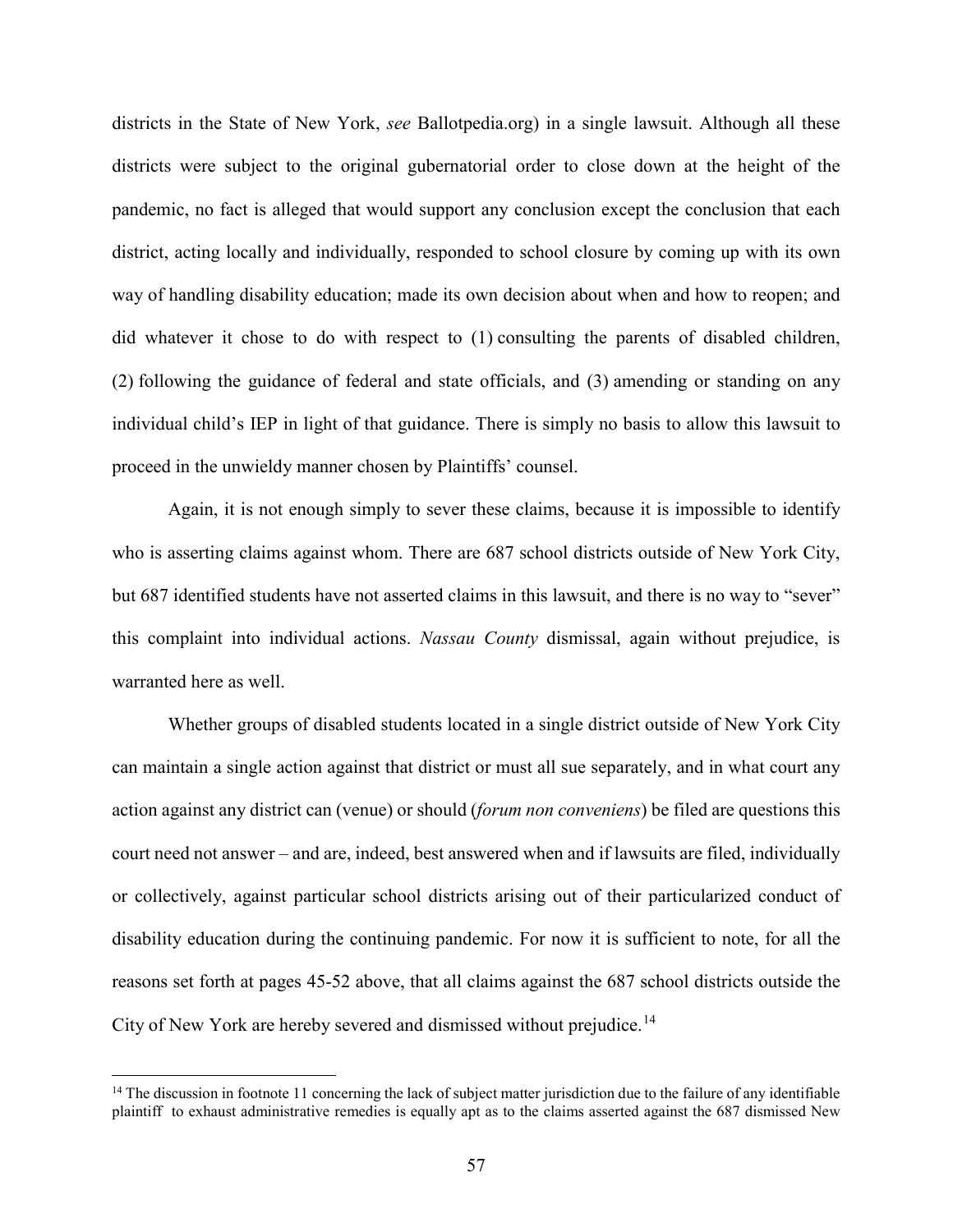districts in the State of New York, *see* Ballotpedia.org) in a single lawsuit. Although all these districts were subject to the original gubernatorial order to close down at the height of the pandemic, no fact is alleged that would support any conclusion except the conclusion that each district, acting locally and individually, responded to school closure by coming up with its own way of handling disability education; made its own decision about when and how to reopen; and did whatever it chose to do with respect to (1) consulting the parents of disabled children, (2) following the guidance of federal and state officials, and (3) amending or standing on any individual child's IEP in light of that guidance. There is simply no basis to allow this lawsuit to proceed in the unwieldy manner chosen by Plaintiffs' counsel.

Again, it is not enough simply to sever these claims, because it is impossible to identify who is asserting claims against whom. There are 687 school districts outside of New York City, but 687 identified students have not asserted claims in this lawsuit, and there is no way to "sever" this complaint into individual actions. *Nassau County* dismissal, again without prejudice, is warranted here as well.

Whether groups of disabled students located in a single district outside of New York City can maintain a single action against that district or must all sue separately, and in what court any action against any district can (venue) or should (*forum non conveniens*) be filed are questions this court need not answer – and are, indeed, best answered when and if lawsuits are filed, individually or collectively, against particular school districts arising out of their particularized conduct of disability education during the continuing pandemic. For now it is sufficient to note, for all the reasons set forth at pages 45-52 above, that all claims against the 687 school districts outside the City of New York are hereby severed and dismissed without prejudice.[14]

[14] The discussion in footnote 11 concerning the lack of subject matter jurisdiction due to the failure of any identifiable plaintiff to exhaust administrative remedies is equally apt as to the claims asserted against the 687 dismissed New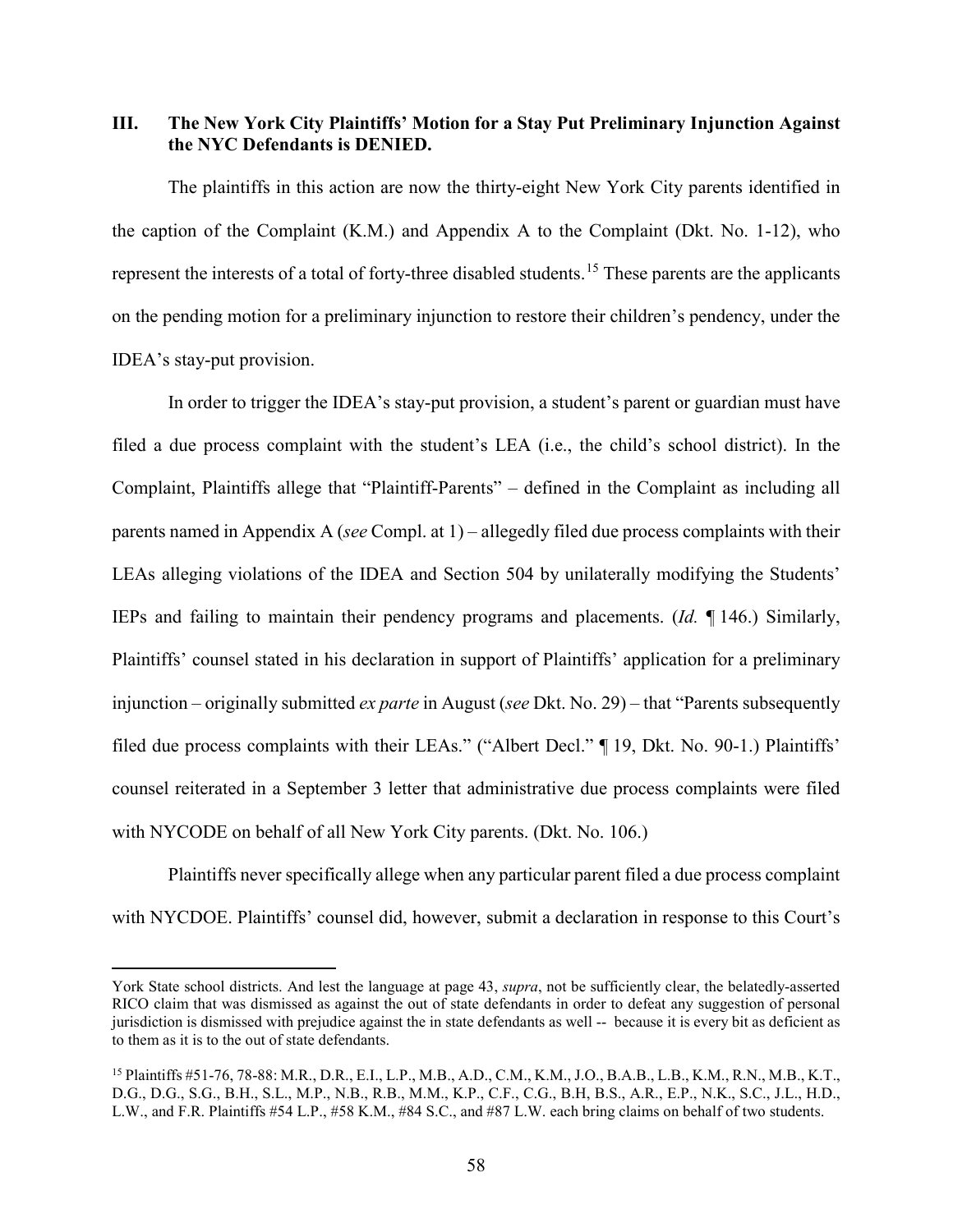### III. The New York City Plaintiffs' Motion for a Stay Put Preliminary Injunction Against the NYC Defendants is DENIED.

The plaintiffs in this action are now the thirty-eight New York City parents identified in the caption of the Complaint (K.M.) and Appendix A to the Complaint (Dkt. No. 1-12), who represent the interests of a total of forty-three disabled students.[15] These parents are the applicants on the pending motion for a preliminary injunction to restore their children's pendency, under the IDEA's stay-put provision.

In order to trigger the IDEA's stay-put provision, a student's parent or guardian must have filed a due process complaint with the student's LEA (i.e., the child's school district). In the Complaint, Plaintiffs allege that "Plaintiff-Parents" – defined in the Complaint as including all parents named in Appendix A (*see* Compl. at 1) – allegedly filed due process complaints with their LEAs alleging violations of the IDEA and Section 504 by unilaterally modifying the Students' IEPs and failing to maintain their pendency programs and placements. (*Id.* ¶ 146.) Similarly, Plaintiffs' counsel stated in his declaration in support of Plaintiffs' application for a preliminary injunction – originally submitted *ex parte* in August (*see* Dkt. No. 29) – that "Parents subsequently filed due process complaints with their LEAs." ("Albert Decl." ¶ 19, Dkt. No. 90-1.) Plaintiffs' counsel reiterated in a September 3 letter that administrative due process complaints were filed with NYCODE on behalf of all New York City parents. (Dkt. No. 106.)

Plaintiffs never specifically allege when any particular parent filed a due process complaint with NYCDOE. Plaintiffs' counsel did, however, submit a declaration in response to this Court's

---

York State school districts. And lest the language at page 43, *supra*, not be sufficiently clear, the belatedly-asserted RICO claim that was dismissed as against the out of state defendants in order to defeat any suggestion of personal jurisdiction is dismissed with prejudice against the in state defendants as well -- because it is every bit as deficient as to them as it is to the out of state defendants.

[15] Plaintiffs #51-76, 78-88: M.R., D.R., E.I., L.P., M.B., A.D., C.M., K.M., J.O., B.A.B., L.B., K.M., R.N., M.B., K.T., D.G., D.G., S.G., B.H., S.L., M.P., N.B., R.B., M.M., K.P., C.F., C.G., B.H, B.S., A.R., E.P., N.K., S.C., J.L., H.D., L.W., and F.R. Plaintiffs #54 L.P., #58 K.M., #84 S.C., and #87 L.W. each bring claims on behalf of two students.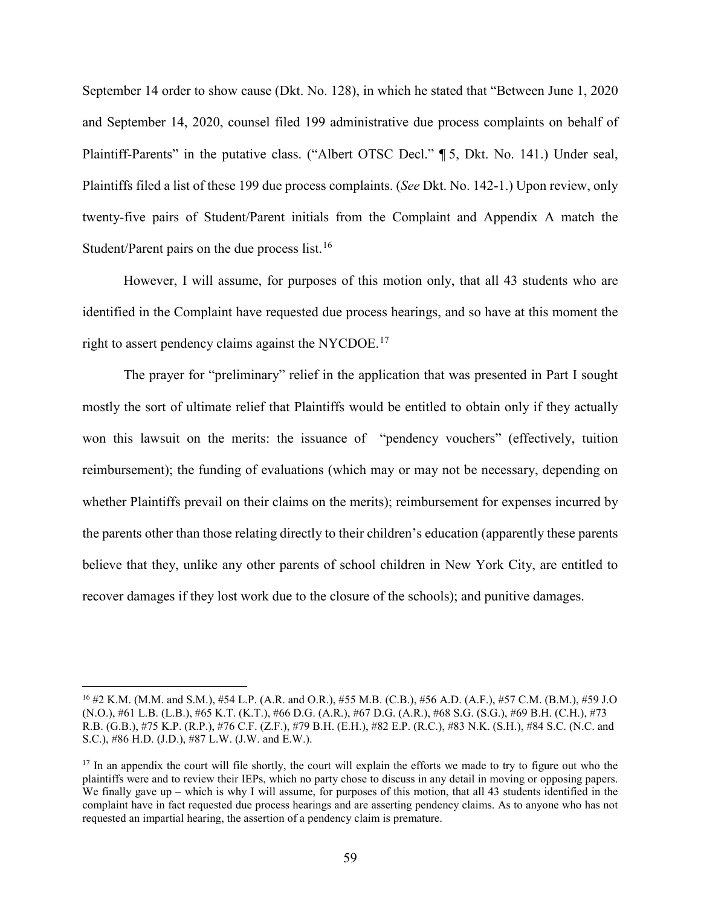September 14 order to show cause (Dkt. No. 128), in which he stated that "Between June 1, 2020 and September 14, 2020, counsel filed 199 administrative due process complaints on behalf of Plaintiff-Parents" in the putative class. ("Albert OTSC Decl." ¶ 5, Dkt. No. 141.) Under seal, Plaintiffs filed a list of these 199 due process complaints. (*See* Dkt. No. 142-1.) Upon review, only twenty-five pairs of Student/Parent initials from the Complaint and Appendix A match the Student/Parent pairs on the due process list.[16]

However, I will assume, for purposes of this motion only, that all 43 students who are identified in the Complaint have requested due process hearings, and so have at this moment the right to assert pendency claims against the NYCDOE.[17]

The prayer for "preliminary" relief in the application that was presented in Part I sought mostly the sort of ultimate relief that Plaintiffs would be entitled to obtain only if they actually won this lawsuit on the merits: the issuance of "pendency vouchers" (effectively, tuition reimbursement); the funding of evaluations (which may or may not be necessary, depending on whether Plaintiffs prevail on their claims on the merits); reimbursement for expenses incurred by the parents other than those relating directly to their children's education (apparently these parents believe that they, unlike any other parents of school children in New York City, are entitled to recover damages if they lost work due to the closure of the schools); and punitive damages.

---

[16] #2 K.M. (M.M. and S.M.), #54 L.P. (A.R. and O.R.), #55 M.B. (C.B.), #56 A.D. (A.F.), #57 C.M. (B.M.), #59 J.O (N.O.), #61 L.B. (L.B.), #65 K.T. (K.T.), #66 D.G. (A.R.), #67 D.G. (A.R.), #68 S.G. (S.G.), #69 B.H. (C.H.), #73 R.B. (G.B.), #75 K.P. (R.P.), #76 C.F. (Z.F.), #79 B.H. (E.H.), #82 E.P. (R.C.), #83 N.K. (S.H.), #84 S.C. (N.C. and S.C.), #86 H.D. (J.D.), #87 L.W. (J.W. and E.W.).

[17] In an appendix the court will file shortly, the court will explain the efforts we made to try to figure out who the plaintiffs were and to review their IEPs, which no party chose to discuss in any detail in moving or opposing papers. We finally gave up – which is why I will assume, for purposes of this motion, that all 43 students identified in the complaint have in fact requested due process hearings and are asserting pendency claims. As to anyone who has not requested an impartial hearing, the assertion of a pendency claim is premature.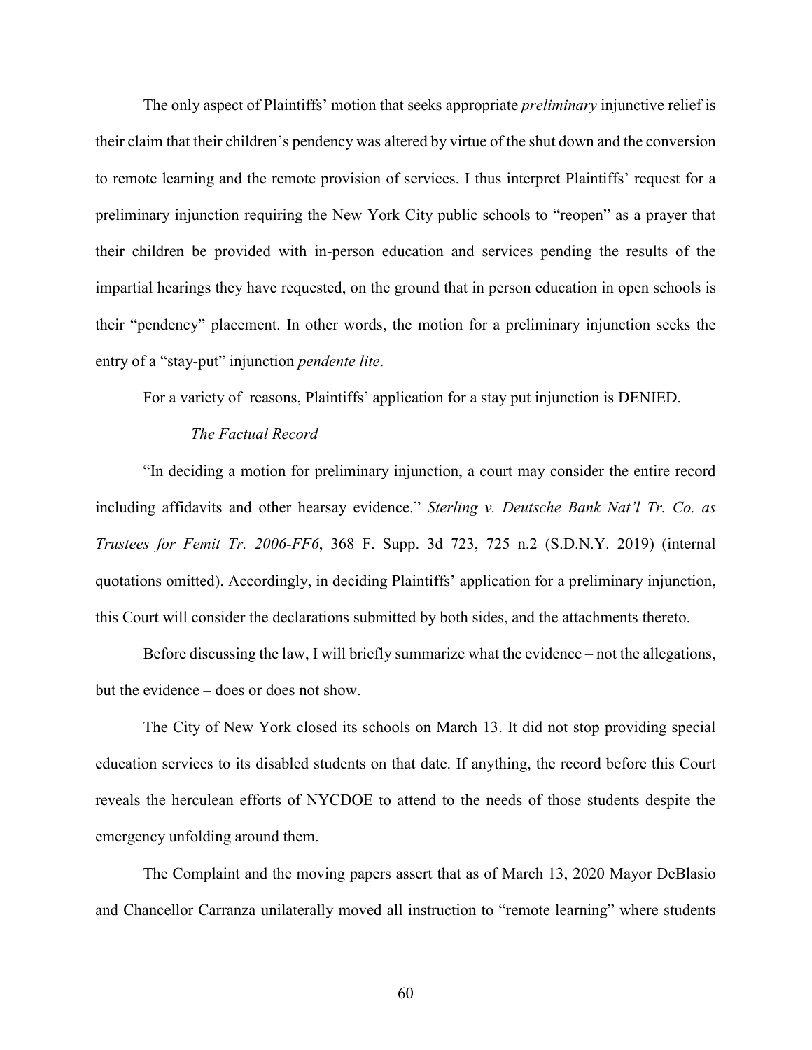The only aspect of Plaintiffs' motion that seeks appropriate *preliminary* injunctive relief is their claim that their children's pendency was altered by virtue of the shut down and the conversion to remote learning and the remote provision of services. I thus interpret Plaintiffs' request for a preliminary injunction requiring the New York City public schools to "reopen" as a prayer that their children be provided with in-person education and services pending the results of the impartial hearings they have requested, on the ground that in person education in open schools is their "pendency" placement. In other words, the motion for a preliminary injunction seeks the entry of a "stay-put" injunction *pendente lite*.

For a variety of reasons, Plaintiffs' application for a stay put injunction is DENIED.

*The Factual Record*

"In deciding a motion for preliminary injunction, a court may consider the entire record including affidavits and other hearsay evidence." *Sterling v. Deutsche Bank Nat'l Tr. Co. as Trustees for Femit Tr. 2006-FF6*, 368 F. Supp. 3d 723, 725 n.2 (S.D.N.Y. 2019) (internal quotations omitted). Accordingly, in deciding Plaintiffs' application for a preliminary injunction, this Court will consider the declarations submitted by both sides, and the attachments thereto.

Before discussing the law, I will briefly summarize what the evidence – not the allegations, but the evidence – does or does not show.

The City of New York closed its schools on March 13. It did not stop providing special education services to its disabled students on that date. If anything, the record before this Court reveals the herculean efforts of NYCDOE to attend to the needs of those students despite the emergency unfolding around them.

The Complaint and the moving papers assert that as of March 13, 2020 Mayor DeBlasio and Chancellor Carranza unilaterally moved all instruction to "remote learning" where students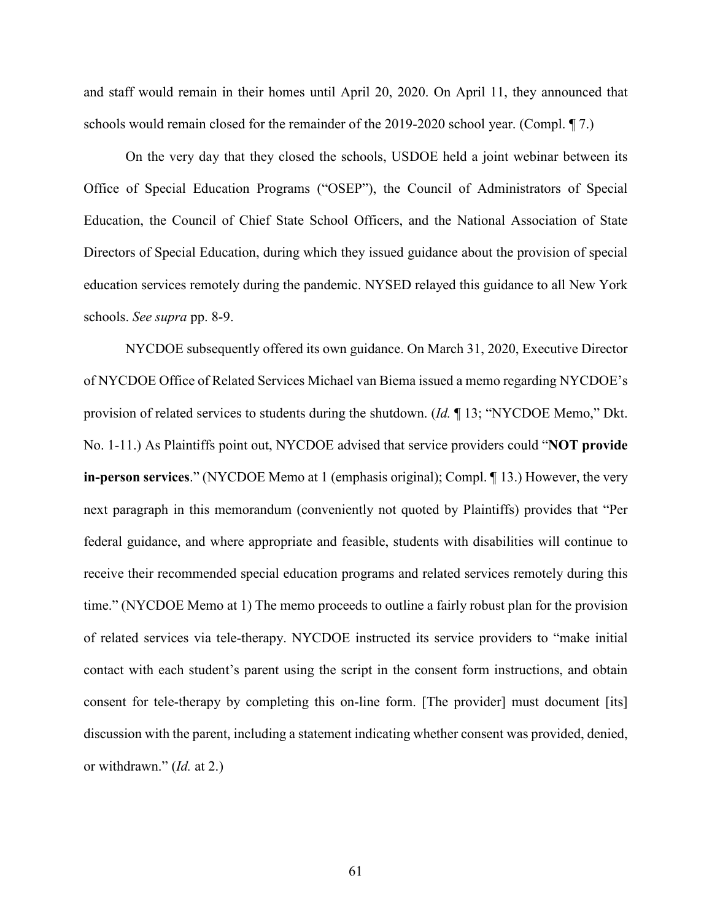and staff would remain in their homes until April 20, 2020. On April 11, they announced that schools would remain closed for the remainder of the 2019-2020 school year. (Compl. ¶ 7.)

On the very day that they closed the schools, USDOE held a joint webinar between its Office of Special Education Programs ("OSEP"), the Council of Administrators of Special Education, the Council of Chief State School Officers, and the National Association of State Directors of Special Education, during which they issued guidance about the provision of special education services remotely during the pandemic. NYSED relayed this guidance to all New York schools. *See supra* pp. 8-9.

NYCDOE subsequently offered its own guidance. On March 31, 2020, Executive Director of NYCDOE Office of Related Services Michael van Biema issued a memo regarding NYCDOE's provision of related services to students during the shutdown. (*Id.* ¶ 13; "NYCDOE Memo," Dkt. No. 1-11.) As Plaintiffs point out, NYCDOE advised that service providers could "**NOT provide in-person services**." (NYCDOE Memo at 1 (emphasis original); Compl. ¶ 13.) However, the very next paragraph in this memorandum (conveniently not quoted by Plaintiffs) provides that "Per federal guidance, and where appropriate and feasible, students with disabilities will continue to receive their recommended special education programs and related services remotely during this time." (NYCDOE Memo at 1) The memo proceeds to outline a fairly robust plan for the provision of related services via tele-therapy. NYCDOE instructed its service providers to "make initial contact with each student's parent using the script in the consent form instructions, and obtain consent for tele-therapy by completing this on-line form. [The provider] must document [its] discussion with the parent, including a statement indicating whether consent was provided, denied, or withdrawn." (*Id.* at 2.)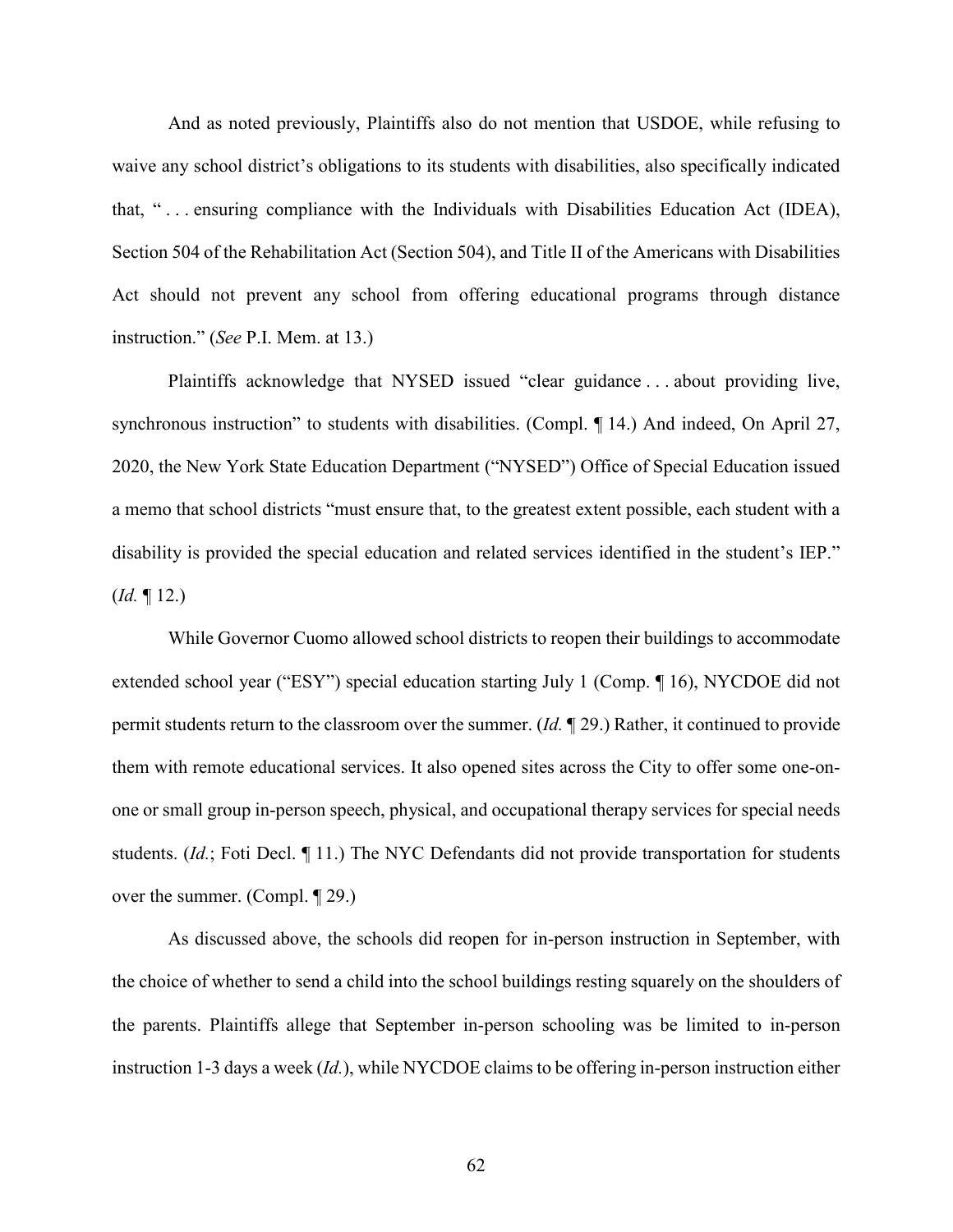And as noted previously, Plaintiffs also do not mention that USDOE, while refusing to waive any school district's obligations to its students with disabilities, also specifically indicated that, " . . . ensuring compliance with the Individuals with Disabilities Education Act (IDEA), Section 504 of the Rehabilitation Act (Section 504), and Title II of the Americans with Disabilities Act should not prevent any school from offering educational programs through distance instruction." (*See* P.I. Mem. at 13.)

Plaintiffs acknowledge that NYSED issued "clear guidance . . . about providing live, synchronous instruction" to students with disabilities. (Compl. ¶ 14.) And indeed, On April 27, 2020, the New York State Education Department ("NYSED") Office of Special Education issued a memo that school districts "must ensure that, to the greatest extent possible, each student with a disability is provided the special education and related services identified in the student's IEP." (*Id.* ¶ 12.)

While Governor Cuomo allowed school districts to reopen their buildings to accommodate extended school year ("ESY") special education starting July 1 (Comp. ¶ 16), NYCDOE did not permit students return to the classroom over the summer. (*Id.* ¶ 29.) Rather, it continued to provide them with remote educational services. It also opened sites across the City to offer some one-on-one or small group in-person speech, physical, and occupational therapy services for special needs students. (*Id.*; Foti Decl. ¶ 11.) The NYC Defendants did not provide transportation for students over the summer. (Compl. ¶ 29.)

As discussed above, the schools did reopen for in-person instruction in September, with the choice of whether to send a child into the school buildings resting squarely on the shoulders of the parents. Plaintiffs allege that September in-person schooling was be limited to in-person instruction 1-3 days a week (*Id.*), while NYCDOE claims to be offering in-person instruction either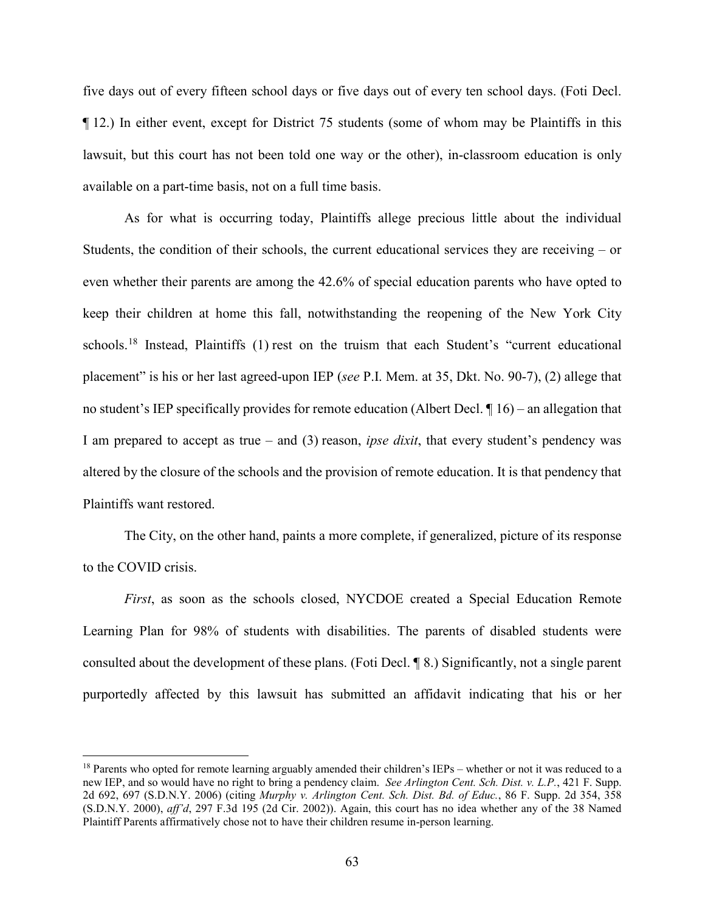five days out of every fifteen school days or five days out of every ten school days. (Foti Decl. ¶ 12.) In either event, except for District 75 students (some of whom may be Plaintiffs in this lawsuit, but this court has not been told one way or the other), in-classroom education is only available on a part-time basis, not on a full time basis.

As for what is occurring today, Plaintiffs allege precious little about the individual Students, the condition of their schools, the current educational services they are receiving – or even whether their parents are among the 42.6% of special education parents who have opted to keep their children at home this fall, notwithstanding the reopening of the New York City schools.[18] Instead, Plaintiffs (1) rest on the truism that each Student's "current educational placement" is his or her last agreed-upon IEP (*see* P.I. Mem. at 35, Dkt. No. 90-7), (2) allege that no student's IEP specifically provides for remote education (Albert Decl. ¶ 16) – an allegation that I am prepared to accept as true – and (3) reason, *ipse dixit*, that every student's pendency was altered by the closure of the schools and the provision of remote education. It is that pendency that Plaintiffs want restored.

The City, on the other hand, paints a more complete, if generalized, picture of its response to the COVID crisis.

*First*, as soon as the schools closed, NYCDOE created a Special Education Remote Learning Plan for 98% of students with disabilities. The parents of disabled students were consulted about the development of these plans. (Foti Decl. ¶ 8.) Significantly, not a single parent purportedly affected by this lawsuit has submitted an affidavit indicating that his or her

---

[18] Parents who opted for remote learning arguably amended their children's IEPs – whether or not it was reduced to a new IEP, and so would have no right to bring a pendency claim. *See Arlington Cent. Sch. Dist. v. L.P.*, 421 F. Supp. 2d 692, 697 (S.D.N.Y. 2006) (citing *Murphy v. Arlington Cent. Sch. Dist. Bd. of Educ.*, 86 F. Supp. 2d 354, 358 (S.D.N.Y. 2000), *aff'd*, 297 F.3d 195 (2d Cir. 2002)). Again, this court has no idea whether any of the 38 Named Plaintiff Parents affirmatively chose not to have their children resume in-person learning.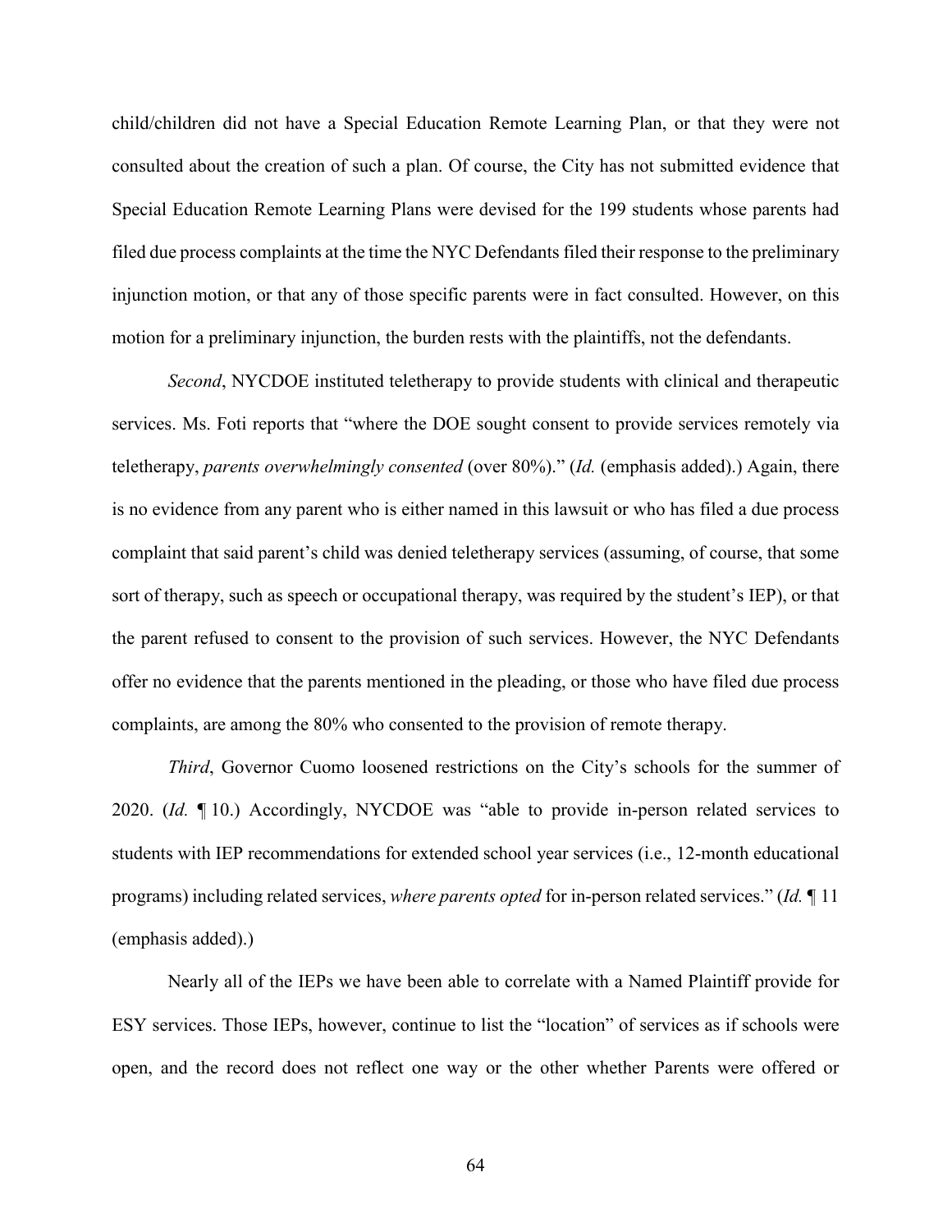child/children did not have a Special Education Remote Learning Plan, or that they were not consulted about the creation of such a plan. Of course, the City has not submitted evidence that Special Education Remote Learning Plans were devised for the 199 students whose parents had filed due process complaints at the time the NYC Defendants filed their response to the preliminary injunction motion, or that any of those specific parents were in fact consulted. However, on this motion for a preliminary injunction, the burden rests with the plaintiffs, not the defendants.

*Second*, NYCDOE instituted teletherapy to provide students with clinical and therapeutic services. Ms. Foti reports that "where the DOE sought consent to provide services remotely via teletherapy, *parents overwhelmingly consented* (over 80%)." (*Id.* (emphasis added).) Again, there is no evidence from any parent who is either named in this lawsuit or who has filed a due process complaint that said parent's child was denied teletherapy services (assuming, of course, that some sort of therapy, such as speech or occupational therapy, was required by the student's IEP), or that the parent refused to consent to the provision of such services. However, the NYC Defendants offer no evidence that the parents mentioned in the pleading, or those who have filed due process complaints, are among the 80% who consented to the provision of remote therapy.

*Third*, Governor Cuomo loosened restrictions on the City's schools for the summer of 2020. (*Id.* ¶ 10.) Accordingly, NYCDOE was "able to provide in-person related services to students with IEP recommendations for extended school year services (i.e., 12-month educational programs) including related services, *where parents opted* for in-person related services." (*Id.* ¶ 11 (emphasis added).)

Nearly all of the IEPs we have been able to correlate with a Named Plaintiff provide for ESY services. Those IEPs, however, continue to list the "location" of services as if schools were open, and the record does not reflect one way or the other whether Parents were offered or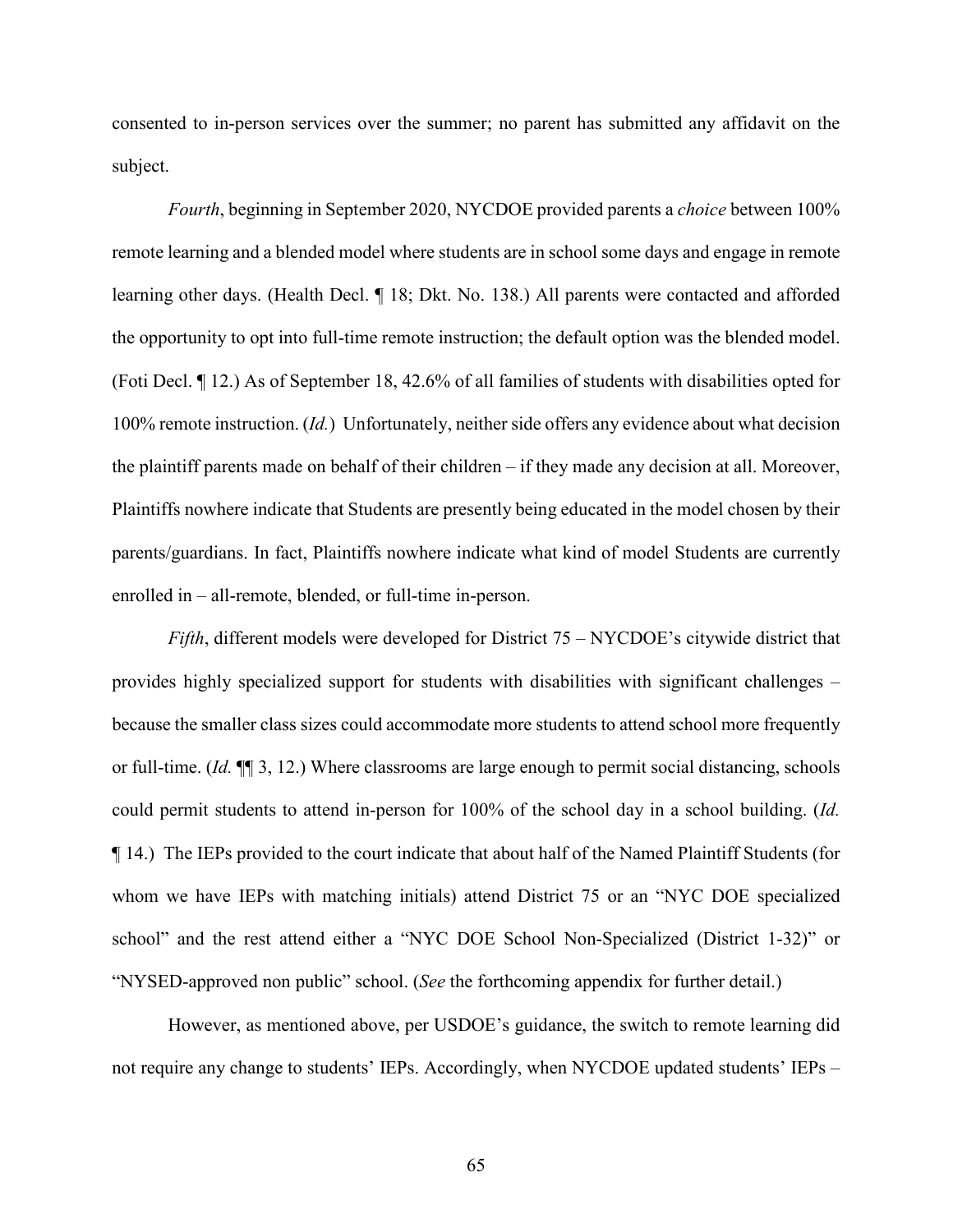consented to in-person services over the summer; no parent has submitted any affidavit on the subject.

*Fourth*, beginning in September 2020, NYCDOE provided parents a *choice* between 100% remote learning and a blended model where students are in school some days and engage in remote learning other days. (Health Decl. ¶ 18; Dkt. No. 138.) All parents were contacted and afforded the opportunity to opt into full-time remote instruction; the default option was the blended model. (Foti Decl. ¶ 12.) As of September 18, 42.6% of all families of students with disabilities opted for 100% remote instruction. (*Id.*) Unfortunately, neither side offers any evidence about what decision the plaintiff parents made on behalf of their children – if they made any decision at all. Moreover, Plaintiffs nowhere indicate that Students are presently being educated in the model chosen by their parents/guardians. In fact, Plaintiffs nowhere indicate what kind of model Students are currently enrolled in – all-remote, blended, or full-time in-person.

*Fifth*, different models were developed for District 75 – NYCDOE's citywide district that provides highly specialized support for students with disabilities with significant challenges – because the smaller class sizes could accommodate more students to attend school more frequently or full-time. (*Id.* ¶¶ 3, 12.) Where classrooms are large enough to permit social distancing, schools could permit students to attend in-person for 100% of the school day in a school building. (*Id.* ¶ 14.) The IEPs provided to the court indicate that about half of the Named Plaintiff Students (for whom we have IEPs with matching initials) attend District 75 or an "NYC DOE specialized school" and the rest attend either a "NYC DOE School Non-Specialized (District 1-32)" or "NYSED-approved non public" school. (*See* the forthcoming appendix for further detail.)

However, as mentioned above, per USDOE's guidance, the switch to remote learning did not require any change to students' IEPs. Accordingly, when NYCDOE updated students' IEPs –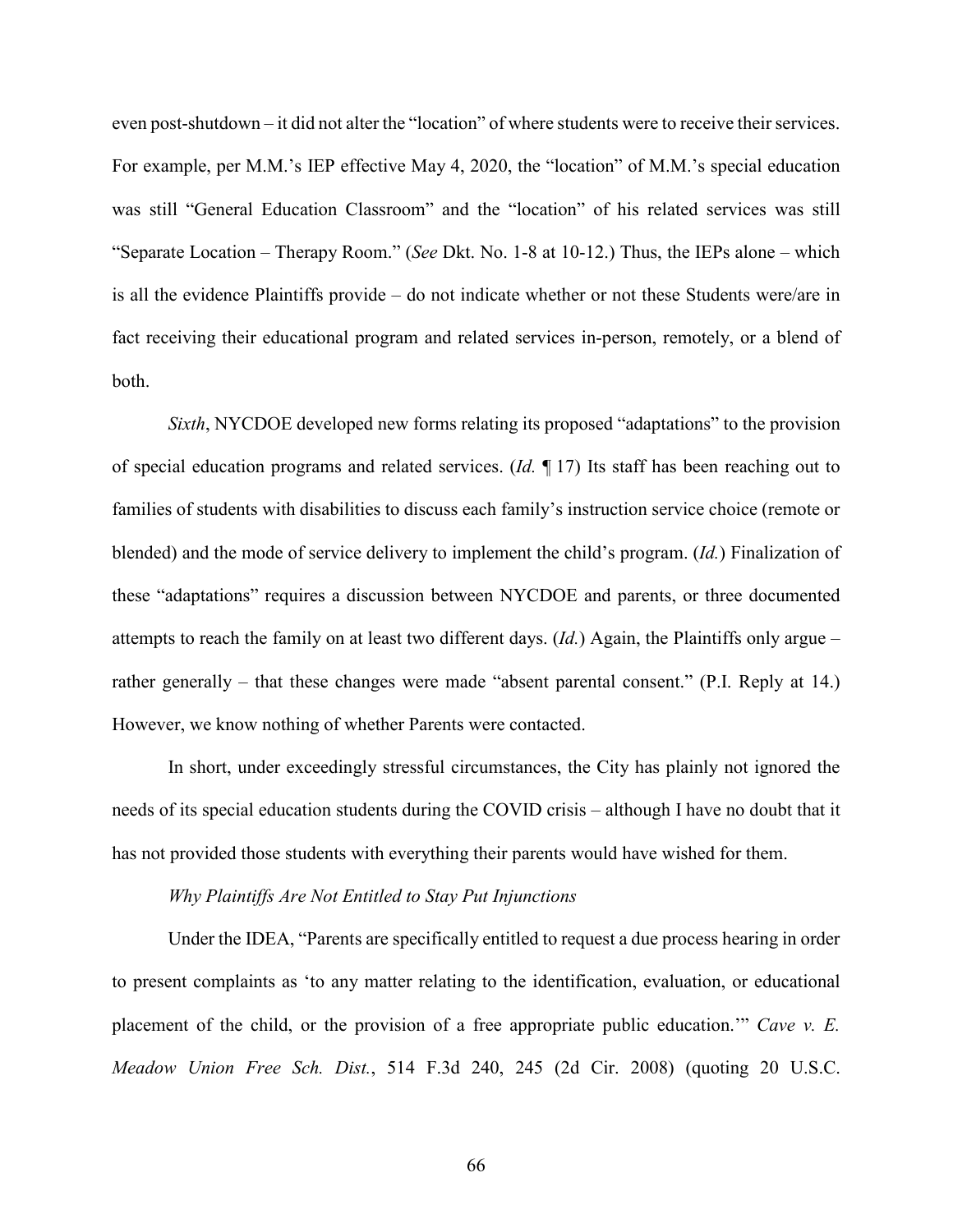even post-shutdown – it did not alter the "location" of where students were to receive their services. For example, per M.M.'s IEP effective May 4, 2020, the "location" of M.M.'s special education was still "General Education Classroom" and the "location" of his related services was still "Separate Location – Therapy Room." (*See* Dkt. No. 1-8 at 10-12.) Thus, the IEPs alone – which is all the evidence Plaintiffs provide – do not indicate whether or not these Students were/are in fact receiving their educational program and related services in-person, remotely, or a blend of both.

*Sixth*, NYCDOE developed new forms relating its proposed "adaptations" to the provision of special education programs and related services. (*Id.* ¶ 17) Its staff has been reaching out to families of students with disabilities to discuss each family's instruction service choice (remote or blended) and the mode of service delivery to implement the child's program. (*Id.*) Finalization of these "adaptations" requires a discussion between NYCDOE and parents, or three documented attempts to reach the family on at least two different days. (*Id.*) Again, the Plaintiffs only argue – rather generally – that these changes were made "absent parental consent." (P.I. Reply at 14.) However, we know nothing of whether Parents were contacted.

In short, under exceedingly stressful circumstances, the City has plainly not ignored the needs of its special education students during the COVID crisis – although I have no doubt that it has not provided those students with everything their parents would have wished for them.

*Why Plaintiffs Are Not Entitled to Stay Put Injunctions*

Under the IDEA, "Parents are specifically entitled to request a due process hearing in order to present complaints as 'to any matter relating to the identification, evaluation, or educational placement of the child, or the provision of a free appropriate public education.'" *Cave v. E. Meadow Union Free Sch. Dist.*, 514 F.3d 240, 245 (2d Cir. 2008) (quoting 20 U.S.C.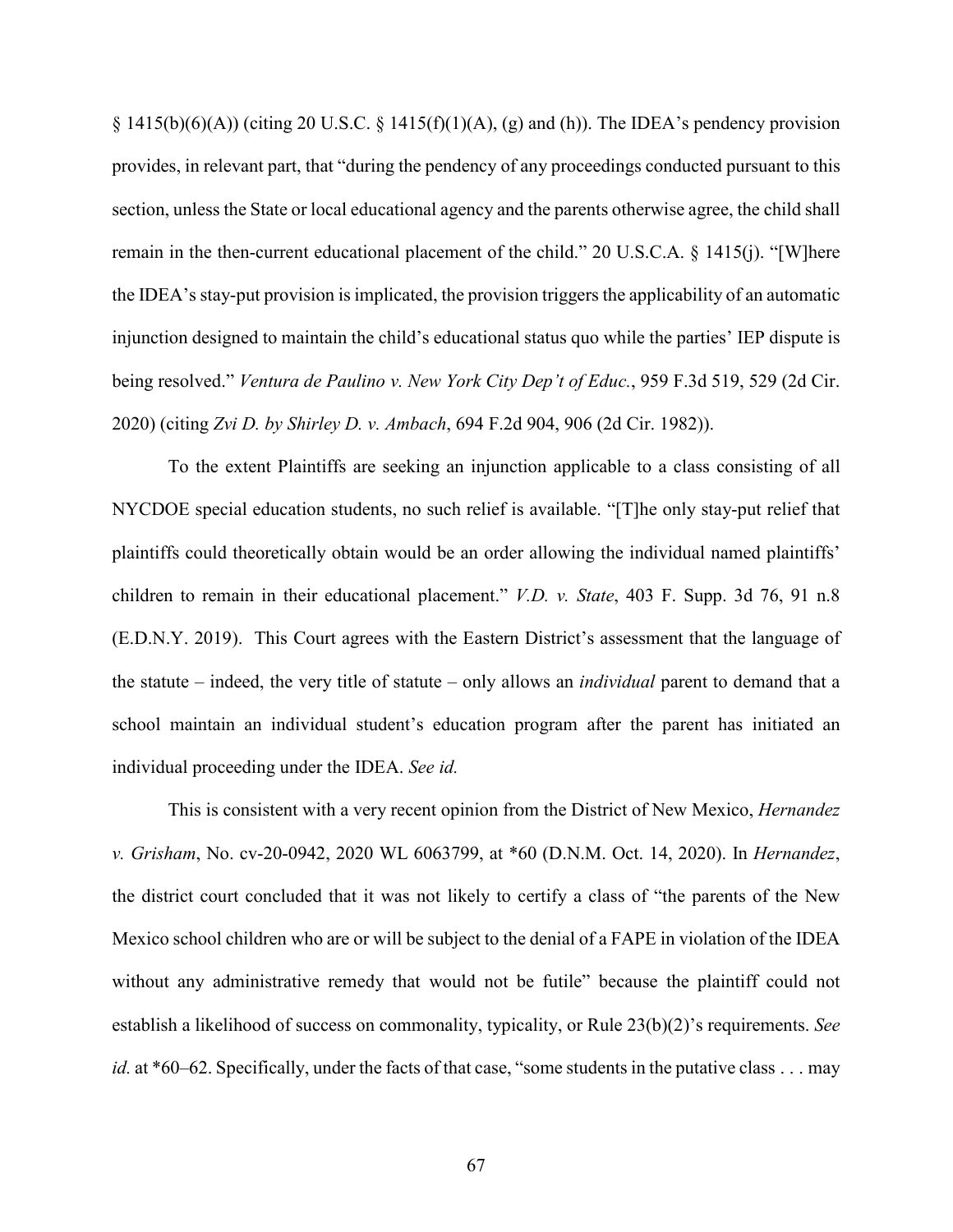§ 1415(b)(6)(A)) (citing 20 U.S.C. § 1415(f)(1)(A), (g) and (h)). The IDEA's pendency provision provides, in relevant part, that "during the pendency of any proceedings conducted pursuant to this section, unless the State or local educational agency and the parents otherwise agree, the child shall remain in the then-current educational placement of the child." 20 U.S.C.A. § 1415(j). "[W]here the IDEA's stay-put provision is implicated, the provision triggers the applicability of an automatic injunction designed to maintain the child's educational status quo while the parties' IEP dispute is being resolved." *Ventura de Paulino v. New York City Dep't of Educ.*, 959 F.3d 519, 529 (2d Cir. 2020) (citing *Zvi D. by Shirley D. v. Ambach*, 694 F.2d 904, 906 (2d Cir. 1982)).

To the extent Plaintiffs are seeking an injunction applicable to a class consisting of all NYCDOE special education students, no such relief is available. "[T]he only stay-put relief that plaintiffs could theoretically obtain would be an order allowing the individual named plaintiffs' children to remain in their educational placement." *V.D. v. State*, 403 F. Supp. 3d 76, 91 n.8 (E.D.N.Y. 2019). This Court agrees with the Eastern District's assessment that the language of the statute – indeed, the very title of statute – only allows an *individual* parent to demand that a school maintain an individual student's education program after the parent has initiated an individual proceeding under the IDEA. *See id.*

This is consistent with a very recent opinion from the District of New Mexico, *Hernandez v. Grisham*, No. cv-20-0942, 2020 WL 6063799, at *60 (D.N.M. Oct. 14, 2020). In *Hernandez*, the district court concluded that it was not likely to certify a class of "the parents of the New Mexico school children who are or will be subject to the denial of a FAPE in violation of the IDEA without any administrative remedy that would not be futile" because the plaintiff could not establish a likelihood of success on commonality, typicality, or Rule 23(b)(2)'s requirements. *See id.* at *60–62. Specifically, under the facts of that case, "some students in the putative class . . . may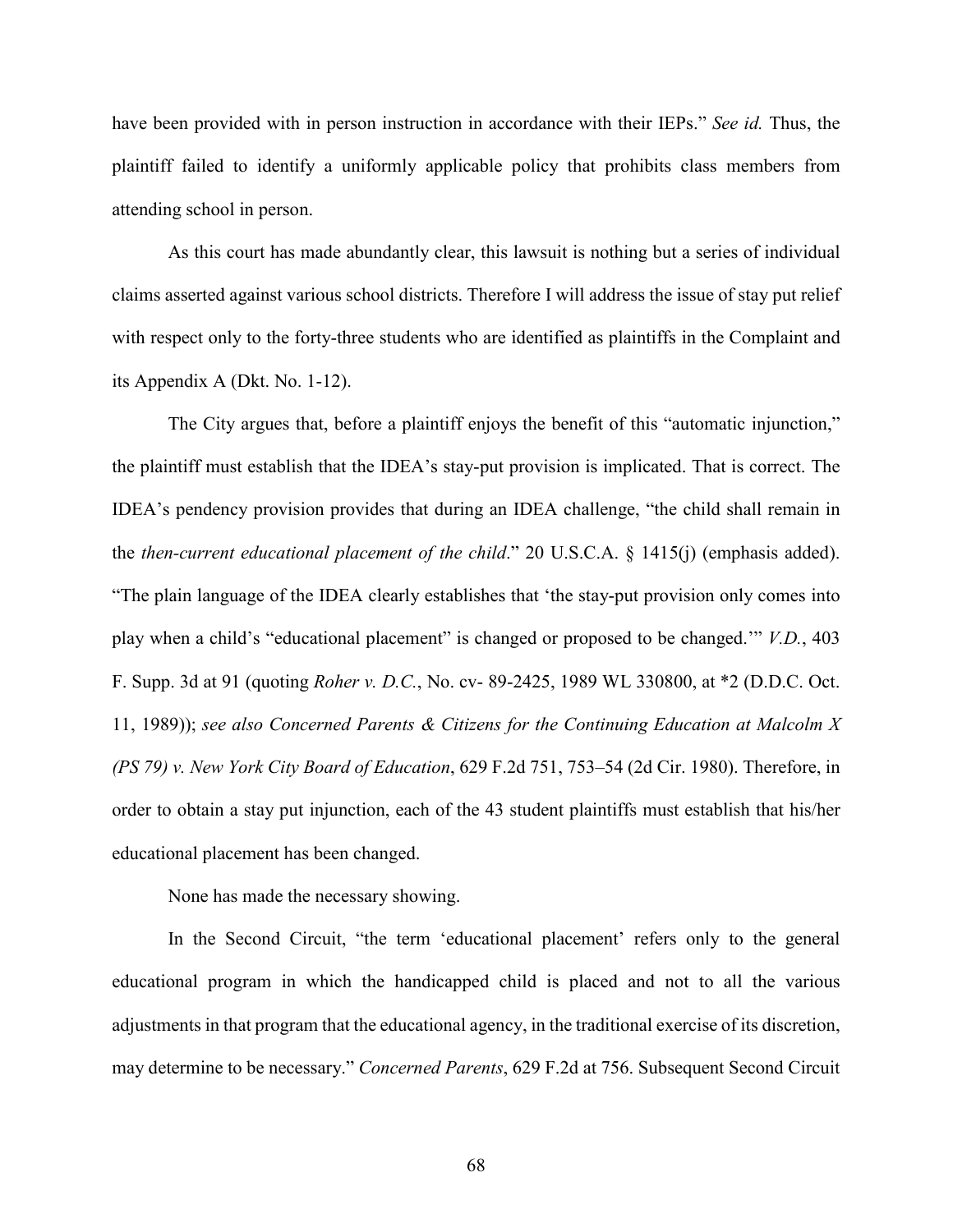have been provided with in person instruction in accordance with their IEPs." *See id.* Thus, the plaintiff failed to identify a uniformly applicable policy that prohibits class members from attending school in person.

As this court has made abundantly clear, this lawsuit is nothing but a series of individual claims asserted against various school districts. Therefore I will address the issue of stay put relief with respect only to the forty-three students who are identified as plaintiffs in the Complaint and its Appendix A (Dkt. No. 1-12).

The City argues that, before a plaintiff enjoys the benefit of this "automatic injunction," the plaintiff must establish that the IDEA's stay-put provision is implicated. That is correct. The IDEA's pendency provision provides that during an IDEA challenge, "the child shall remain in the *then-current educational placement of the child*." 20 U.S.C.A. § 1415(j) (emphasis added). "The plain language of the IDEA clearly establishes that 'the stay-put provision only comes into play when a child's "educational placement" is changed or proposed to be changed.'" *V.D.*, 403 F. Supp. 3d at 91 (quoting *Roher v. D.C.*, No. cv- 89-2425, 1989 WL 330800, at *2 (D.D.C. Oct. 11, 1989)); *see also Concerned Parents & Citizens for the Continuing Education at Malcolm X (PS 79) v. New York City Board of Education*, 629 F.2d 751, 753–54 (2d Cir. 1980). Therefore, in order to obtain a stay put injunction, each of the 43 student plaintiffs must establish that his/her educational placement has been changed.

None has made the necessary showing.

In the Second Circuit, "the term 'educational placement' refers only to the general educational program in which the handicapped child is placed and not to all the various adjustments in that program that the educational agency, in the traditional exercise of its discretion, may determine to be necessary." *Concerned Parents*, 629 F.2d at 756. Subsequent Second Circuit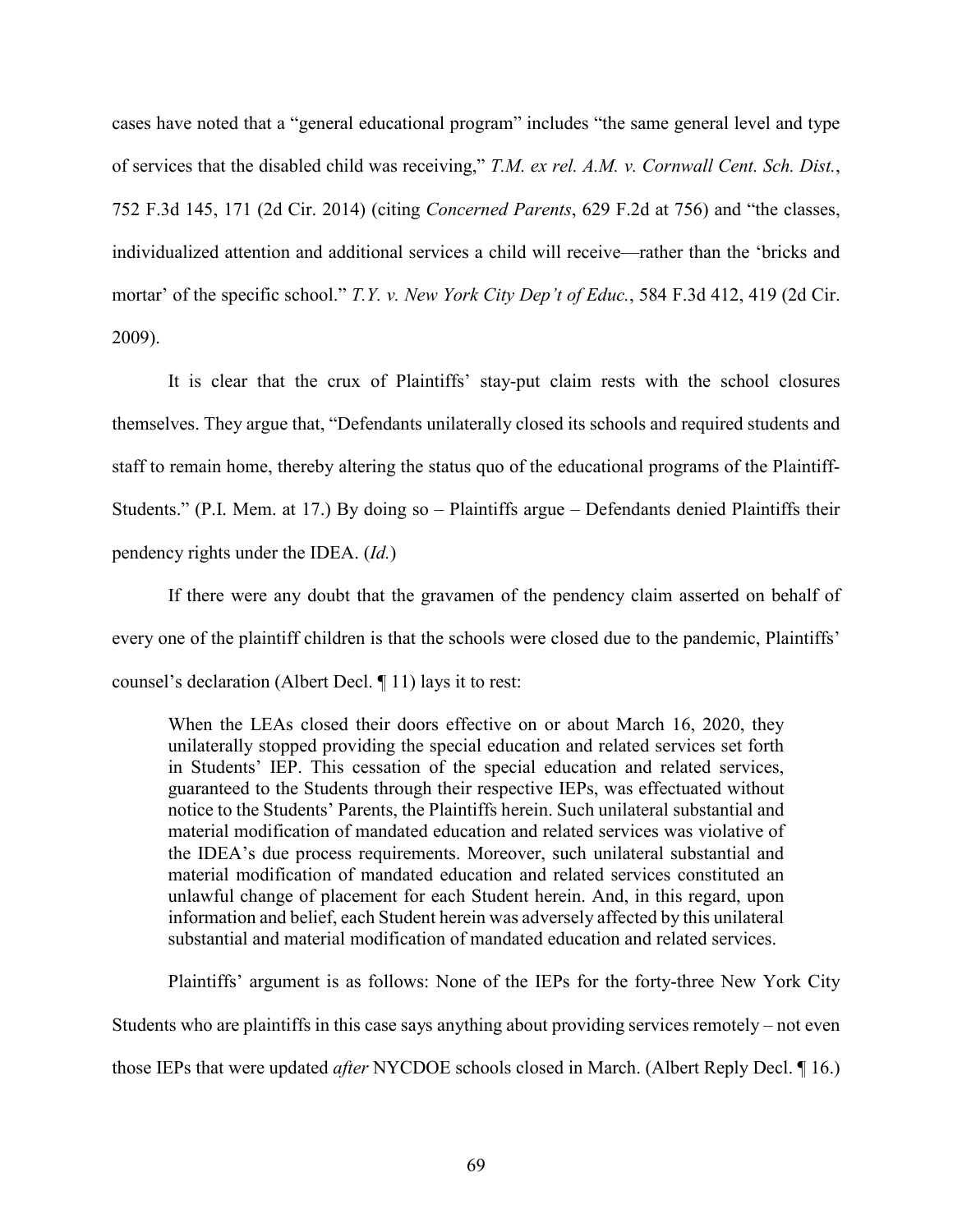cases have noted that a "general educational program" includes "the same general level and type of services that the disabled child was receiving," *T.M. ex rel. A.M. v. Cornwall Cent. Sch. Dist.*, 752 F.3d 145, 171 (2d Cir. 2014) (citing *Concerned Parents*, 629 F.2d at 756) and "the classes, individualized attention and additional services a child will receive—rather than the 'bricks and mortar' of the specific school." *T.Y. v. New York City Dep't of Educ.*, 584 F.3d 412, 419 (2d Cir. 2009).

It is clear that the crux of Plaintiffs' stay-put claim rests with the school closures themselves. They argue that, "Defendants unilaterally closed its schools and required students and staff to remain home, thereby altering the status quo of the educational programs of the Plaintiff-Students." (P.I. Mem. at 17.) By doing so – Plaintiffs argue – Defendants denied Plaintiffs their pendency rights under the IDEA. (*Id.*)

If there were any doubt that the gravamen of the pendency claim asserted on behalf of every one of the plaintiff children is that the schools were closed due to the pandemic, Plaintiffs' counsel's declaration (Albert Decl. ¶ 11) lays it to rest:

> When the LEAs closed their doors effective on or about March 16, 2020, they unilaterally stopped providing the special education and related services set forth in Students' IEP. This cessation of the special education and related services, guaranteed to the Students through their respective IEPs, was effectuated without notice to the Students' Parents, the Plaintiffs herein. Such unilateral substantial and material modification of mandated education and related services was violative of the IDEA's due process requirements. Moreover, such unilateral substantial and material modification of mandated education and related services constituted an unlawful change of placement for each Student herein. And, in this regard, upon information and belief, each Student herein was adversely affected by this unilateral substantial and material modification of mandated education and related services.

Plaintiffs' argument is as follows: None of the IEPs for the forty-three New York City Students who are plaintiffs in this case says anything about providing services remotely – not even those IEPs that were updated *after* NYCDOE schools closed in March. (Albert Reply Decl. ¶ 16.)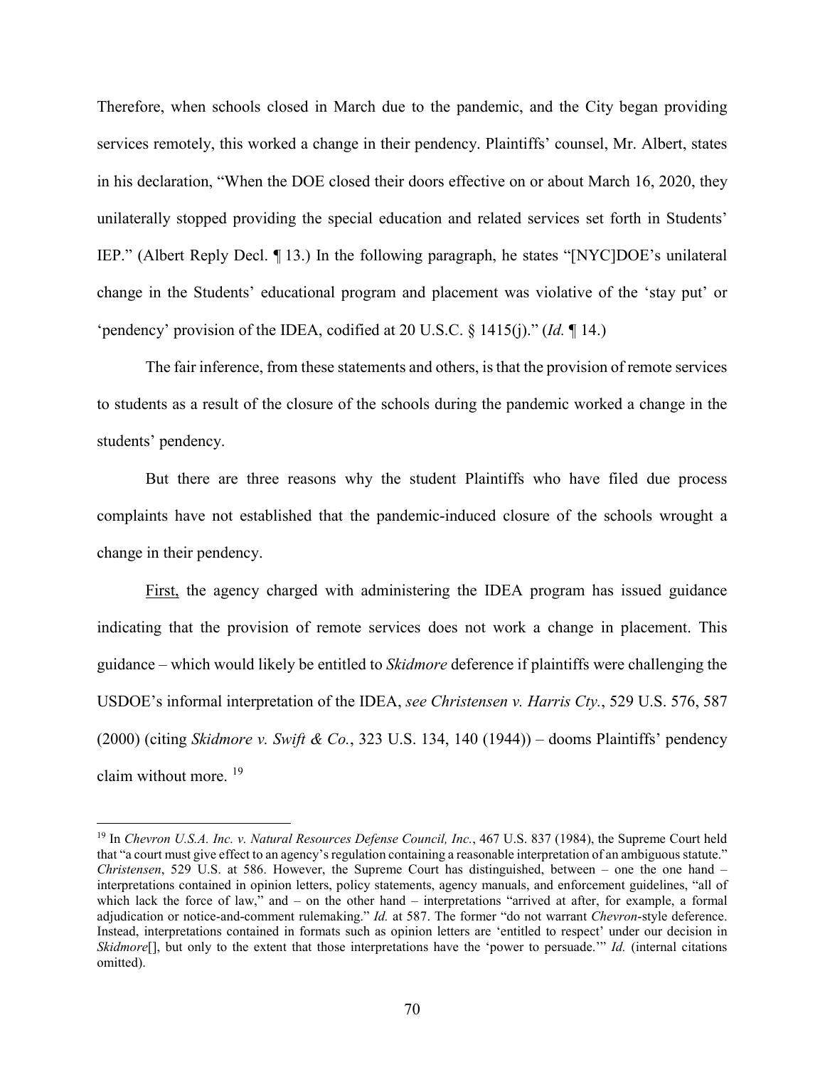Therefore, when schools closed in March due to the pandemic, and the City began providing services remotely, this worked a change in their pendency. Plaintiffs' counsel, Mr. Albert, states in his declaration, "When the DOE closed their doors effective on or about March 16, 2020, they unilaterally stopped providing the special education and related services set forth in Students' IEP." (Albert Reply Decl. ¶ 13.) In the following paragraph, he states "[NYC]DOE's unilateral change in the Students' educational program and placement was violative of the 'stay put' or 'pendency' provision of the IDEA, codified at 20 U.S.C. § 1415(j)." (*Id.* ¶ 14.)

The fair inference, from these statements and others, is that the provision of remote services to students as a result of the closure of the schools during the pandemic worked a change in the students' pendency.

But there are three reasons why the student Plaintiffs who have filed due process complaints have not established that the pandemic-induced closure of the schools wrought a change in their pendency.

First, the agency charged with administering the IDEA program has issued guidance indicating that the provision of remote services does not work a change in placement. This guidance – which would likely be entitled to *Skidmore* deference if plaintiffs were challenging the USDOE's informal interpretation of the IDEA, *see Christensen v. Harris Cty.*, 529 U.S. 576, 587 (2000) (citing *Skidmore v. Swift & Co.*, 323 U.S. 134, 140 (1944)) – dooms Plaintiffs' pendency claim without more. [19]

---

[19] In *Chevron U.S.A. Inc. v. Natural Resources Defense Council, Inc.*, 467 U.S. 837 (1984), the Supreme Court held that "a court must give effect to an agency's regulation containing a reasonable interpretation of an ambiguous statute." *Christensen*, 529 U.S. at 586. However, the Supreme Court has distinguished, between – one the one hand – interpretations contained in opinion letters, policy statements, agency manuals, and enforcement guidelines, "all of which lack the force of law," and – on the other hand – interpretations "arrived at after, for example, a formal adjudication or notice-and-comment rulemaking." *Id.* at 587. The former "do not warrant *Chevron*-style deference. Instead, interpretations contained in formats such as opinion letters are 'entitled to respect' under our decision in *Skidmore*[], but only to the extent that those interpretations have the 'power to persuade.'" *Id.* (internal citations omitted).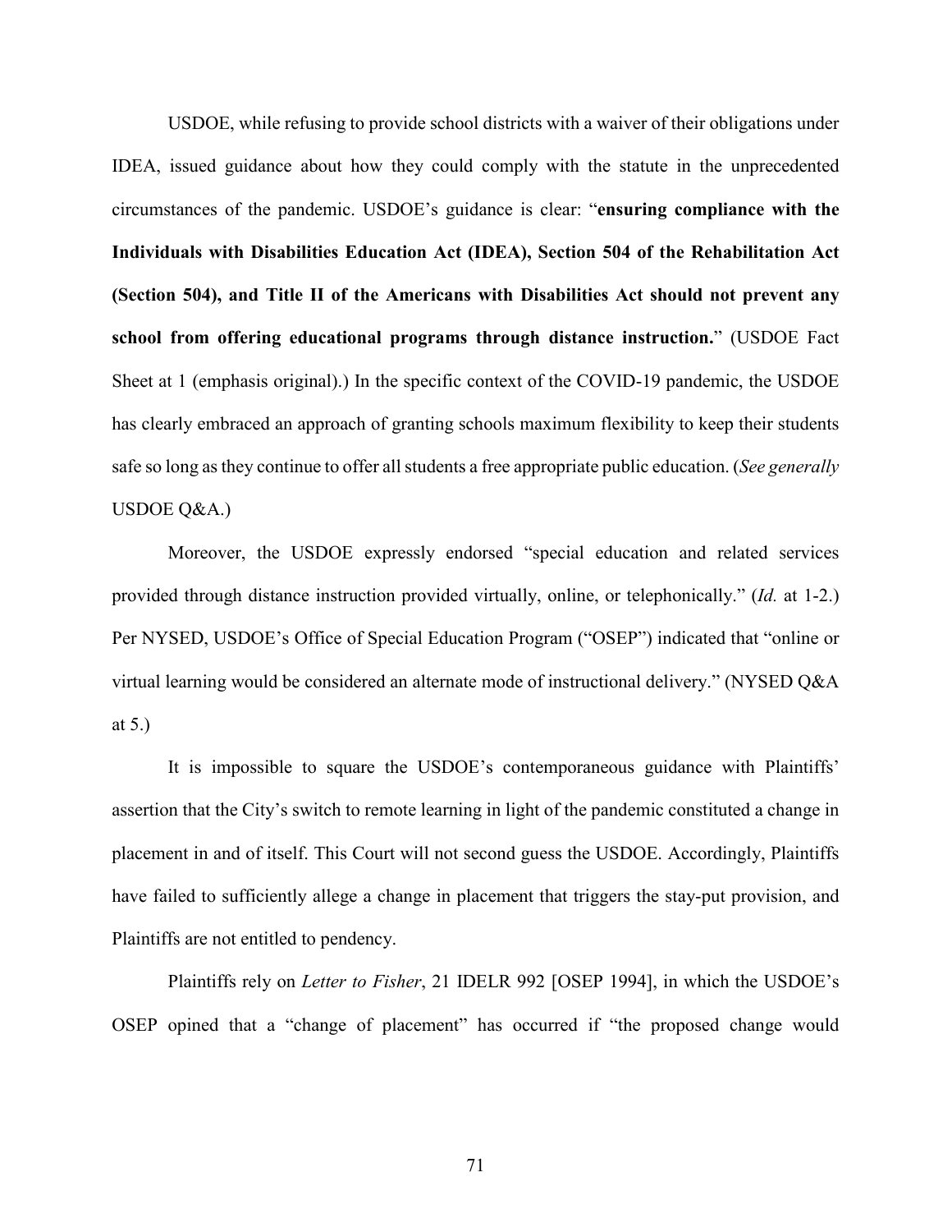USDOE, while refusing to provide school districts with a waiver of their obligations under IDEA, issued guidance about how they could comply with the statute in the unprecedented circumstances of the pandemic. USDOE's guidance is clear: "**ensuring compliance with the Individuals with Disabilities Education Act (IDEA), Section 504 of the Rehabilitation Act (Section 504), and Title II of the Americans with Disabilities Act should not prevent any school from offering educational programs through distance instruction.**" (USDOE Fact Sheet at 1 (emphasis original).) In the specific context of the COVID-19 pandemic, the USDOE has clearly embraced an approach of granting schools maximum flexibility to keep their students safe so long as they continue to offer all students a free appropriate public education. (*See generally* USDOE Q&A.)

Moreover, the USDOE expressly endorsed "special education and related services provided through distance instruction provided virtually, online, or telephonically." (*Id.* at 1-2.) Per NYSED, USDOE's Office of Special Education Program ("OSEP") indicated that "online or virtual learning would be considered an alternate mode of instructional delivery." (NYSED Q&A at 5.)

It is impossible to square the USDOE's contemporaneous guidance with Plaintiffs' assertion that the City's switch to remote learning in light of the pandemic constituted a change in placement in and of itself. This Court will not second guess the USDOE. Accordingly, Plaintiffs have failed to sufficiently allege a change in placement that triggers the stay-put provision, and Plaintiffs are not entitled to pendency.

Plaintiffs rely on *Letter to Fisher*, 21 IDELR 992 [OSEP 1994], in which the USDOE's OSEP opined that a "change of placement" has occurred if "the proposed change would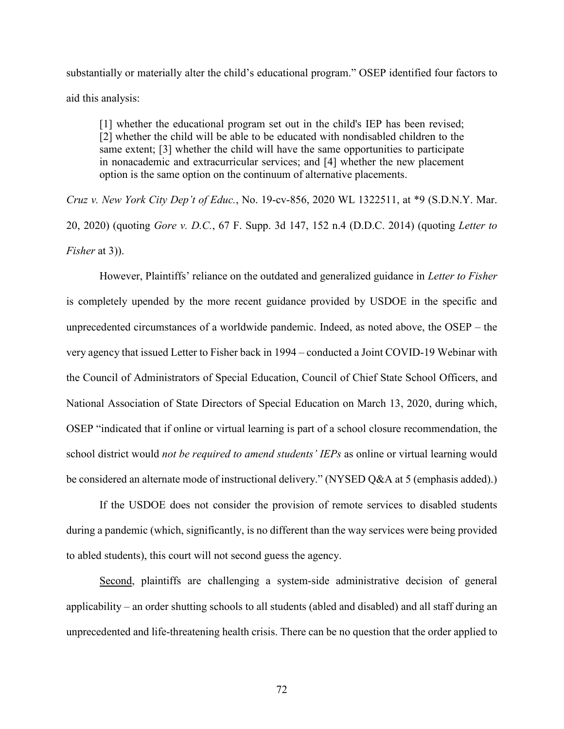substantially or materially alter the child's educational program." OSEP identified four factors to aid this analysis:

> [1] whether the educational program set out in the child's IEP has been revised; [2] whether the child will be able to be educated with nondisabled children to the same extent; [3] whether the child will have the same opportunities to participate in nonacademic and extracurricular services; and [4] whether the new placement option is the same option on the continuum of alternative placements.

*Cruz v. New York City Dep't of Educ.*, No. 19-cv-856, 2020 WL 1322511, at *9 (S.D.N.Y. Mar. 20, 2020) (quoting *Gore v. D.C.*, 67 F. Supp. 3d 147, 152 n.4 (D.D.C. 2014) (quoting *Letter to Fisher* at 3)).

However, Plaintiffs' reliance on the outdated and generalized guidance in *Letter to Fisher* is completely upended by the more recent guidance provided by USDOE in the specific and unprecedented circumstances of a worldwide pandemic. Indeed, as noted above, the OSEP – the very agency that issued Letter to Fisher back in 1994 – conducted a Joint COVID-19 Webinar with the Council of Administrators of Special Education, Council of Chief State School Officers, and National Association of State Directors of Special Education on March 13, 2020, during which, OSEP "indicated that if online or virtual learning is part of a school closure recommendation, the school district would *not be required to amend students' IEPs* as online or virtual learning would be considered an alternate mode of instructional delivery." (NYSED Q&A at 5 (emphasis added).)

If the USDOE does not consider the provision of remote services to disabled students during a pandemic (which, significantly, is no different than the way services were being provided to abled students), this court will not second guess the agency.

<u>Second</u>, plaintiffs are challenging a system-side administrative decision of general applicability – an order shutting schools to all students (abled and disabled) and all staff during an unprecedented and life-threatening health crisis. There can be no question that the order applied to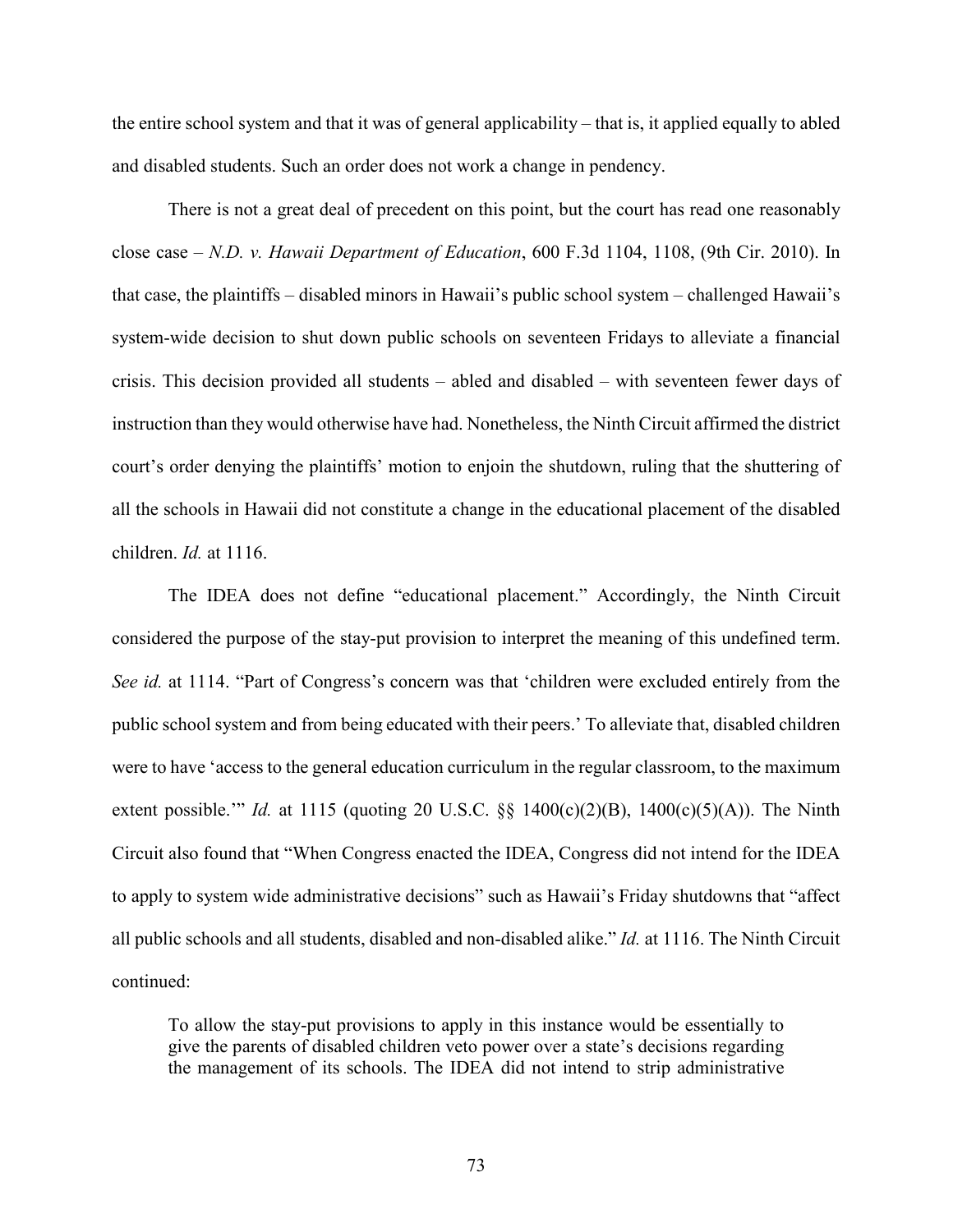the entire school system and that it was of general applicability – that is, it applied equally to abled and disabled students. Such an order does not work a change in pendency.

There is not a great deal of precedent on this point, but the court has read one reasonably close case – *N.D. v. Hawaii Department of Education*, 600 F.3d 1104, 1108, (9th Cir. 2010). In that case, the plaintiffs – disabled minors in Hawaii's public school system – challenged Hawaii's system-wide decision to shut down public schools on seventeen Fridays to alleviate a financial crisis. This decision provided all students – abled and disabled – with seventeen fewer days of instruction than they would otherwise have had. Nonetheless, the Ninth Circuit affirmed the district court's order denying the plaintiffs' motion to enjoin the shutdown, ruling that the shuttering of all the schools in Hawaii did not constitute a change in the educational placement of the disabled children. *Id.* at 1116.

The IDEA does not define "educational placement." Accordingly, the Ninth Circuit considered the purpose of the stay-put provision to interpret the meaning of this undefined term. *See id.* at 1114. "Part of Congress's concern was that 'children were excluded entirely from the public school system and from being educated with their peers.' To alleviate that, disabled children were to have 'access to the general education curriculum in the regular classroom, to the maximum extent possible.'" *Id.* at 1115 (quoting 20 U.S.C. §§ 1400(c)(2)(B), 1400(c)(5)(A)). The Ninth Circuit also found that "When Congress enacted the IDEA, Congress did not intend for the IDEA to apply to system wide administrative decisions" such as Hawaii's Friday shutdowns that "affect all public schools and all students, disabled and non-disabled alike." *Id.* at 1116. The Ninth Circuit continued:

> To allow the stay-put provisions to apply in this instance would be essentially to give the parents of disabled children veto power over a state's decisions regarding the management of its schools. The IDEA did not intend to strip administrative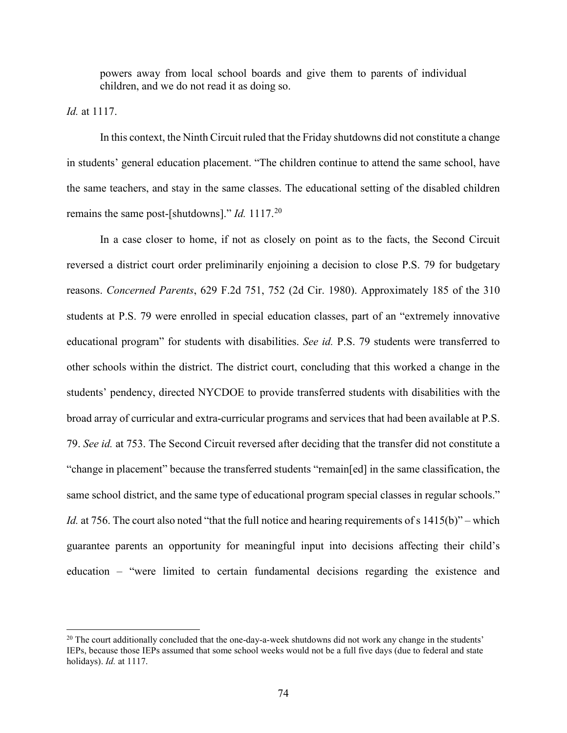> powers away from local school boards and give them to parents of individual children, and we do not read it as doing so.

*Id.* at 1117.

In this context, the Ninth Circuit ruled that the Friday shutdowns did not constitute a change in students' general education placement. "The children continue to attend the same school, have the same teachers, and stay in the same classes. The educational setting of the disabled children remains the same post-[shutdowns]." *Id.* 1117.[20]

In a case closer to home, if not as closely on point as to the facts, the Second Circuit reversed a district court order preliminarily enjoining a decision to close P.S. 79 for budgetary reasons. *Concerned Parents*, 629 F.2d 751, 752 (2d Cir. 1980). Approximately 185 of the 310 students at P.S. 79 were enrolled in special education classes, part of an "extremely innovative educational program" for students with disabilities. *See id.* P.S. 79 students were transferred to other schools within the district. The district court, concluding that this worked a change in the students' pendency, directed NYCDOE to provide transferred students with disabilities with the broad array of curricular and extra-curricular programs and services that had been available at P.S. 79. *See id.* at 753. The Second Circuit reversed after deciding that the transfer did not constitute a "change in placement" because the transferred students "remain[ed] in the same classification, the same school district, and the same type of educational program special classes in regular schools." *Id.* at 756. The court also noted "that the full notice and hearing requirements of s 1415(b)" – which guarantee parents an opportunity for meaningful input into decisions affecting their child's education – "were limited to certain fundamental decisions regarding the existence and

---

[20] The court additionally concluded that the one-day-a-week shutdowns did not work any change in the students' IEPs, because those IEPs assumed that some school weeks would not be a full five days (due to federal and state holidays). *Id.* at 1117.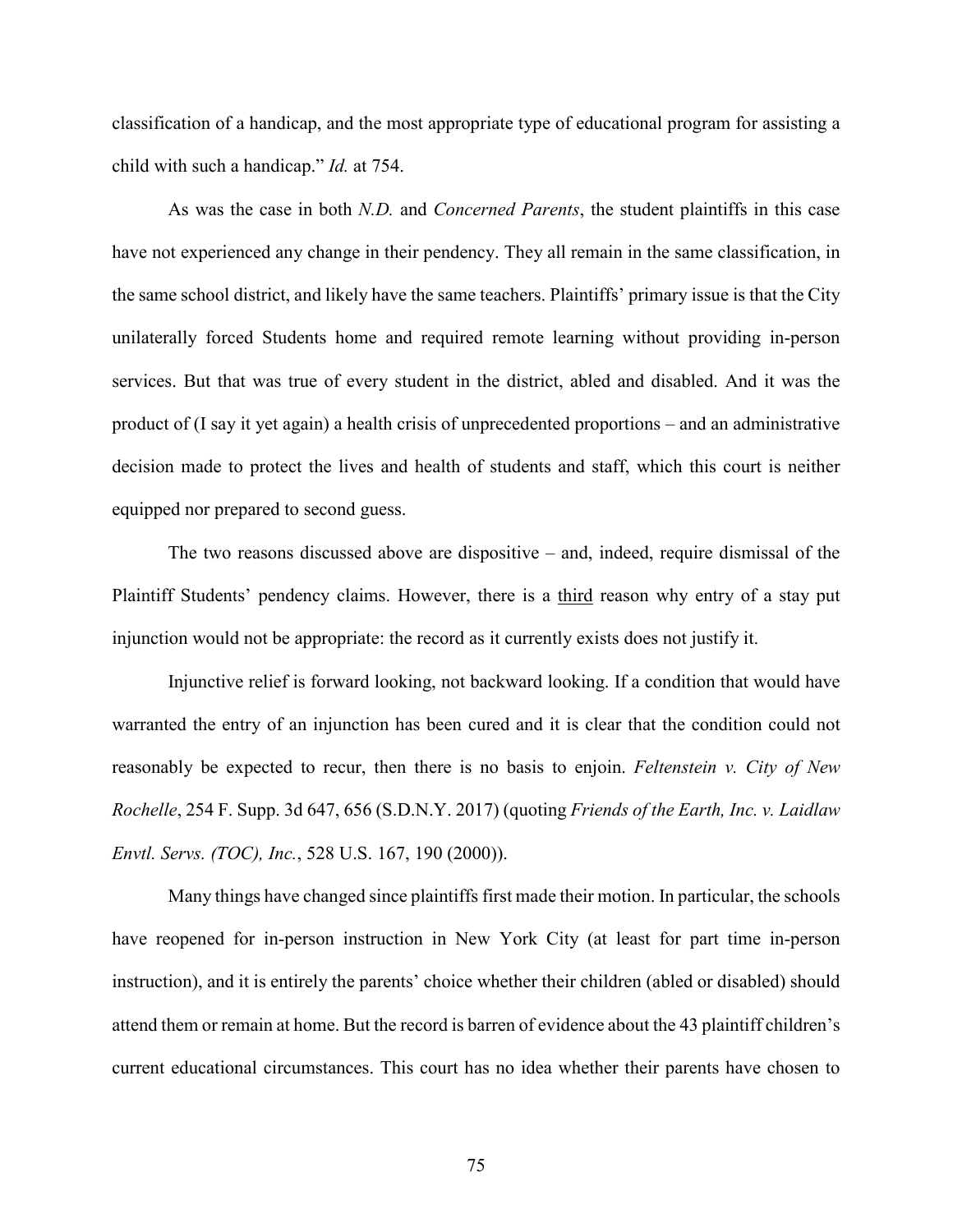classification of a handicap, and the most appropriate type of educational program for assisting a child with such a handicap." *Id.* at 754.

As was the case in both *N.D.* and *Concerned Parents*, the student plaintiffs in this case have not experienced any change in their pendency. They all remain in the same classification, in the same school district, and likely have the same teachers. Plaintiffs' primary issue is that the City unilaterally forced Students home and required remote learning without providing in-person services. But that was true of every student in the district, abled and disabled. And it was the product of (I say it yet again) a health crisis of unprecedented proportions – and an administrative decision made to protect the lives and health of students and staff, which this court is neither equipped nor prepared to second guess.

The two reasons discussed above are dispositive – and, indeed, require dismissal of the Plaintiff Students' pendency claims. However, there is a <u>third</u> reason why entry of a stay put injunction would not be appropriate: the record as it currently exists does not justify it.

Injunctive relief is forward looking, not backward looking. If a condition that would have warranted the entry of an injunction has been cured and it is clear that the condition could not reasonably be expected to recur, then there is no basis to enjoin. *Feltenstein v. City of New Rochelle*, 254 F. Supp. 3d 647, 656 (S.D.N.Y. 2017) (quoting *Friends of the Earth, Inc. v. Laidlaw Envtl. Servs. (TOC), Inc.*, 528 U.S. 167, 190 (2000)).

Many things have changed since plaintiffs first made their motion. In particular, the schools have reopened for in-person instruction in New York City (at least for part time in-person instruction), and it is entirely the parents' choice whether their children (abled or disabled) should attend them or remain at home. But the record is barren of evidence about the 43 plaintiff children's current educational circumstances. This court has no idea whether their parents have chosen to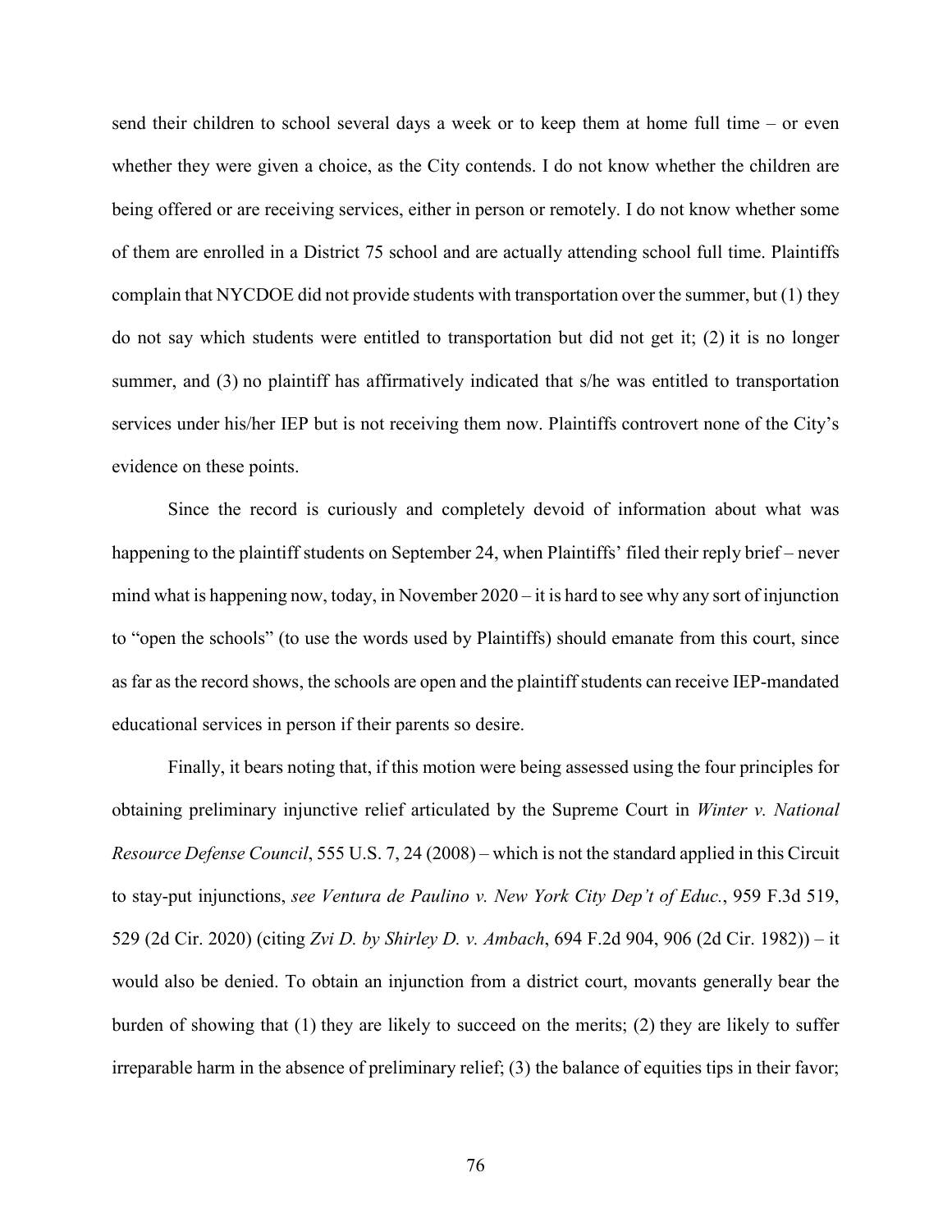send their children to school several days a week or to keep them at home full time – or even whether they were given a choice, as the City contends. I do not know whether the children are being offered or are receiving services, either in person or remotely. I do not know whether some of them are enrolled in a District 75 school and are actually attending school full time. Plaintiffs complain that NYCDOE did not provide students with transportation over the summer, but (1) they do not say which students were entitled to transportation but did not get it; (2) it is no longer summer, and (3) no plaintiff has affirmatively indicated that s/he was entitled to transportation services under his/her IEP but is not receiving them now. Plaintiffs controvert none of the City's evidence on these points.

Since the record is curiously and completely devoid of information about what was happening to the plaintiff students on September 24, when Plaintiffs' filed their reply brief – never mind what is happening now, today, in November 2020 – it is hard to see why any sort of injunction to "open the schools" (to use the words used by Plaintiffs) should emanate from this court, since as far as the record shows, the schools are open and the plaintiff students can receive IEP-mandated educational services in person if their parents so desire.

Finally, it bears noting that, if this motion were being assessed using the four principles for obtaining preliminary injunctive relief articulated by the Supreme Court in *Winter v. National Resource Defense Council*, 555 U.S. 7, 24 (2008) – which is not the standard applied in this Circuit to stay-put injunctions, *see Ventura de Paulino v. New York City Dep't of Educ.*, 959 F.3d 519, 529 (2d Cir. 2020) (citing *Zvi D. by Shirley D. v. Ambach*, 694 F.2d 904, 906 (2d Cir. 1982)) – it would also be denied. To obtain an injunction from a district court, movants generally bear the burden of showing that (1) they are likely to succeed on the merits; (2) they are likely to suffer irreparable harm in the absence of preliminary relief; (3) the balance of equities tips in their favor;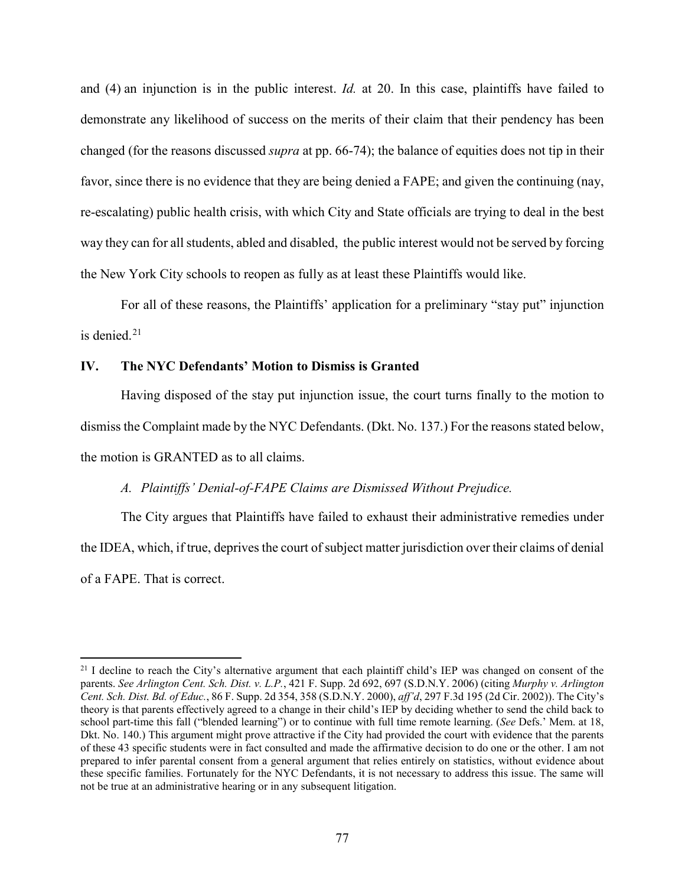and (4) an injunction is in the public interest. *Id.* at 20. In this case, plaintiffs have failed to demonstrate any likelihood of success on the merits of their claim that their pendency has been changed (for the reasons discussed *supra* at pp. 66-74); the balance of equities does not tip in their favor, since there is no evidence that they are being denied a FAPE; and given the continuing (nay, re-escalating) public health crisis, with which City and State officials are trying to deal in the best way they can for all students, abled and disabled, the public interest would not be served by forcing the New York City schools to reopen as fully as at least these Plaintiffs would like.

For all of these reasons, the Plaintiffs' application for a preliminary "stay put" injunction is denied.[21]

## IV. The NYC Defendants' Motion to Dismiss is Granted

Having disposed of the stay put injunction issue, the court turns finally to the motion to dismiss the Complaint made by the NYC Defendants. (Dkt. No. 137.) For the reasons stated below, the motion is GRANTED as to all claims.

### *A. Plaintiffs' Denial-of-FAPE Claims are Dismissed Without Prejudice.*

The City argues that Plaintiffs have failed to exhaust their administrative remedies under the IDEA, which, if true, deprives the court of subject matter jurisdiction over their claims of denial of a FAPE. That is correct.

---

[21] I decline to reach the City's alternative argument that each plaintiff child's IEP was changed on consent of the parents. *See Arlington Cent. Sch. Dist. v. L.P.*, 421 F. Supp. 2d 692, 697 (S.D.N.Y. 2006) (citing *Murphy v. Arlington Cent. Sch. Dist. Bd. of Educ.*, 86 F. Supp. 2d 354, 358 (S.D.N.Y. 2000), *aff'd*, 297 F.3d 195 (2d Cir. 2002)). The City's theory is that parents effectively agreed to a change in their child's IEP by deciding whether to send the child back to school part-time this fall ("blended learning") or to continue with full time remote learning. (*See* Defs.' Mem. at 18, Dkt. No. 140.) This argument might prove attractive if the City had provided the court with evidence that the parents of these 43 specific students were in fact consulted and made the affirmative decision to do one or the other. I am not prepared to infer parental consent from a general argument that relies entirely on statistics, without evidence about these specific families. Fortunately for the NYC Defendants, it is not necessary to address this issue. The same will not be true at an administrative hearing or in any subsequent litigation.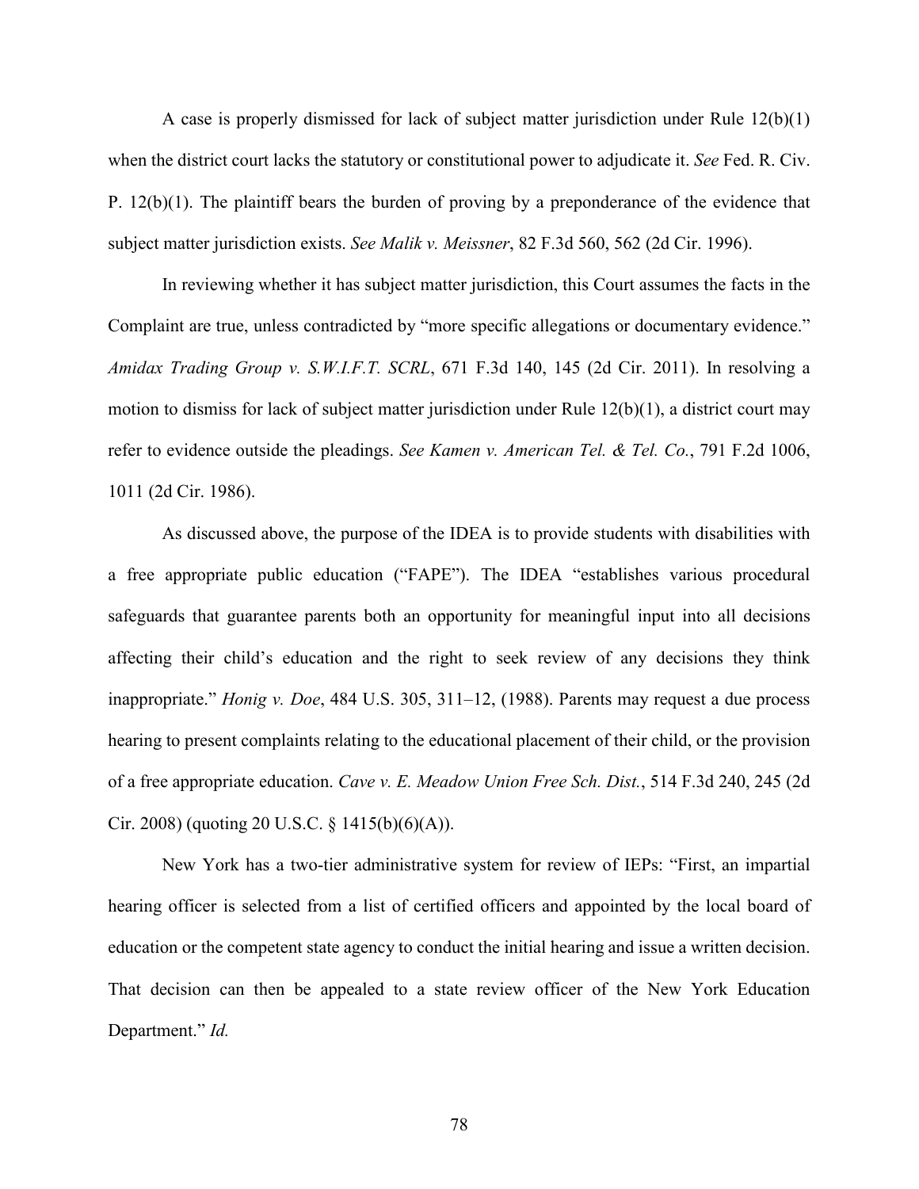A case is properly dismissed for lack of subject matter jurisdiction under Rule 12(b)(1) when the district court lacks the statutory or constitutional power to adjudicate it. *See* Fed. R. Civ. P. 12(b)(1). The plaintiff bears the burden of proving by a preponderance of the evidence that subject matter jurisdiction exists. *See Malik v. Meissner*, 82 F.3d 560, 562 (2d Cir. 1996).

In reviewing whether it has subject matter jurisdiction, this Court assumes the facts in the Complaint are true, unless contradicted by "more specific allegations or documentary evidence." *Amidax Trading Group v. S.W.I.F.T. SCRL*, 671 F.3d 140, 145 (2d Cir. 2011). In resolving a motion to dismiss for lack of subject matter jurisdiction under Rule 12(b)(1), a district court may refer to evidence outside the pleadings. *See Kamen v. American Tel. & Tel. Co.*, 791 F.2d 1006, 1011 (2d Cir. 1986).

As discussed above, the purpose of the IDEA is to provide students with disabilities with a free appropriate public education ("FAPE"). The IDEA "establishes various procedural safeguards that guarantee parents both an opportunity for meaningful input into all decisions affecting their child's education and the right to seek review of any decisions they think inappropriate." *Honig v. Doe*, 484 U.S. 305, 311–12, (1988). Parents may request a due process hearing to present complaints relating to the educational placement of their child, or the provision of a free appropriate education. *Cave v. E. Meadow Union Free Sch. Dist.*, 514 F.3d 240, 245 (2d Cir. 2008) (quoting 20 U.S.C. § 1415(b)(6)(A)).

New York has a two-tier administrative system for review of IEPs: "First, an impartial hearing officer is selected from a list of certified officers and appointed by the local board of education or the competent state agency to conduct the initial hearing and issue a written decision. That decision can then be appealed to a state review officer of the New York Education Department." *Id.*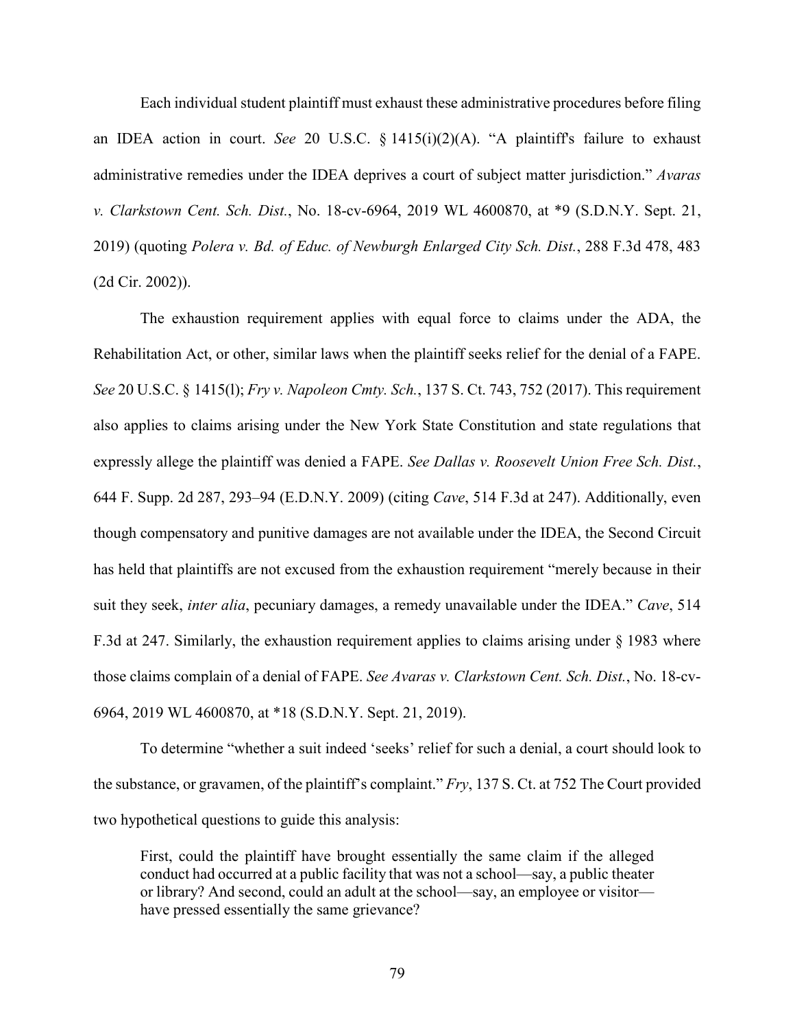Each individual student plaintiff must exhaust these administrative procedures before filing an IDEA action in court. *See* 20 U.S.C. § 1415(i)(2)(A). "A plaintiff's failure to exhaust administrative remedies under the IDEA deprives a court of subject matter jurisdiction." *Avaras v. Clarkstown Cent. Sch. Dist.*, No. 18-cv-6964, 2019 WL 4600870, at *9 (S.D.N.Y. Sept. 21, 2019) (quoting *Polera v. Bd. of Educ. of Newburgh Enlarged City Sch. Dist.*, 288 F.3d 478, 483 (2d Cir. 2002)).

The exhaustion requirement applies with equal force to claims under the ADA, the Rehabilitation Act, or other, similar laws when the plaintiff seeks relief for the denial of a FAPE. *See* 20 U.S.C. § 1415(l); *Fry v. Napoleon Cmty. Sch.*, 137 S. Ct. 743, 752 (2017). This requirement also applies to claims arising under the New York State Constitution and state regulations that expressly allege the plaintiff was denied a FAPE. *See Dallas v. Roosevelt Union Free Sch. Dist.*, 644 F. Supp. 2d 287, 293–94 (E.D.N.Y. 2009) (citing *Cave*, 514 F.3d at 247). Additionally, even though compensatory and punitive damages are not available under the IDEA, the Second Circuit has held that plaintiffs are not excused from the exhaustion requirement "merely because in their suit they seek, *inter alia*, pecuniary damages, a remedy unavailable under the IDEA." *Cave*, 514 F.3d at 247. Similarly, the exhaustion requirement applies to claims arising under § 1983 where those claims complain of a denial of FAPE. *See Avaras v. Clarkstown Cent. Sch. Dist.*, No. 18-cv-6964, 2019 WL 4600870, at *18 (S.D.N.Y. Sept. 21, 2019).

To determine "whether a suit indeed 'seeks' relief for such a denial, a court should look to the substance, or gravamen, of the plaintiff's complaint." *Fry*, 137 S. Ct. at 752 The Court provided two hypothetical questions to guide this analysis:

> First, could the plaintiff have brought essentially the same claim if the alleged conduct had occurred at a public facility that was not a school—say, a public theater or library? And second, could an adult at the school—say, an employee or visitor—have pressed essentially the same grievance?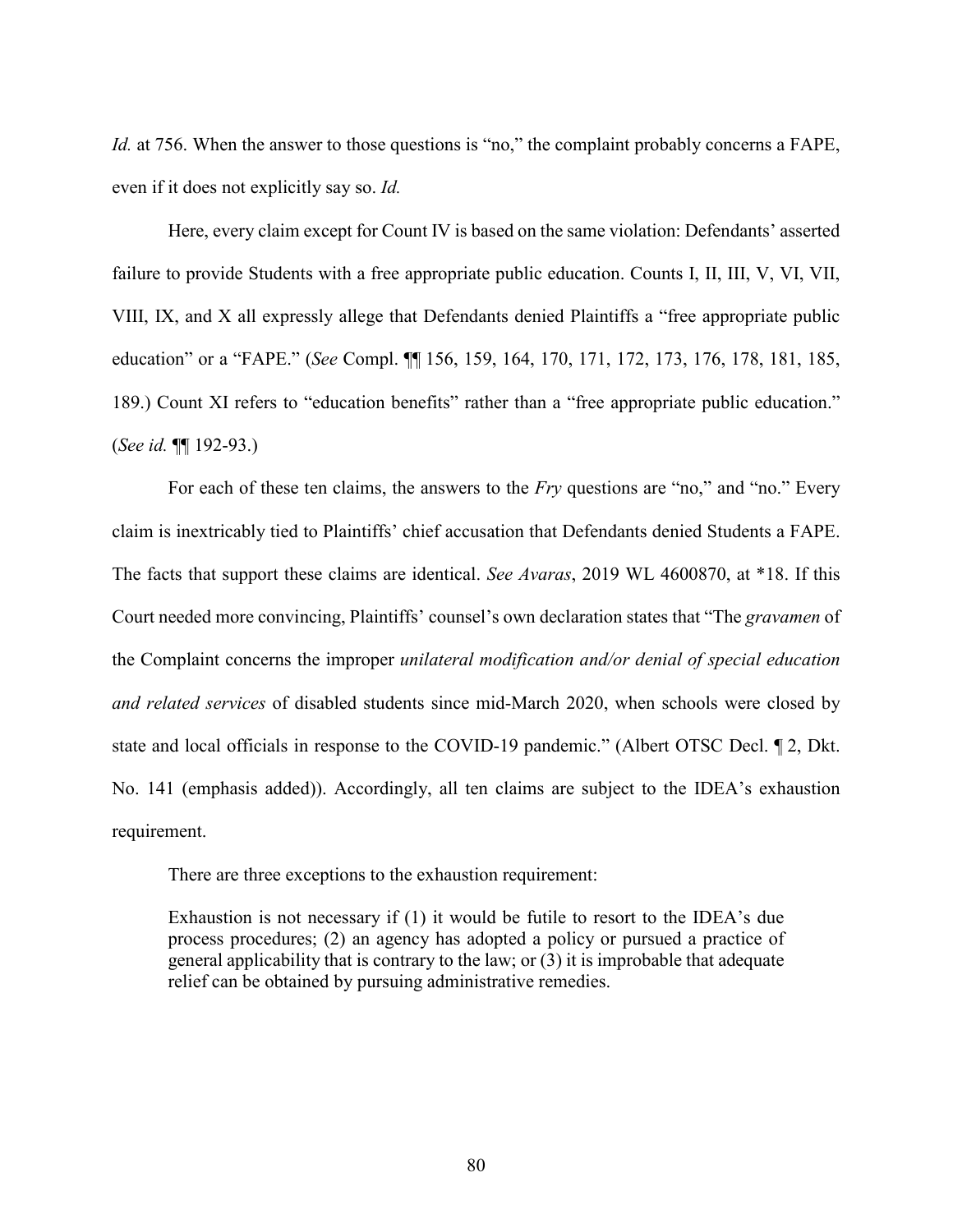*Id.* at 756. When the answer to those questions is "no," the complaint probably concerns a FAPE, even if it does not explicitly say so. *Id.*

Here, every claim except for Count IV is based on the same violation: Defendants' asserted failure to provide Students with a free appropriate public education. Counts I, II, III, V, VI, VII, VIII, IX, and X all expressly allege that Defendants denied Plaintiffs a "free appropriate public education" or a "FAPE." (*See* Compl. ¶¶ 156, 159, 164, 170, 171, 172, 173, 176, 178, 181, 185, 189.) Count XI refers to "education benefits" rather than a "free appropriate public education." (*See id.* ¶¶ 192-93.)

For each of these ten claims, the answers to the *Fry* questions are "no," and "no." Every claim is inextricably tied to Plaintiffs' chief accusation that Defendants denied Students a FAPE. The facts that support these claims are identical. *See Avaras*, 2019 WL 4600870, at *18. If this Court needed more convincing, Plaintiffs' counsel's own declaration states that "The *gravamen* of the Complaint concerns the improper *unilateral modification and/or denial of special education and related services* of disabled students since mid-March 2020, when schools were closed by state and local officials in response to the COVID-19 pandemic." (Albert OTSC Decl. ¶ 2, Dkt. No. 141 (emphasis added)). Accordingly, all ten claims are subject to the IDEA's exhaustion requirement.

There are three exceptions to the exhaustion requirement:

> Exhaustion is not necessary if (1) it would be futile to resort to the IDEA's due process procedures; (2) an agency has adopted a policy or pursued a practice of general applicability that is contrary to the law; or (3) it is improbable that adequate relief can be obtained by pursuing administrative remedies.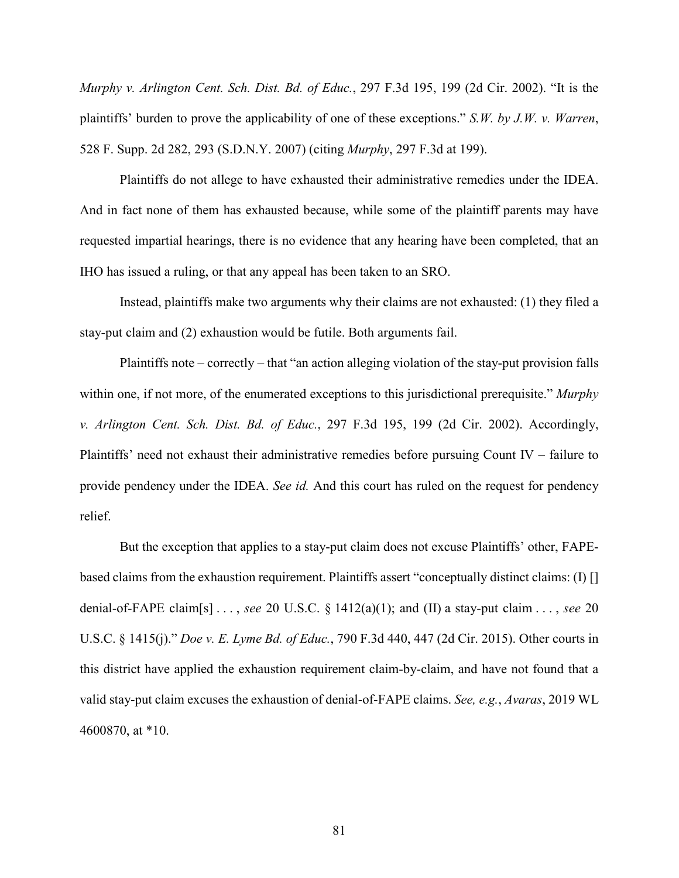*Murphy v. Arlington Cent. Sch. Dist. Bd. of Educ.*, 297 F.3d 195, 199 (2d Cir. 2002). "It is the plaintiffs' burden to prove the applicability of one of these exceptions." *S.W. by J.W. v. Warren*, 528 F. Supp. 2d 282, 293 (S.D.N.Y. 2007) (citing *Murphy*, 297 F.3d at 199).

Plaintiffs do not allege to have exhausted their administrative remedies under the IDEA. And in fact none of them has exhausted because, while some of the plaintiff parents may have requested impartial hearings, there is no evidence that any hearing have been completed, that an IHO has issued a ruling, or that any appeal has been taken to an SRO.

Instead, plaintiffs make two arguments why their claims are not exhausted: (1) they filed a stay-put claim and (2) exhaustion would be futile. Both arguments fail.

Plaintiffs note – correctly – that "an action alleging violation of the stay-put provision falls within one, if not more, of the enumerated exceptions to this jurisdictional prerequisite." *Murphy v. Arlington Cent. Sch. Dist. Bd. of Educ.*, 297 F.3d 195, 199 (2d Cir. 2002). Accordingly, Plaintiffs' need not exhaust their administrative remedies before pursuing Count IV – failure to provide pendency under the IDEA. *See id.* And this court has ruled on the request for pendency relief.

But the exception that applies to a stay-put claim does not excuse Plaintiffs' other, FAPE-based claims from the exhaustion requirement. Plaintiffs assert "conceptually distinct claims: (I) [] denial-of-FAPE claim[s] . . . , *see* 20 U.S.C. § 1412(a)(1); and (II) a stay-put claim . . . , *see* 20 U.S.C. § 1415(j)." *Doe v. E. Lyme Bd. of Educ.*, 790 F.3d 440, 447 (2d Cir. 2015). Other courts in this district have applied the exhaustion requirement claim-by-claim, and have not found that a valid stay-put claim excuses the exhaustion of denial-of-FAPE claims. *See, e.g.*, *Avaras*, 2019 WL 4600870, at *10.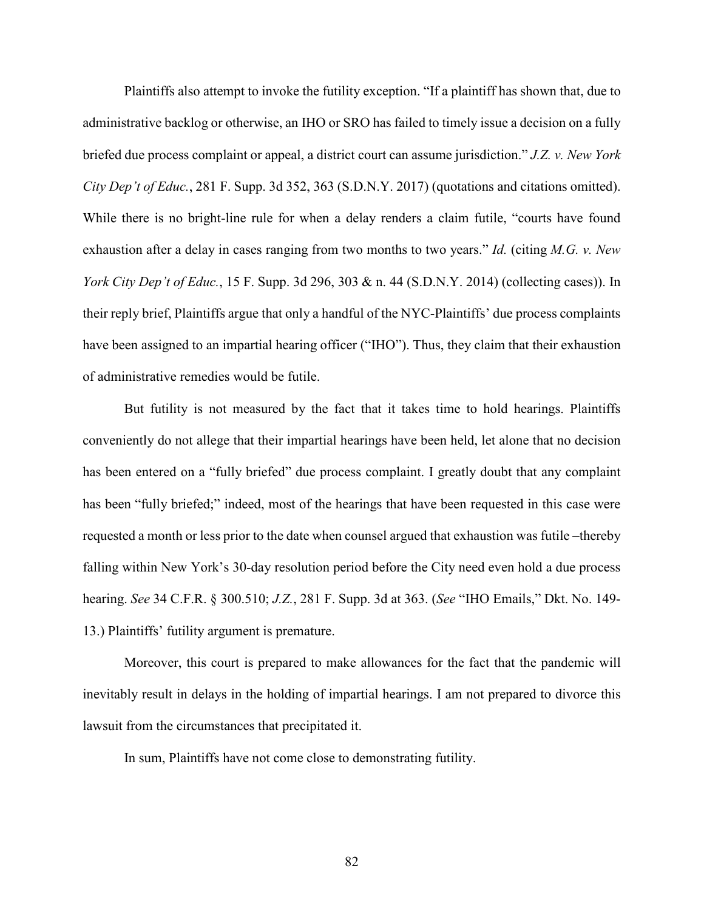Plaintiffs also attempt to invoke the futility exception. "If a plaintiff has shown that, due to administrative backlog or otherwise, an IHO or SRO has failed to timely issue a decision on a fully briefed due process complaint or appeal, a district court can assume jurisdiction." *J.Z. v. New York City Dep't of Educ.*, 281 F. Supp. 3d 352, 363 (S.D.N.Y. 2017) (quotations and citations omitted). While there is no bright-line rule for when a delay renders a claim futile, "courts have found exhaustion after a delay in cases ranging from two months to two years." *Id.* (citing *M.G. v. New York City Dep't of Educ.*, 15 F. Supp. 3d 296, 303 & n. 44 (S.D.N.Y. 2014) (collecting cases)). In their reply brief, Plaintiffs argue that only a handful of the NYC-Plaintiffs' due process complaints have been assigned to an impartial hearing officer ("IHO"). Thus, they claim that their exhaustion of administrative remedies would be futile.

But futility is not measured by the fact that it takes time to hold hearings. Plaintiffs conveniently do not allege that their impartial hearings have been held, let alone that no decision has been entered on a "fully briefed" due process complaint. I greatly doubt that any complaint has been "fully briefed;" indeed, most of the hearings that have been requested in this case were requested a month or less prior to the date when counsel argued that exhaustion was futile –thereby falling within New York's 30-day resolution period before the City need even hold a due process hearing. *See* 34 C.F.R. § 300.510; *J.Z.*, 281 F. Supp. 3d at 363. (*See* "IHO Emails," Dkt. No. 149-13.) Plaintiffs' futility argument is premature.

Moreover, this court is prepared to make allowances for the fact that the pandemic will inevitably result in delays in the holding of impartial hearings. I am not prepared to divorce this lawsuit from the circumstances that precipitated it.

In sum, Plaintiffs have not come close to demonstrating futility.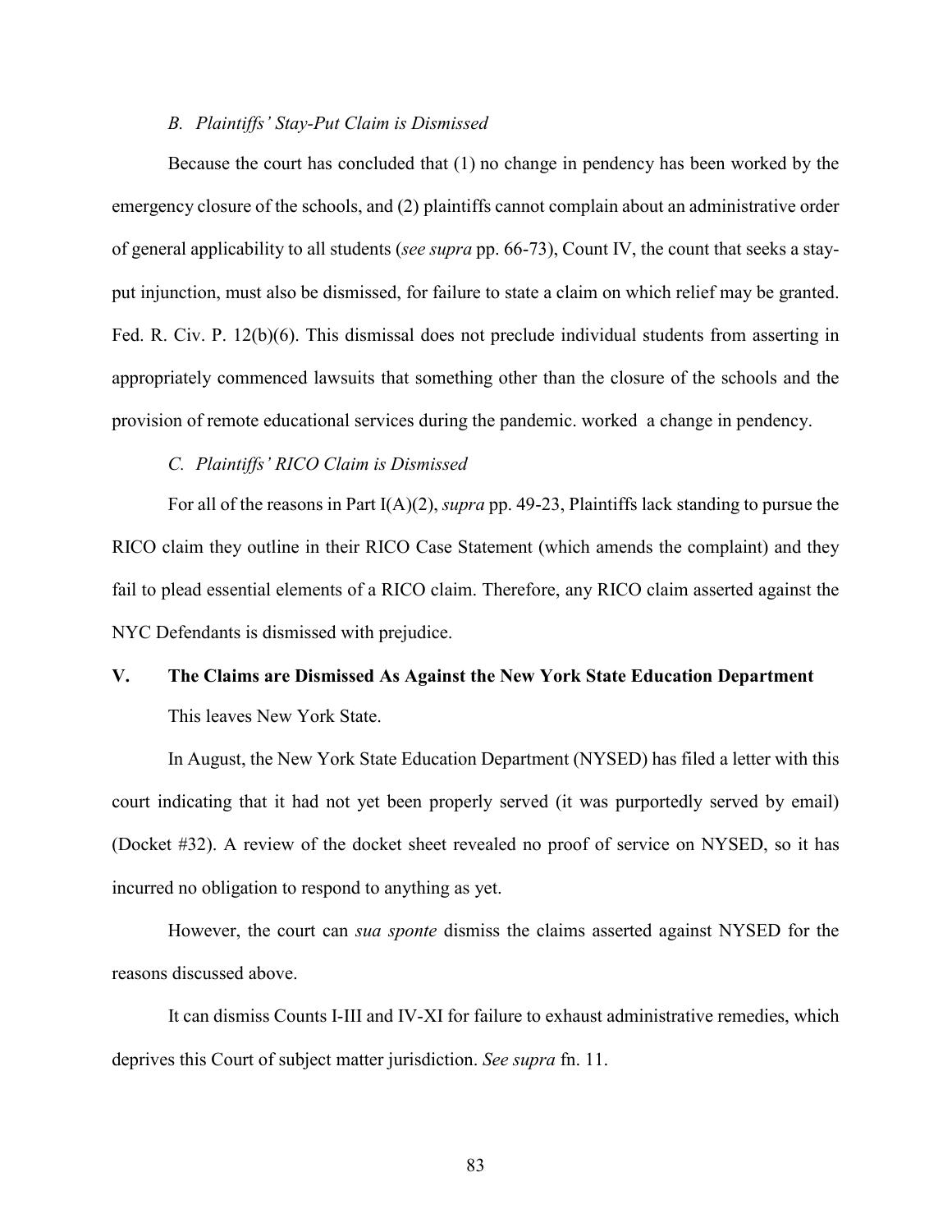### *B. Plaintiffs' Stay-Put Claim is Dismissed*

Because the court has concluded that (1) no change in pendency has been worked by the emergency closure of the schools, and (2) plaintiffs cannot complain about an administrative order of general applicability to all students (*see supra* pp. 66-73), Count IV, the count that seeks a stay-put injunction, must also be dismissed, for failure to state a claim on which relief may be granted. Fed. R. Civ. P. 12(b)(6). This dismissal does not preclude individual students from asserting in appropriately commenced lawsuits that something other than the closure of the schools and the provision of remote educational services during the pandemic. worked a change in pendency.

### *C. Plaintiffs' RICO Claim is Dismissed*

For all of the reasons in Part I(A)(2), *supra* pp. 49-23, Plaintiffs lack standing to pursue the RICO claim they outline in their RICO Case Statement (which amends the complaint) and they fail to plead essential elements of a RICO claim. Therefore, any RICO claim asserted against the NYC Defendants is dismissed with prejudice.

## **V. The Claims are Dismissed As Against the New York State Education Department**

This leaves New York State.

In August, the New York State Education Department (NYSED) has filed a letter with this court indicating that it had not yet been properly served (it was purportedly served by email) (Docket #32). A review of the docket sheet revealed no proof of service on NYSED, so it has incurred no obligation to respond to anything as yet.

However, the court can *sua sponte* dismiss the claims asserted against NYSED for the reasons discussed above.

It can dismiss Counts I-III and IV-XI for failure to exhaust administrative remedies, which deprives this Court of subject matter jurisdiction. *See supra* fn. 11.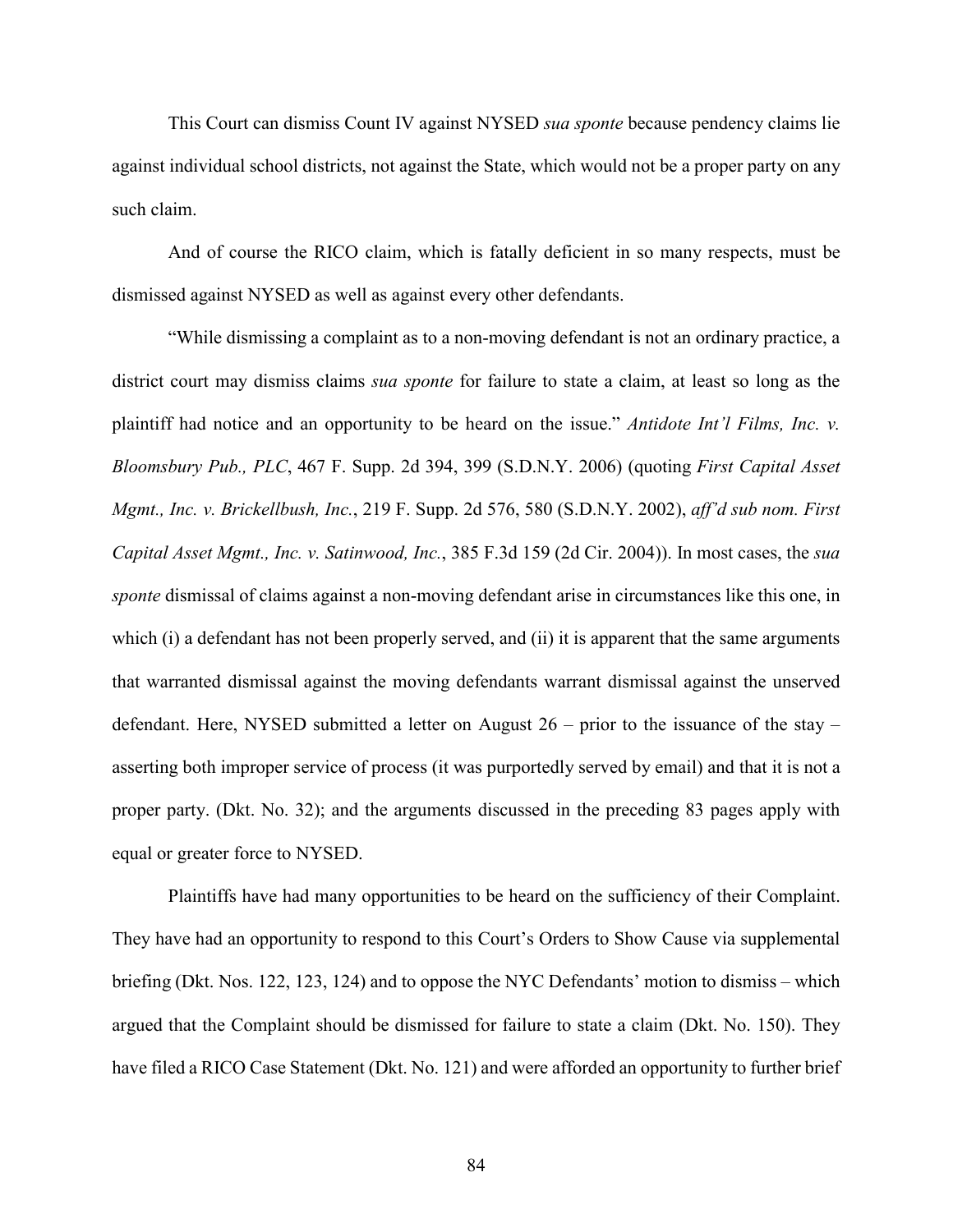This Court can dismiss Count IV against NYSED *sua sponte* because pendency claims lie against individual school districts, not against the State, which would not be a proper party on any such claim.

And of course the RICO claim, which is fatally deficient in so many respects, must be dismissed against NYSED as well as against every other defendants.

"While dismissing a complaint as to a non-moving defendant is not an ordinary practice, a district court may dismiss claims *sua sponte* for failure to state a claim, at least so long as the plaintiff had notice and an opportunity to be heard on the issue." *Antidote Int'l Films, Inc. v. Bloomsbury Pub., PLC*, 467 F. Supp. 2d 394, 399 (S.D.N.Y. 2006) (quoting *First Capital Asset Mgmt., Inc. v. Brickellbush, Inc.*, 219 F. Supp. 2d 576, 580 (S.D.N.Y. 2002), *aff'd sub nom. First Capital Asset Mgmt., Inc. v. Satinwood, Inc.*, 385 F.3d 159 (2d Cir. 2004)). In most cases, the *sua sponte* dismissal of claims against a non-moving defendant arise in circumstances like this one, in which (i) a defendant has not been properly served, and (ii) it is apparent that the same arguments that warranted dismissal against the moving defendants warrant dismissal against the unserved defendant. Here, NYSED submitted a letter on August 26 – prior to the issuance of the stay – asserting both improper service of process (it was purportedly served by email) and that it is not a proper party. (Dkt. No. 32); and the arguments discussed in the preceding 83 pages apply with equal or greater force to NYSED.

Plaintiffs have had many opportunities to be heard on the sufficiency of their Complaint. They have had an opportunity to respond to this Court's Orders to Show Cause via supplemental briefing (Dkt. Nos. 122, 123, 124) and to oppose the NYC Defendants' motion to dismiss – which argued that the Complaint should be dismissed for failure to state a claim (Dkt. No. 150). They have filed a RICO Case Statement (Dkt. No. 121) and were afforded an opportunity to further brief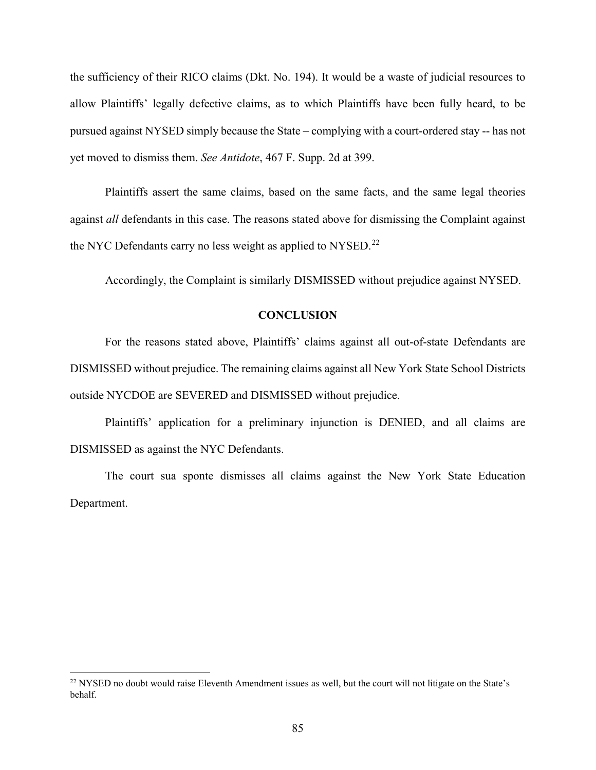the sufficiency of their RICO claims (Dkt. No. 194). It would be a waste of judicial resources to allow Plaintiffs' legally defective claims, as to which Plaintiffs have been fully heard, to be pursued against NYSED simply because the State – complying with a court-ordered stay -- has not yet moved to dismiss them. *See Antidote*, 467 F. Supp. 2d at 399.

Plaintiffs assert the same claims, based on the same facts, and the same legal theories against *all* defendants in this case. The reasons stated above for dismissing the Complaint against the NYC Defendants carry no less weight as applied to NYSED.[22]

Accordingly, the Complaint is similarly DISMISSED without prejudice against NYSED.

## CONCLUSION

For the reasons stated above, Plaintiffs' claims against all out-of-state Defendants are DISMISSED without prejudice. The remaining claims against all New York State School Districts outside NYCDOE are SEVERED and DISMISSED without prejudice.

Plaintiffs' application for a preliminary injunction is DENIED, and all claims are DISMISSED as against the NYC Defendants.

The court sua sponte dismisses all claims against the New York State Education Department.

---

[22] NYSED no doubt would raise Eleventh Amendment issues as well, but the court will not litigate on the State's behalf.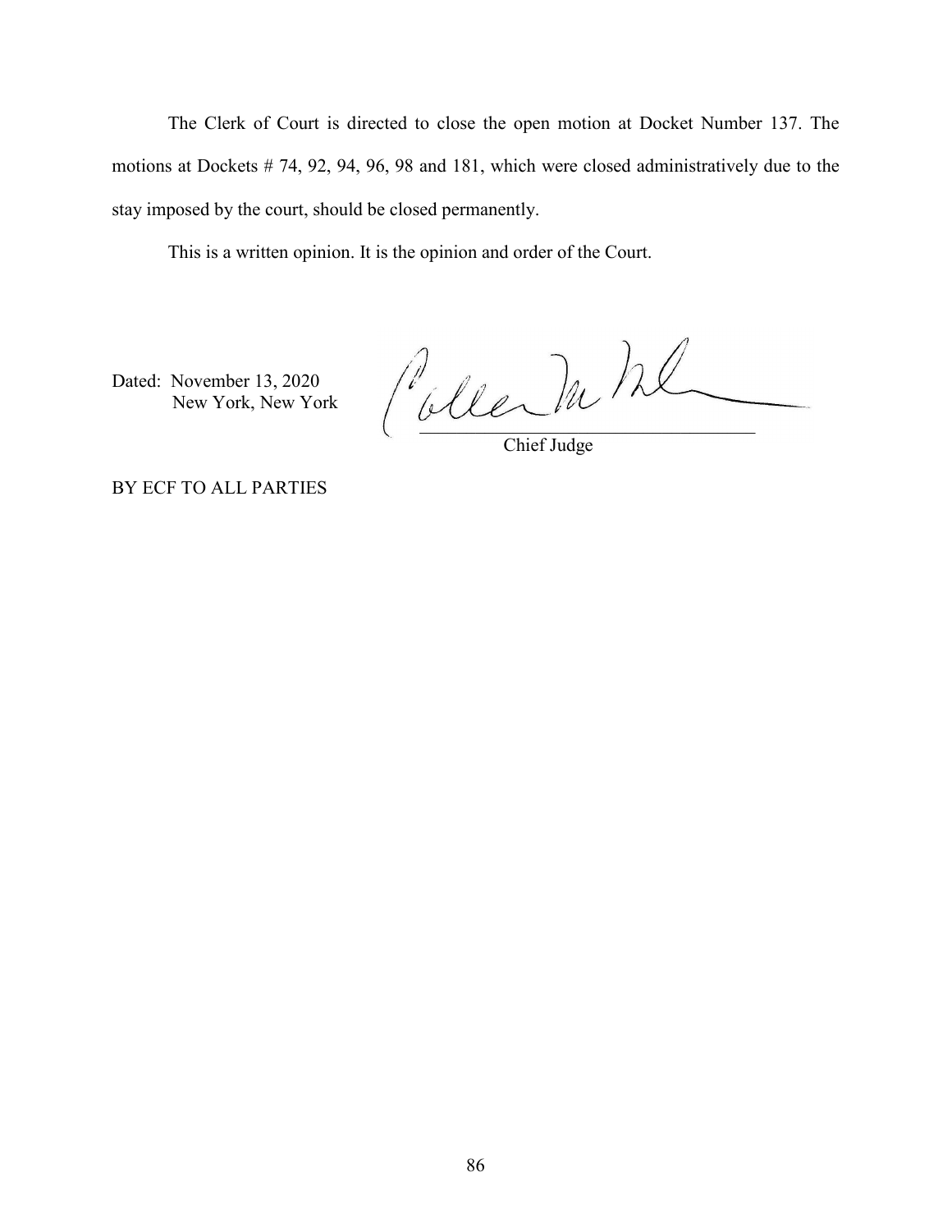The Clerk of Court is directed to close the open motion at Docket Number 137. The motions at Dockets # 74, 92, 94, 96, 98 and 181, which were closed administratively due to the stay imposed by the court, should be closed permanently.

This is a written opinion. It is the opinion and order of the Court.

Dated: November 13, 2020
New York, New York

Chief Judge

BY ECF TO ALL PARTIES